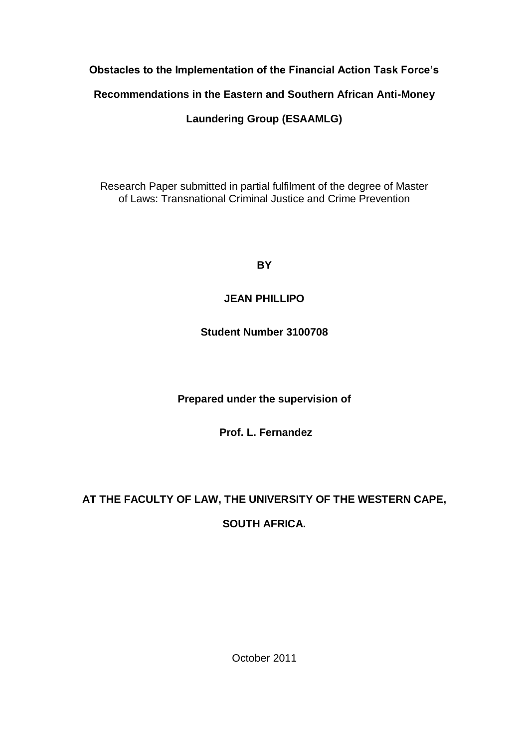# Obstacles to the Implementation of the Financial Action Task Force's Recommendations in the Eastern and Southern African Anti-Money Laundering Group (ESAAMLG)

Research Paper submitted in partial fulfilment of the degree of Master of Laws: Transnational Criminal Justice and Crime Prevention

**BY**

**JEAN PHILLIPO**

**Student Number 3100708**

**Prepared under the supervision of**

**Prof. L. Fernandez**

**AT THE FACULTY OF LAW, THE UNIVERSITY OF THE WESTERN CAPE, SOUTH AFRICA.**

October 2011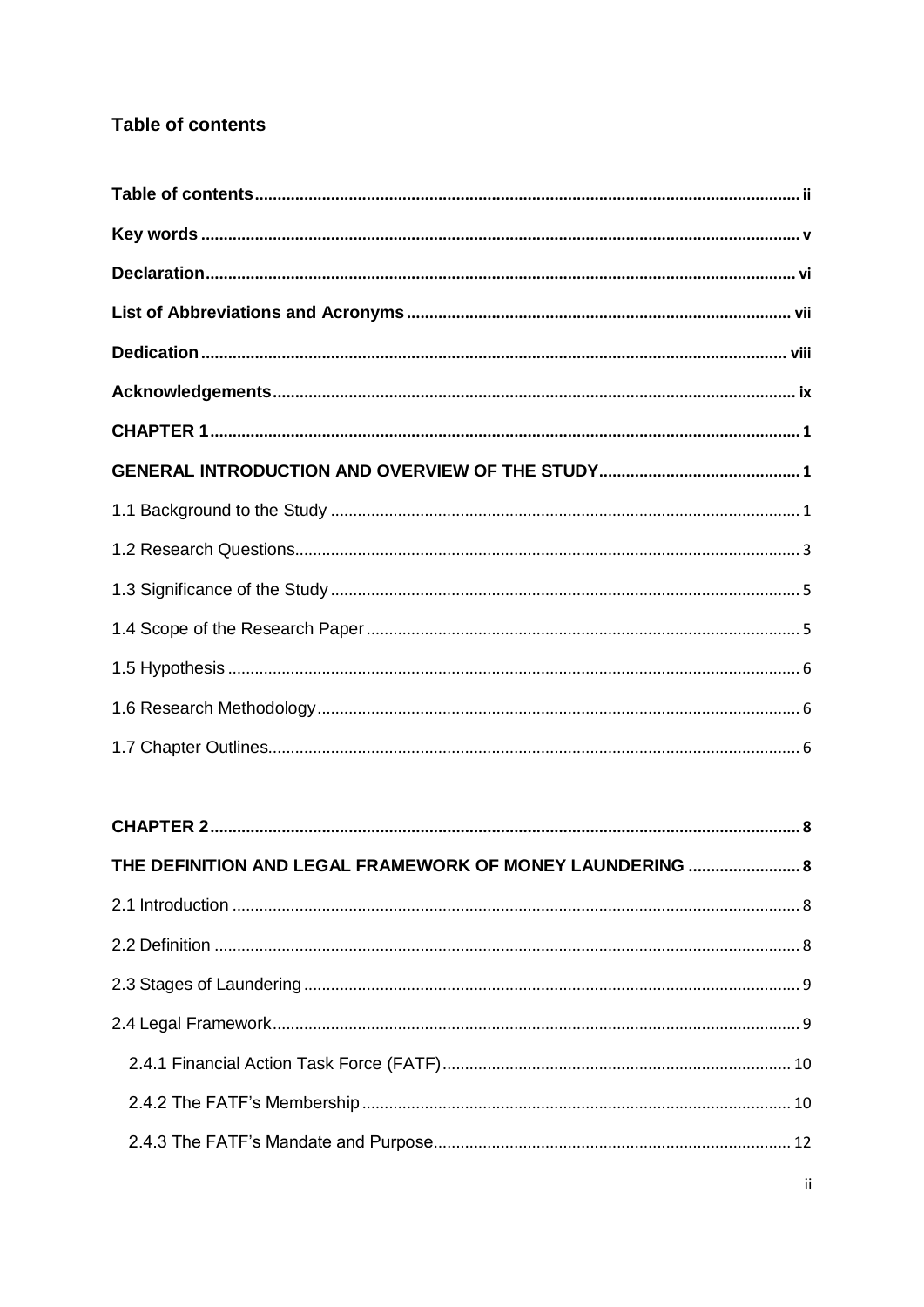## Table of contents

**Table of contents** ........ ii

**Key words** ........ v

**Declaration** ........ vi

**List of Abbreviations and Acronyms** ........ vii

**Dedication** ........ viii

**Acknowledgements** ........ ix

**CHAPTER 1** ........ 1

**GENERAL INTRODUCTION AND OVERVIEW OF THE STUDY** ........ 1

1.1 Background to the Study ........ 1

1.2 Research Questions ........ 3

1.3 Significance of the Study ........ 5

1.4 Scope of the Research Paper ........ 5

1.5 Hypothesis ........ 6

1.6 Research Methodology ........ 6

1.7 Chapter Outlines ........ 6

**CHAPTER 2** ........ 8

**THE DEFINITION AND LEGAL FRAMEWORK OF MONEY LAUNDERING** ........ 8

2.1 Introduction ........ 8

2.2 Definition ........ 8

2.3 Stages of Laundering ........ 9

2.4 Legal Framework ........ 9

- 2.4.1 Financial Action Task Force (FATF) ........ 10
- 2.4.2 The FATF's Membership ........ 10
- 2.4.3 The FATF's Mandate and Purpose ........ 12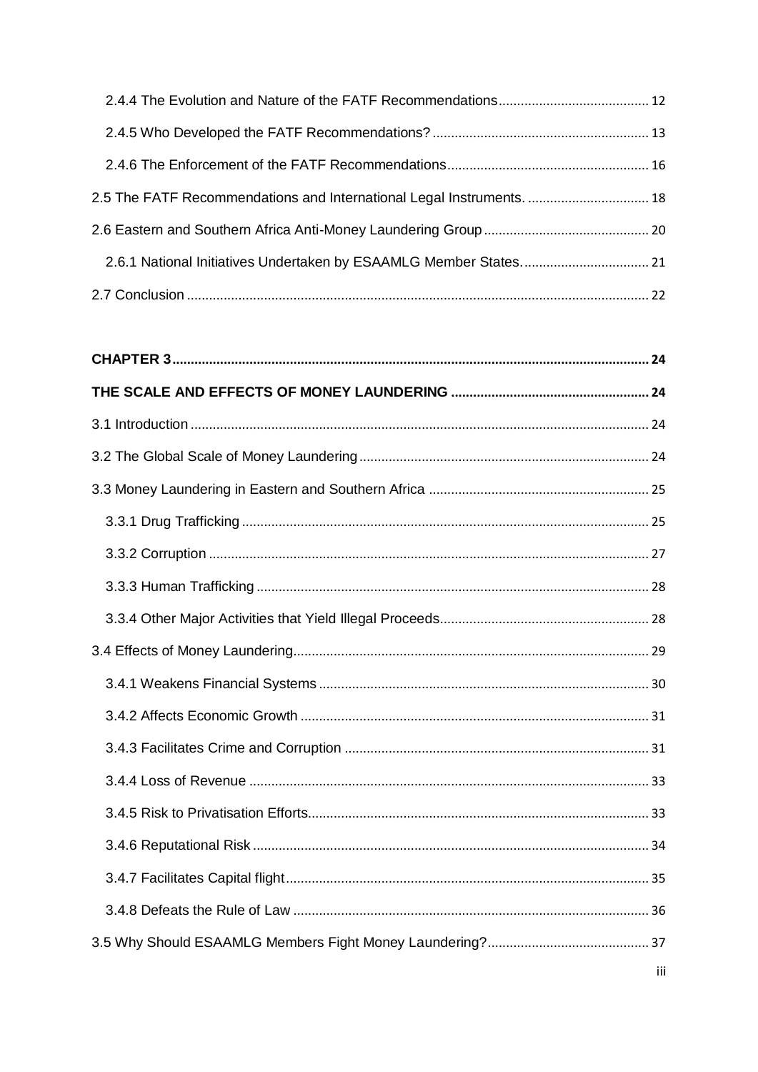2.4.4 The Evolution and Nature of the FATF Recommendations ..... 12

2.4.5 Who Developed the FATF Recommendations? ..... 13

2.4.6 The Enforcement of the FATF Recommendations ..... 16

2.5 The FATF Recommendations and International Legal Instruments. ..... 18

2.6 Eastern and Southern Africa Anti-Money Laundering Group ..... 20

2.6.1 National Initiatives Undertaken by ESAAMLG Member States. ..... 21

2.7 Conclusion ..... 22

**CHAPTER 3 ..... 24**

**THE SCALE AND EFFECTS OF MONEY LAUNDERING ..... 24**

3.1 Introduction ..... 24

3.2 The Global Scale of Money Laundering ..... 24

3.3 Money Laundering in Eastern and Southern Africa ..... 25

3.3.1 Drug Trafficking ..... 25

3.3.2 Corruption ..... 27

3.3.3 Human Trafficking ..... 28

3.3.4 Other Major Activities that Yield Illegal Proceeds ..... 28

3.4 Effects of Money Laundering ..... 29

3.4.1 Weakens Financial Systems ..... 30

3.4.2 Affects Economic Growth ..... 31

3.4.3 Facilitates Crime and Corruption ..... 31

3.4.4 Loss of Revenue ..... 33

3.4.5 Risk to Privatisation Efforts ..... 33

3.4.6 Reputational Risk ..... 34

3.4.7 Facilitates Capital flight ..... 35

3.4.8 Defeats the Rule of Law ..... 36

3.5 Why Should ESAAMLG Members Fight Money Laundering? ..... 37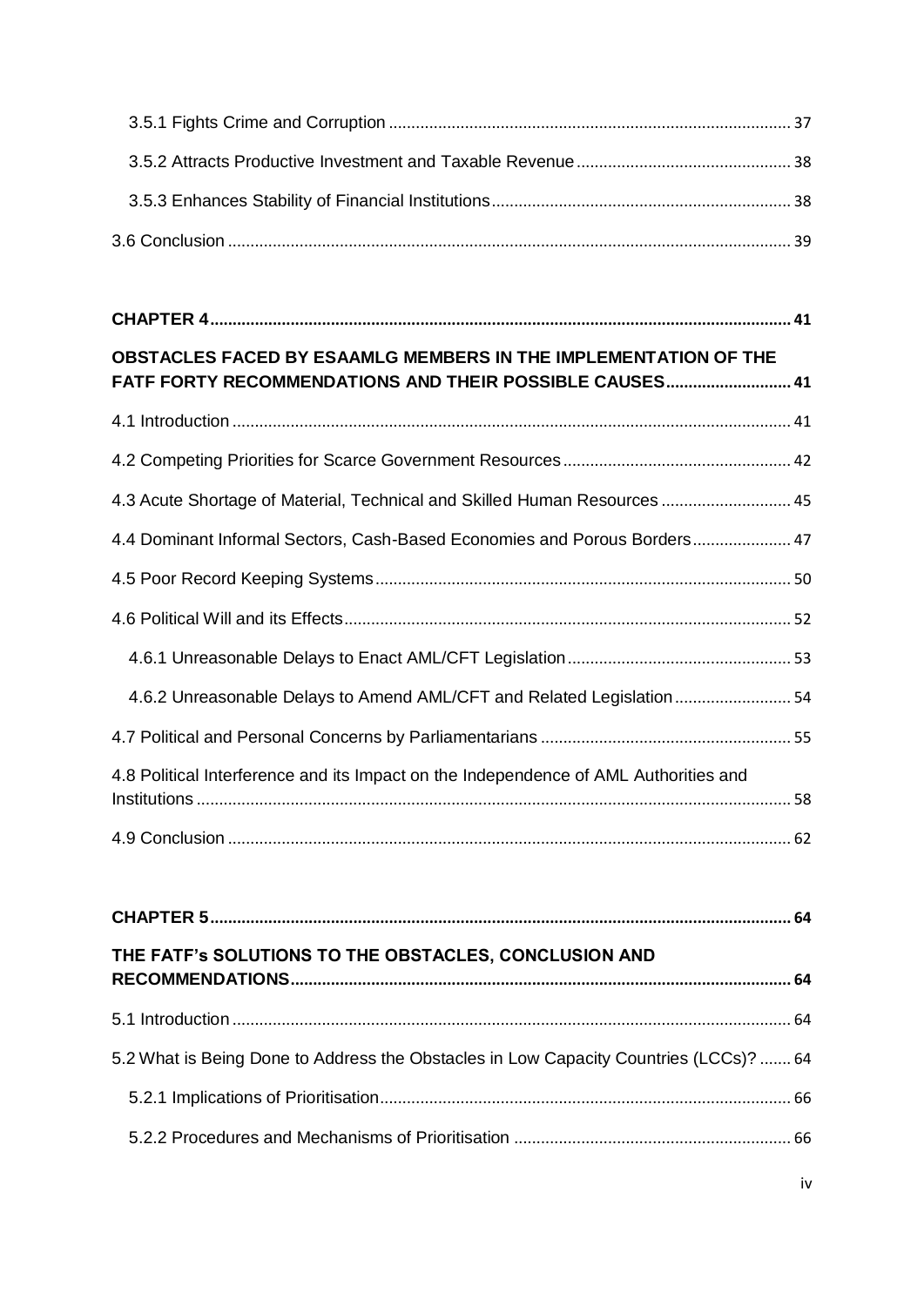3.5.1 Fights Crime and Corruption ........................................................................................ 37

3.5.2 Attracts Productive Investment and Taxable Revenue ............................................... 38

3.5.3 Enhances Stability of Financial Institutions.................................................................. 38

3.6 Conclusion ............................................................................................................................ 39

**CHAPTER 4................................................................................................................................ 41**

**OBSTACLES FACED BY ESAAMLG MEMBERS IN THE IMPLEMENTATION OF THE FATF FORTY RECOMMENDATIONS AND THEIR POSSIBLE CAUSES............................ 41**

4.1 Introduction ........................................................................................................................... 41

4.2 Competing Priorities for Scarce Government Resources .................................................. 42

4.3 Acute Shortage of Material, Technical and Skilled Human Resources ............................ 45

4.4 Dominant Informal Sectors, Cash-Based Economies and Porous Borders...................... 47

4.5 Poor Record Keeping Systems ............................................................................................ 50

4.6 Political Will and its Effects.................................................................................................. 52

4.6.1 Unreasonable Delays to Enact AML/CFT Legislation................................................. 53

4.6.2 Unreasonable Delays to Amend AML/CFT and Related Legislation.......................... 54

4.7 Political and Personal Concerns by Parliamentarians ....................................................... 55

4.8 Political Interference and its Impact on the Independence of AML Authorities and Institutions ................................................................................................................................... 58

4.9 Conclusion ............................................................................................................................ 62

**CHAPTER 5................................................................................................................................ 64**

**THE FATF's SOLUTIONS TO THE OBSTACLES, CONCLUSION AND RECOMMENDATIONS.............................................................................................................. 64**

5.1 Introduction ........................................................................................................................... 64

5.2 What is Being Done to Address the Obstacles in Low Capacity Countries (LCCs)? ....... 64

5.2.1 Implications of Prioritisation.......................................................................................... 66

5.2.2 Procedures and Mechanisms of Prioritisation ............................................................. 66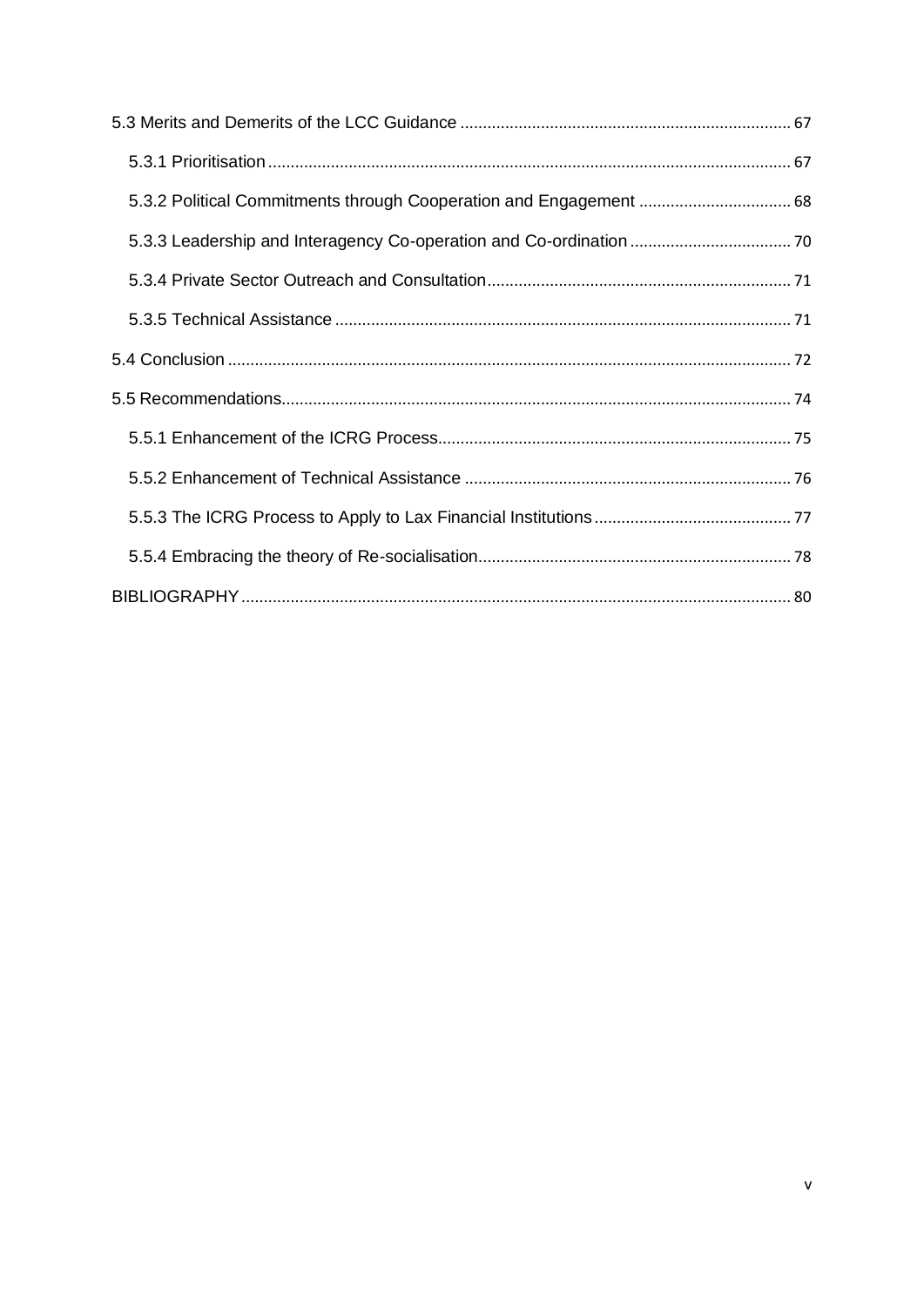5.3 Merits and Demerits of the LCC Guidance ........................................................................ 67

5.3.1 Prioritisation ................................................................................................................ 67

5.3.2 Political Commitments through Cooperation and Engagement ................................. 68

5.3.3 Leadership and Interagency Co-operation and Co-ordination ................................... 70

5.3.4 Private Sector Outreach and Consultation .................................................................. 71

5.3.5 Technical Assistance .................................................................................................... 71

5.4 Conclusion ........................................................................................................................ 72

5.5 Recommendations ............................................................................................................ 74

5.5.1 Enhancement of the ICRG Process ............................................................................. 75

5.5.2 Enhancement of Technical Assistance ....................................................................... 76

5.5.3 The ICRG Process to Apply to Lax Financial Institutions ........................................... 77

5.5.4 Embracing the theory of Re-socialisation .................................................................... 78

BIBLIOGRAPHY ..................................................................................................................... 80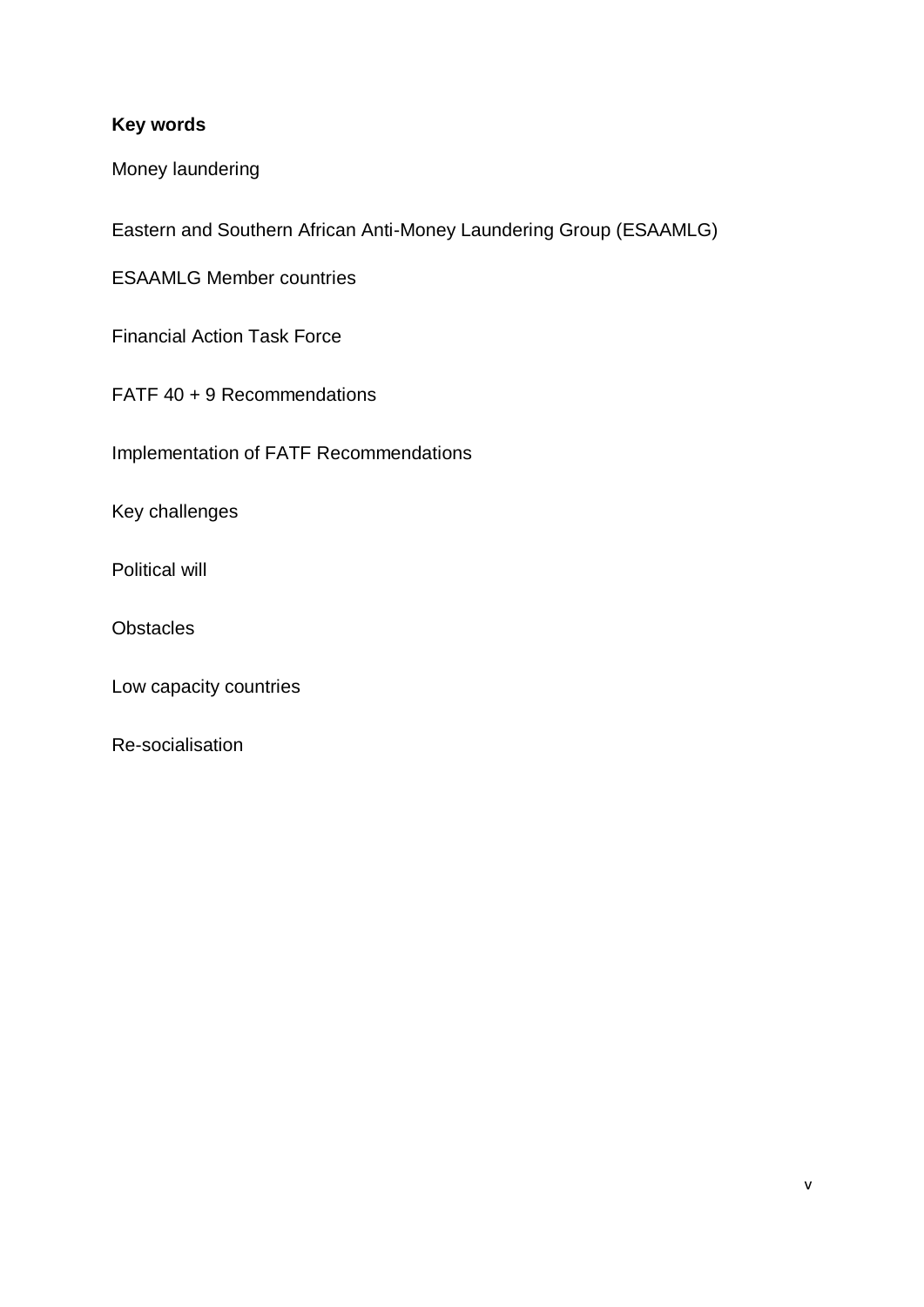**Key words**

Money laundering

Eastern and Southern African Anti-Money Laundering Group (ESAAMLG)

ESAAMLG Member countries

Financial Action Task Force

FATF 40 + 9 Recommendations

Implementation of FATF Recommendations

Key challenges

Political will

Obstacles

Low capacity countries

Re-socialisation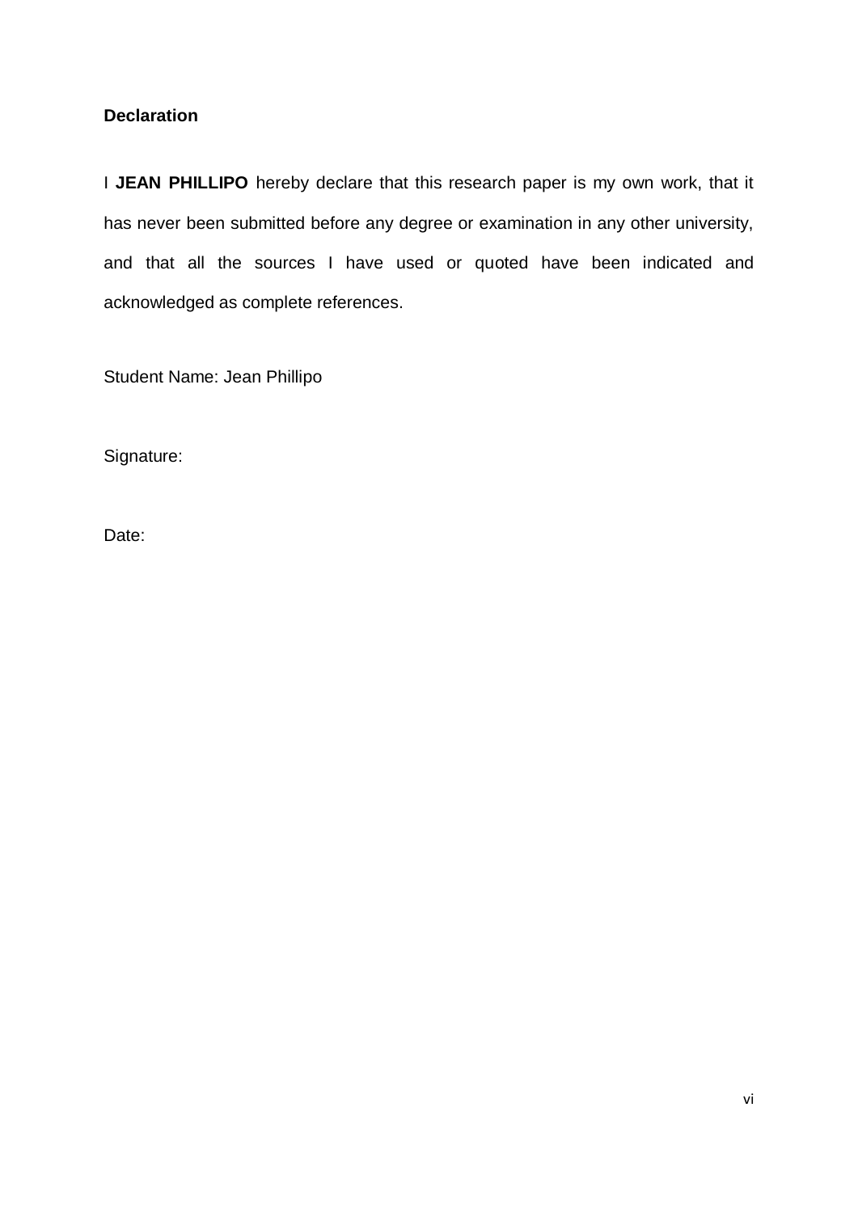**Declaration**

I **JEAN PHILLIPO** hereby declare that this research paper is my own work, that it has never been submitted before any degree or examination in any other university, and that all the sources I have used or quoted have been indicated and acknowledged as complete references.

Student Name: Jean Phillipo

Signature:

Date: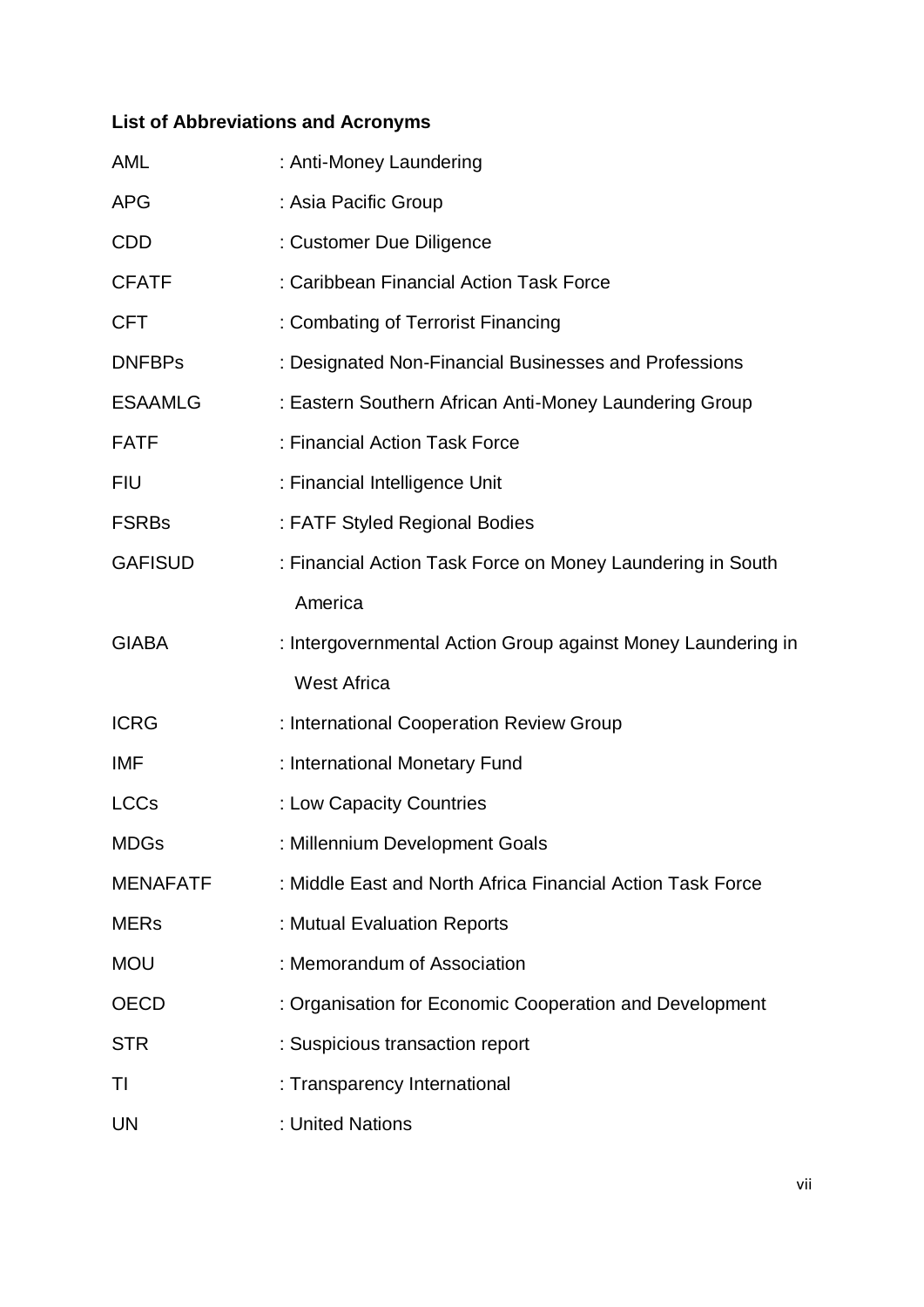**List of Abbreviations and Acronyms**

| | |
|---|---|
| AML | : Anti-Money Laundering |
| APG | : Asia Pacific Group |
| CDD | : Customer Due Diligence |
| CFATF | : Caribbean Financial Action Task Force |
| CFT | : Combating of Terrorist Financing |
| DNFBPs | : Designated Non-Financial Businesses and Professions |
| ESAAMLG | : Eastern Southern African Anti-Money Laundering Group |
| FATF | : Financial Action Task Force |
| FIU | : Financial Intelligence Unit |
| FSRBs | : FATF Styled Regional Bodies |
| GAFISUD | : Financial Action Task Force on Money Laundering in South America |
| GIABA | : Intergovernmental Action Group against Money Laundering in West Africa |
| ICRG | : International Cooperation Review Group |
| IMF | : International Monetary Fund |
| LCCs | : Low Capacity Countries |
| MDGs | : Millennium Development Goals |
| MENAFATF | : Middle East and North Africa Financial Action Task Force |
| MERs | : Mutual Evaluation Reports |
| MOU | : Memorandum of Association |
| OECD | : Organisation for Economic Cooperation and Development |
| STR | : Suspicious transaction report |
| TI | : Transparency International |
| UN | : United Nations |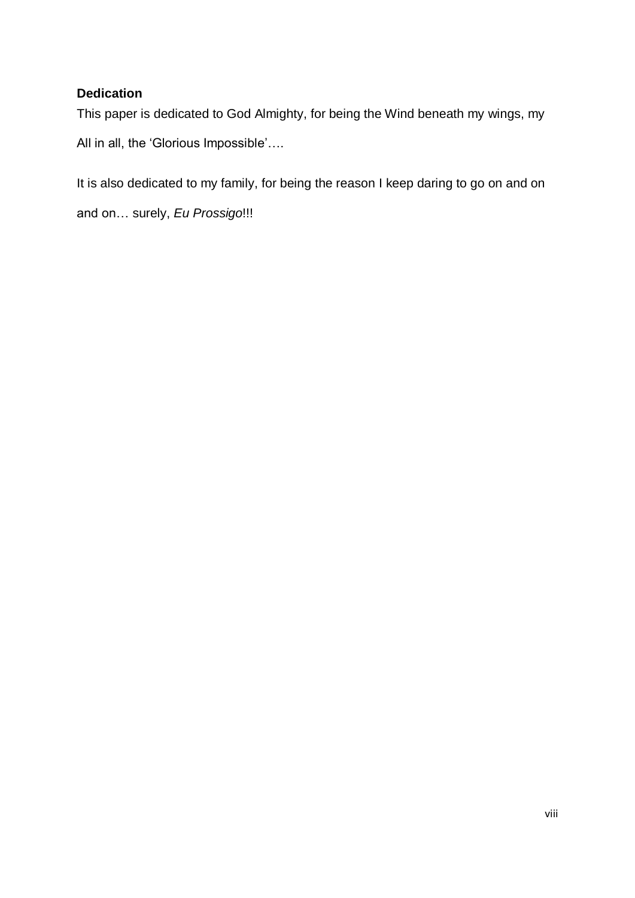## Dedication

This paper is dedicated to God Almighty, for being the Wind beneath my wings, my All in all, the 'Glorious Impossible'….

It is also dedicated to my family, for being the reason I keep daring to go on and on and on… surely, *Eu Prossigo*!!!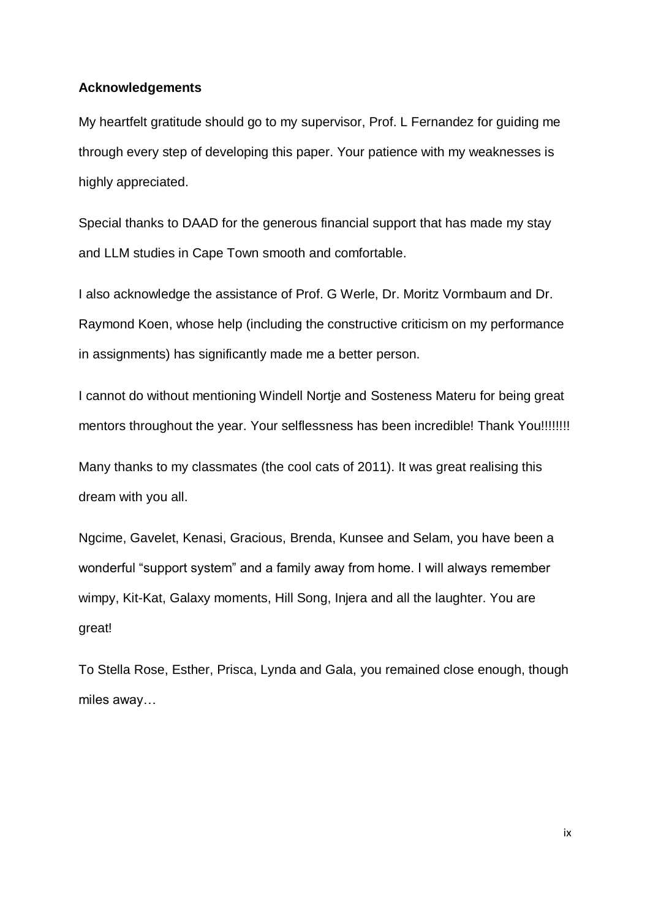**Acknowledgements**

My heartfelt gratitude should go to my supervisor, Prof. L Fernandez for guiding me through every step of developing this paper. Your patience with my weaknesses is highly appreciated.

Special thanks to DAAD for the generous financial support that has made my stay and LLM studies in Cape Town smooth and comfortable.

I also acknowledge the assistance of Prof. G Werle, Dr. Moritz Vormbaum and Dr. Raymond Koen, whose help (including the constructive criticism on my performance in assignments) has significantly made me a better person.

I cannot do without mentioning Windell Nortje and Sosteness Materu for being great mentors throughout the year. Your selflessness has been incredible! Thank You!!!!!!!!

Many thanks to my classmates (the cool cats of 2011). It was great realising this dream with you all.

Ngcime, Gavelet, Kenasi, Gracious, Brenda, Kunsee and Selam, you have been a wonderful "support system" and a family away from home. I will always remember wimpy, Kit-Kat, Galaxy moments, Hill Song, Injera and all the laughter. You are great!

To Stella Rose, Esther, Prisca, Lynda and Gala, you remained close enough, though miles away…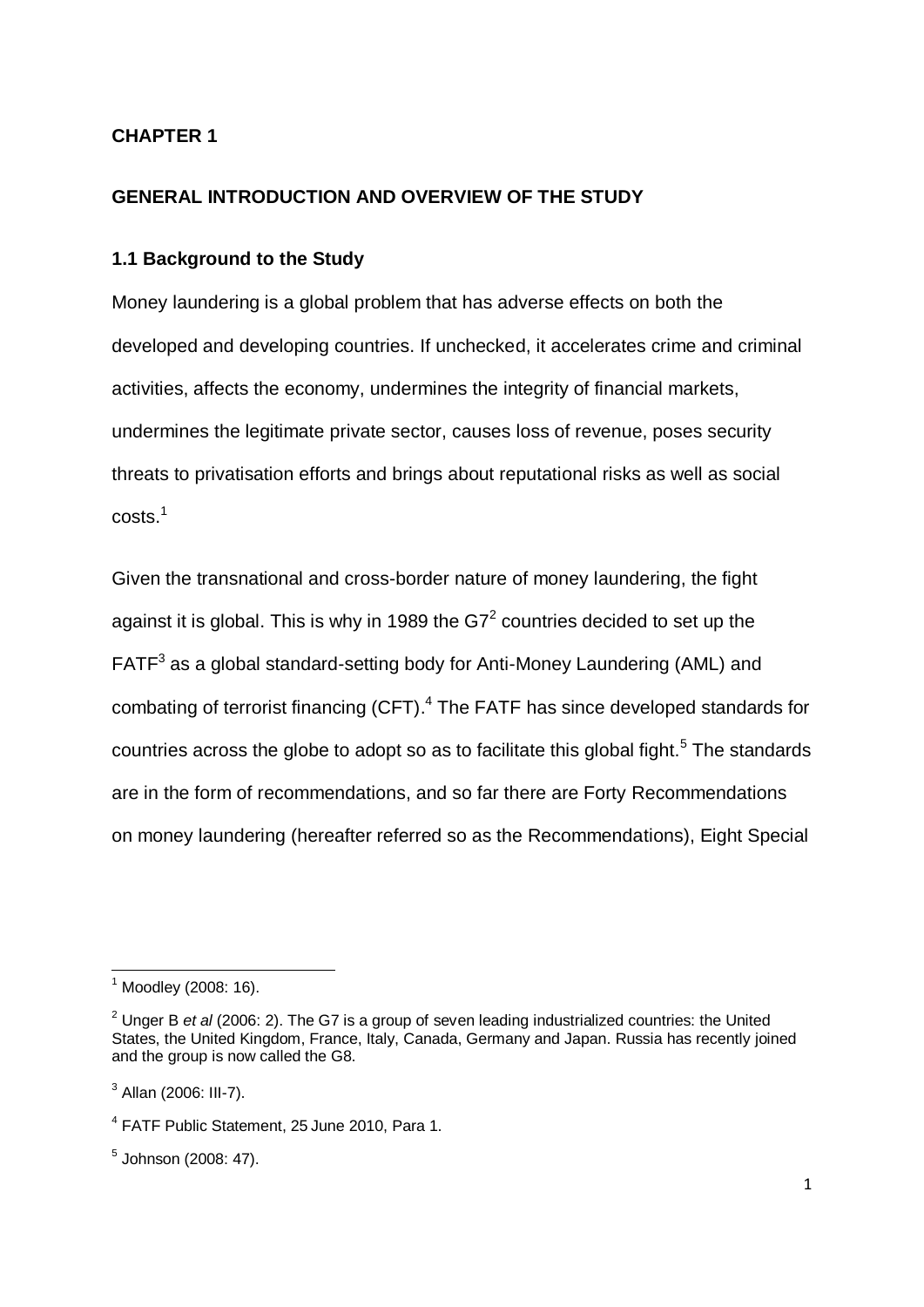# CHAPTER 1

## GENERAL INTRODUCTION AND OVERVIEW OF THE STUDY

### 1.1 Background to the Study

Money laundering is a global problem that has adverse effects on both the developed and developing countries. If unchecked, it accelerates crime and criminal activities, affects the economy, undermines the integrity of financial markets, undermines the legitimate private sector, causes loss of revenue, poses security threats to privatisation efforts and brings about reputational risks as well as social costs.[1]

Given the transnational and cross-border nature of money laundering, the fight against it is global. This is why in 1989 the G7[2] countries decided to set up the FATF[3] as a global standard-setting body for Anti-Money Laundering (AML) and combating of terrorist financing (CFT).[4] The FATF has since developed standards for countries across the globe to adopt so as to facilitate this global fight.[5] The standards are in the form of recommendations, and so far there are Forty Recommendations on money laundering (hereafter referred so as the Recommendations), Eight Special

---

[1] Moodley (2008: 16).

[2] Unger B *et al* (2006: 2). The G7 is a group of seven leading industrialized countries: the United States, the United Kingdom, France, Italy, Canada, Germany and Japan. Russia has recently joined and the group is now called the G8.

[3] Allan (2006: III-7).

[4] FATF Public Statement, 25 June 2010, Para 1.

[5] Johnson (2008: 47).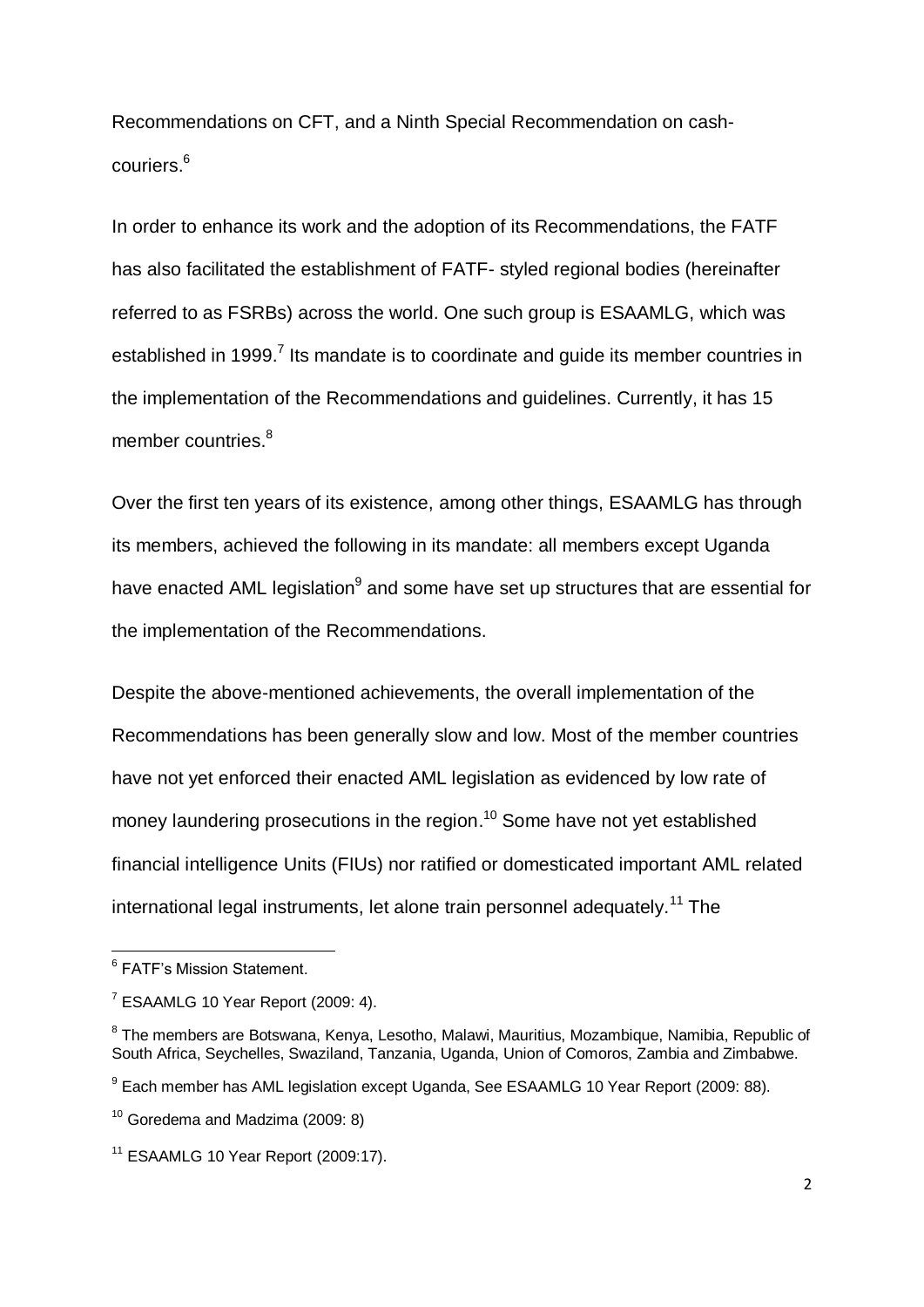Recommendations on CFT, and a Ninth Special Recommendation on cash-couriers.[6]

In order to enhance its work and the adoption of its Recommendations, the FATF has also facilitated the establishment of FATF- styled regional bodies (hereinafter referred to as FSRBs) across the world. One such group is ESAAMLG, which was established in 1999.[7] Its mandate is to coordinate and guide its member countries in the implementation of the Recommendations and guidelines. Currently, it has 15 member countries.[8]

Over the first ten years of its existence, among other things, ESAAMLG has through its members, achieved the following in its mandate: all members except Uganda have enacted AML legislation[9] and some have set up structures that are essential for the implementation of the Recommendations.

Despite the above-mentioned achievements, the overall implementation of the Recommendations has been generally slow and low. Most of the member countries have not yet enforced their enacted AML legislation as evidenced by low rate of money laundering prosecutions in the region.[10] Some have not yet established financial intelligence Units (FIUs) nor ratified or domesticated important AML related international legal instruments, let alone train personnel adequately.[11] The

---

[6] FATF's Mission Statement.

[7] ESAAMLG 10 Year Report (2009: 4).

[8] The members are Botswana, Kenya, Lesotho, Malawi, Mauritius, Mozambique, Namibia, Republic of South Africa, Seychelles, Swaziland, Tanzania, Uganda, Union of Comoros, Zambia and Zimbabwe.

[9] Each member has AML legislation except Uganda, See ESAAMLG 10 Year Report (2009: 88).

[10] Goredema and Madzima (2009: 8)

[11] ESAAMLG 10 Year Report (2009:17).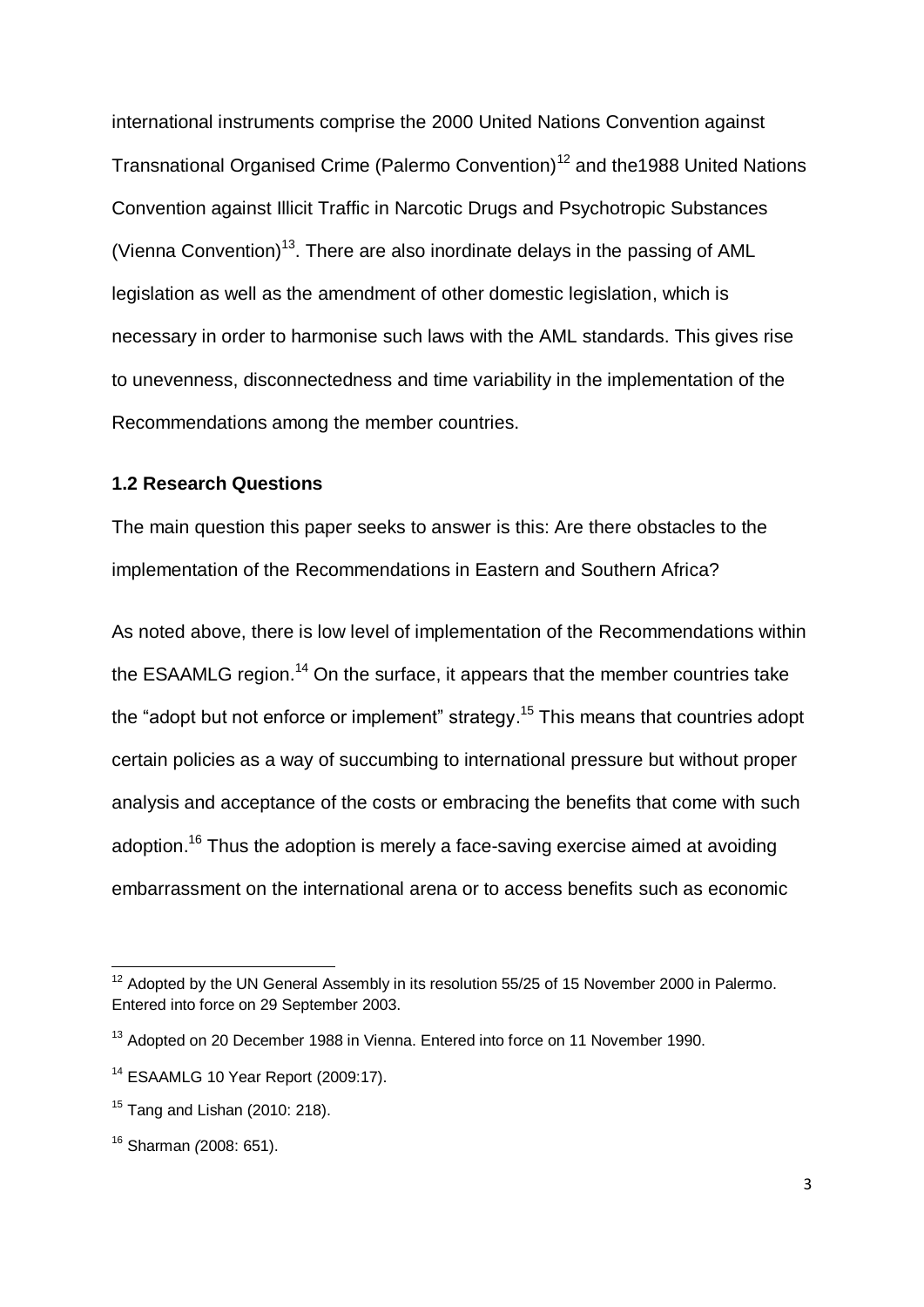international instruments comprise the 2000 United Nations Convention against Transnational Organised Crime (Palermo Convention)[12] and the1988 United Nations Convention against Illicit Traffic in Narcotic Drugs and Psychotropic Substances (Vienna Convention)[13]. There are also inordinate delays in the passing of AML legislation as well as the amendment of other domestic legislation, which is necessary in order to harmonise such laws with the AML standards. This gives rise to unevenness, disconnectedness and time variability in the implementation of the Recommendations among the member countries.

### 1.2 Research Questions

The main question this paper seeks to answer is this: Are there obstacles to the implementation of the Recommendations in Eastern and Southern Africa?

As noted above, there is low level of implementation of the Recommendations within the ESAAMLG region.[14] On the surface, it appears that the member countries take the "adopt but not enforce or implement" strategy.[15] This means that countries adopt certain policies as a way of succumbing to international pressure but without proper analysis and acceptance of the costs or embracing the benefits that come with such adoption.[16] Thus the adoption is merely a face-saving exercise aimed at avoiding embarrassment on the international arena or to access benefits such as economic

---

[12] Adopted by the UN General Assembly in its resolution 55/25 of 15 November 2000 in Palermo. Entered into force on 29 September 2003.

[13] Adopted on 20 December 1988 in Vienna. Entered into force on 11 November 1990.

[14] ESAAMLG 10 Year Report (2009:17).

[15] Tang and Lishan (2010: 218).

[16] Sharman *(*2008: 651).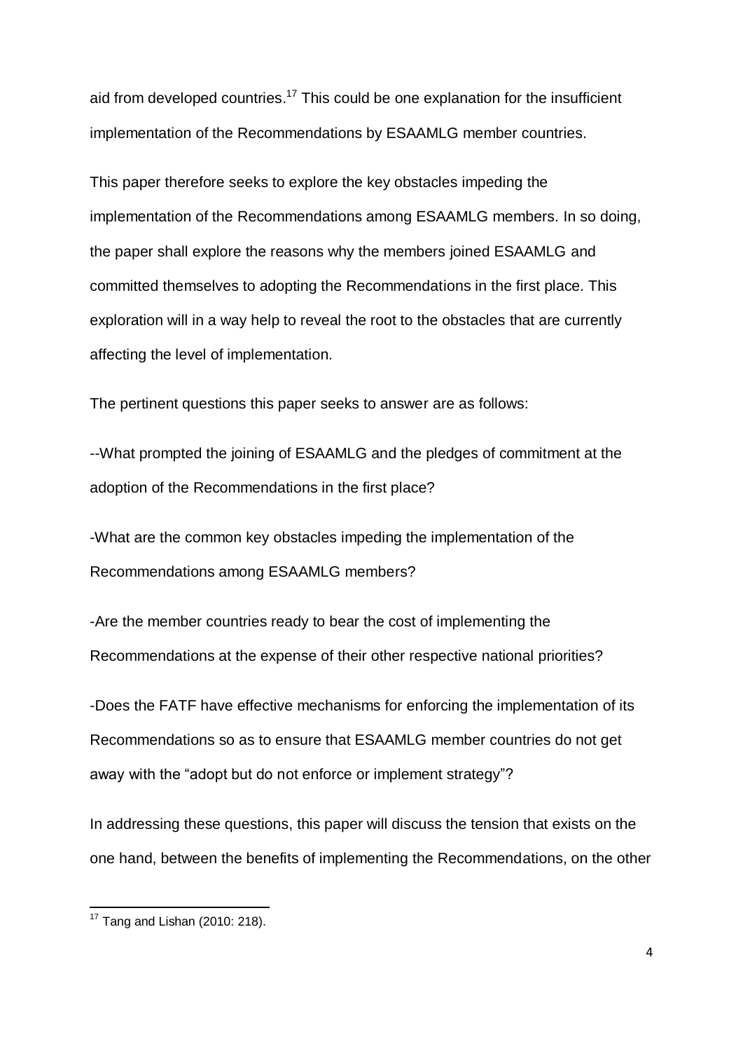aid from developed countries.[17] This could be one explanation for the insufficient implementation of the Recommendations by ESAAMLG member countries.

This paper therefore seeks to explore the key obstacles impeding the implementation of the Recommendations among ESAAMLG members. In so doing, the paper shall explore the reasons why the members joined ESAAMLG and committed themselves to adopting the Recommendations in the first place. This exploration will in a way help to reveal the root to the obstacles that are currently affecting the level of implementation.

The pertinent questions this paper seeks to answer are as follows:

--What prompted the joining of ESAAMLG and the pledges of commitment at the adoption of the Recommendations in the first place?

-What are the common key obstacles impeding the implementation of the Recommendations among ESAAMLG members?

-Are the member countries ready to bear the cost of implementing the Recommendations at the expense of their other respective national priorities?

-Does the FATF have effective mechanisms for enforcing the implementation of its Recommendations so as to ensure that ESAAMLG member countries do not get away with the "adopt but do not enforce or implement strategy"?

In addressing these questions, this paper will discuss the tension that exists on the one hand, between the benefits of implementing the Recommendations, on the other

[17] Tang and Lishan (2010: 218).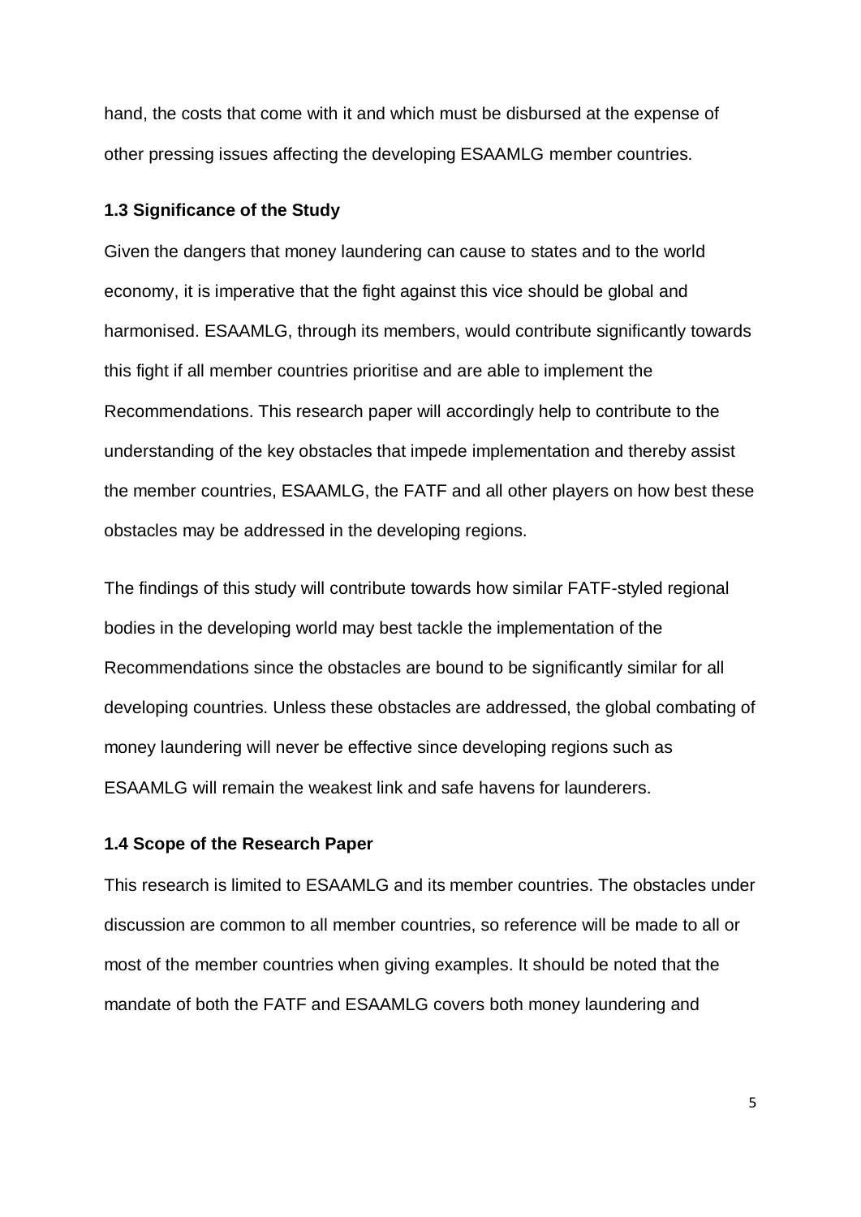hand, the costs that come with it and which must be disbursed at the expense of other pressing issues affecting the developing ESAAMLG member countries.

### 1.3 Significance of the Study

Given the dangers that money laundering can cause to states and to the world economy, it is imperative that the fight against this vice should be global and harmonised. ESAAMLG, through its members, would contribute significantly towards this fight if all member countries prioritise and are able to implement the Recommendations. This research paper will accordingly help to contribute to the understanding of the key obstacles that impede implementation and thereby assist the member countries, ESAAMLG, the FATF and all other players on how best these obstacles may be addressed in the developing regions.

The findings of this study will contribute towards how similar FATF-styled regional bodies in the developing world may best tackle the implementation of the Recommendations since the obstacles are bound to be significantly similar for all developing countries. Unless these obstacles are addressed, the global combating of money laundering will never be effective since developing regions such as ESAAMLG will remain the weakest link and safe havens for launderers.

### 1.4 Scope of the Research Paper

This research is limited to ESAAMLG and its member countries. The obstacles under discussion are common to all member countries, so reference will be made to all or most of the member countries when giving examples. It should be noted that the mandate of both the FATF and ESAAMLG covers both money laundering and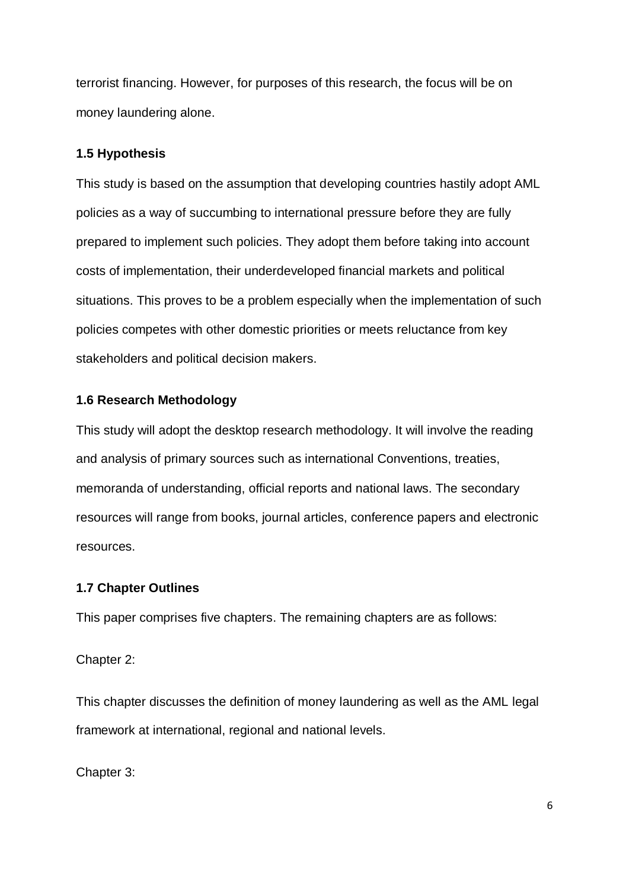terrorist financing. However, for purposes of this research, the focus will be on money laundering alone.

### 1.5 Hypothesis

This study is based on the assumption that developing countries hastily adopt AML policies as a way of succumbing to international pressure before they are fully prepared to implement such policies. They adopt them before taking into account costs of implementation, their underdeveloped financial markets and political situations. This proves to be a problem especially when the implementation of such policies competes with other domestic priorities or meets reluctance from key stakeholders and political decision makers.

### 1.6 Research Methodology

This study will adopt the desktop research methodology. It will involve the reading and analysis of primary sources such as international Conventions, treaties, memoranda of understanding, official reports and national laws. The secondary resources will range from books, journal articles, conference papers and electronic resources.

### 1.7 Chapter Outlines

This paper comprises five chapters. The remaining chapters are as follows:

Chapter 2:

This chapter discusses the definition of money laundering as well as the AML legal framework at international, regional and national levels.

Chapter 3: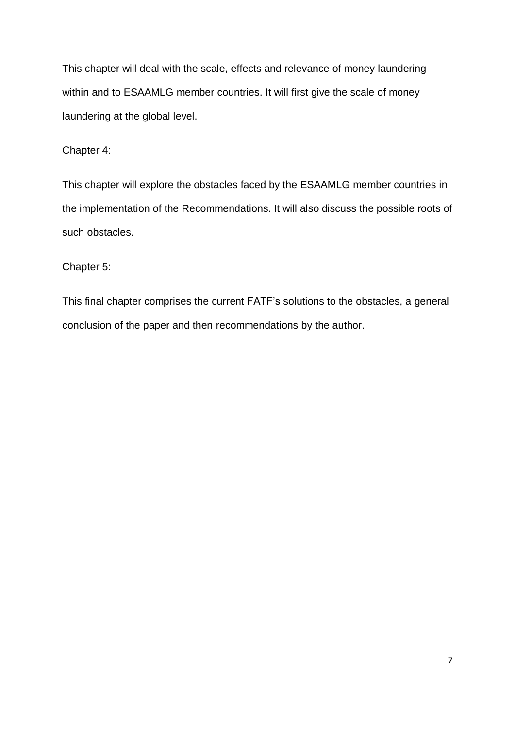This chapter will deal with the scale, effects and relevance of money laundering within and to ESAAMLG member countries. It will first give the scale of money laundering at the global level.

Chapter 4:

This chapter will explore the obstacles faced by the ESAAMLG member countries in the implementation of the Recommendations. It will also discuss the possible roots of such obstacles.

Chapter 5:

This final chapter comprises the current FATF's solutions to the obstacles, a general conclusion of the paper and then recommendations by the author.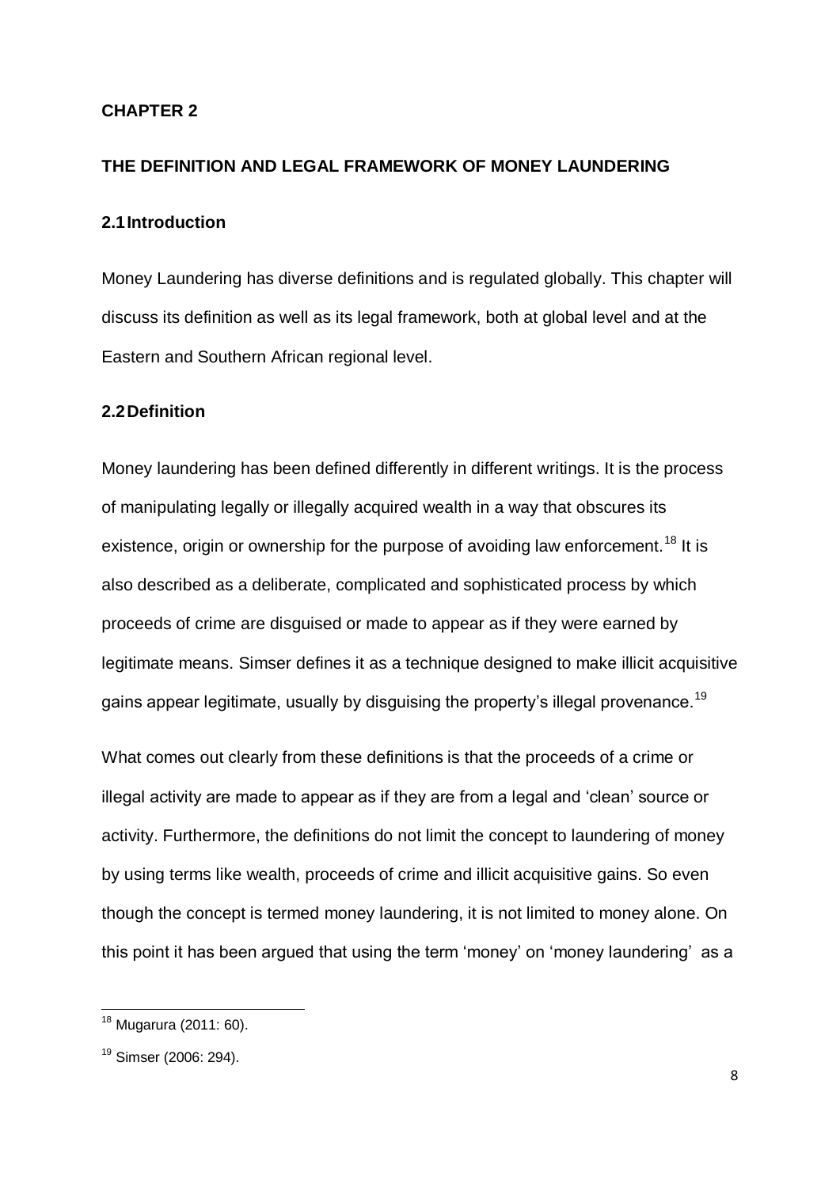# CHAPTER 2

## THE DEFINITION AND LEGAL FRAMEWORK OF MONEY LAUNDERING

### 2.1 Introduction

Money Laundering has diverse definitions and is regulated globally. This chapter will discuss its definition as well as its legal framework, both at global level and at the Eastern and Southern African regional level.

### 2.2 Definition

Money laundering has been defined differently in different writings. It is the process of manipulating legally or illegally acquired wealth in a way that obscures its existence, origin or ownership for the purpose of avoiding law enforcement.[18] It is also described as a deliberate, complicated and sophisticated process by which proceeds of crime are disguised or made to appear as if they were earned by legitimate means. Simser defines it as a technique designed to make illicit acquisitive gains appear legitimate, usually by disguising the property's illegal provenance.[19]

What comes out clearly from these definitions is that the proceeds of a crime or illegal activity are made to appear as if they are from a legal and 'clean' source or activity. Furthermore, the definitions do not limit the concept to laundering of money by using terms like wealth, proceeds of crime and illicit acquisitive gains. So even though the concept is termed money laundering, it is not limited to money alone. On this point it has been argued that using the term 'money' on 'money laundering' as a

---

[18] Mugarura (2011: 60).

[19] Simser (2006: 294).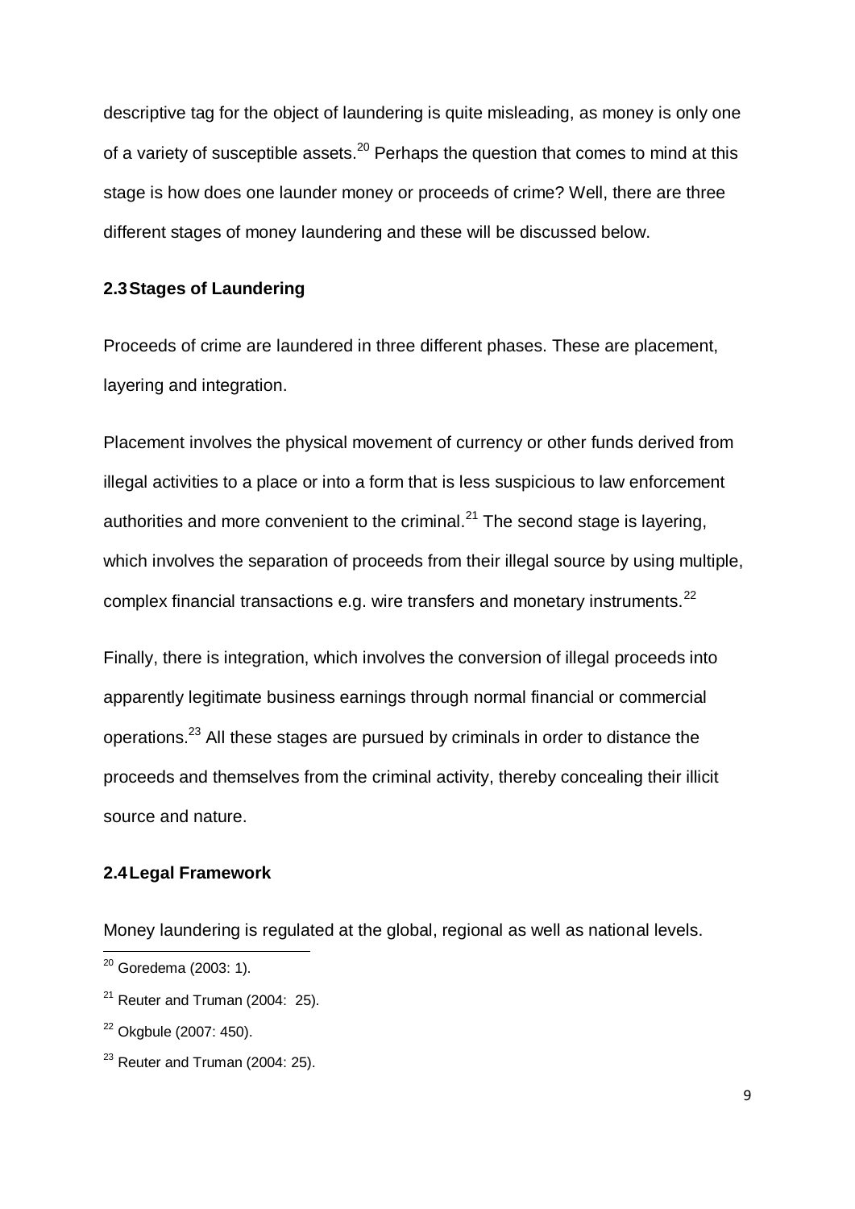descriptive tag for the object of laundering is quite misleading, as money is only one of a variety of susceptible assets.[20] Perhaps the question that comes to mind at this stage is how does one launder money or proceeds of crime? Well, there are three different stages of money laundering and these will be discussed below.

### 2.3 Stages of Laundering

Proceeds of crime are laundered in three different phases. These are placement, layering and integration.

Placement involves the physical movement of currency or other funds derived from illegal activities to a place or into a form that is less suspicious to law enforcement authorities and more convenient to the criminal.[21] The second stage is layering, which involves the separation of proceeds from their illegal source by using multiple, complex financial transactions e.g. wire transfers and monetary instruments.[22]

Finally, there is integration, which involves the conversion of illegal proceeds into apparently legitimate business earnings through normal financial or commercial operations.[23] All these stages are pursued by criminals in order to distance the proceeds and themselves from the criminal activity, thereby concealing their illicit source and nature.

### 2.4 Legal Framework

Money laundering is regulated at the global, regional as well as national levels.

---

[20] Goredema (2003: 1).

[21] Reuter and Truman (2004: 25).

[22] Okgbule (2007: 450).

[23] Reuter and Truman (2004: 25).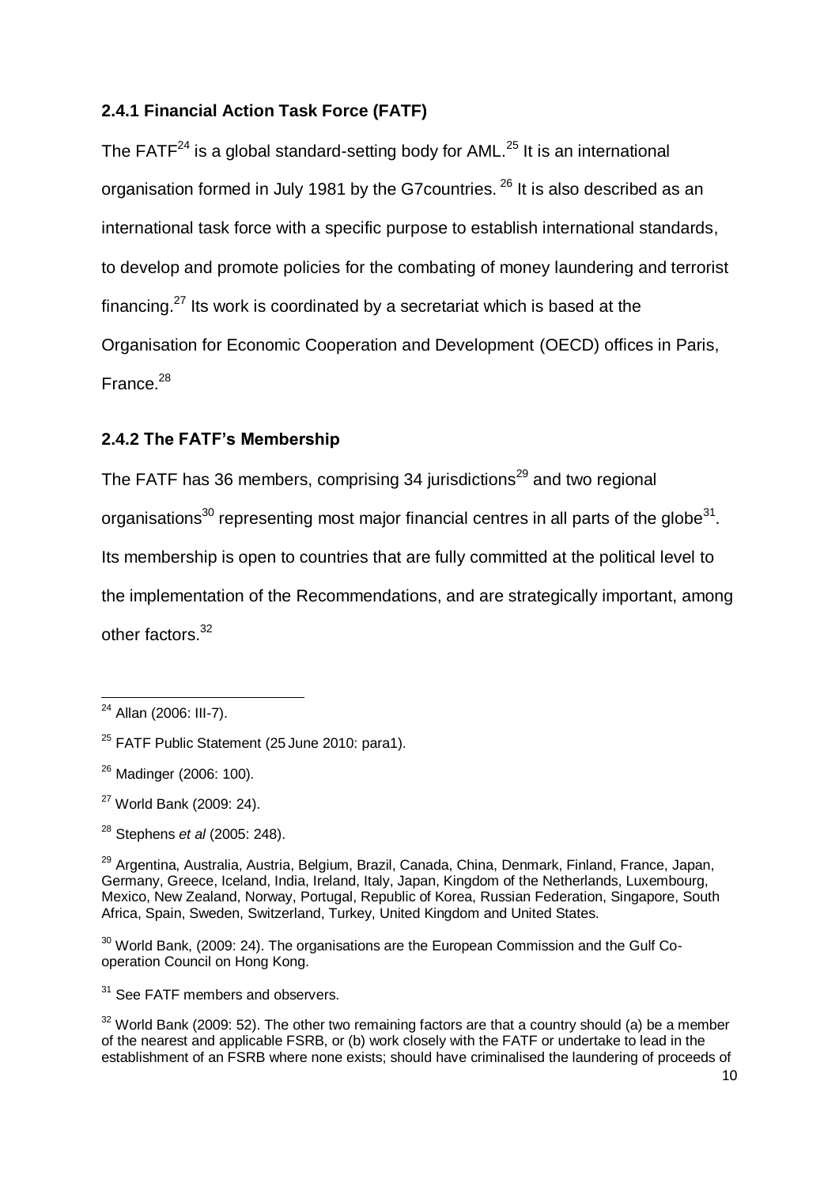### 2.4.1 Financial Action Task Force (FATF)

The FATF[24] is a global standard-setting body for AML.[25] It is an international organisation formed in July 1981 by the G7countries. [26] It is also described as an international task force with a specific purpose to establish international standards, to develop and promote policies for the combating of money laundering and terrorist financing.[27] Its work is coordinated by a secretariat which is based at the Organisation for Economic Cooperation and Development (OECD) offices in Paris, France.[28]

### 2.4.2 The FATF's Membership

The FATF has 36 members, comprising 34 jurisdictions[29] and two regional organisations[30] representing most major financial centres in all parts of the globe[31]. Its membership is open to countries that are fully committed at the political level to the implementation of the Recommendations, and are strategically important, among other factors.[32]

---

[24] Allan (2006: III-7).

[25] FATF Public Statement (25 June 2010: para1).

[26] Madinger (2006: 100).

[27] World Bank (2009: 24).

[28] Stephens *et al* (2005: 248).

[29] Argentina, Australia, Austria, Belgium, Brazil, Canada, China, Denmark, Finland, France, Japan, Germany, Greece, Iceland, India, Ireland, Italy, Japan, Kingdom of the Netherlands, Luxembourg, Mexico, New Zealand, Norway, Portugal, Republic of Korea, Russian Federation, Singapore, South Africa, Spain, Sweden, Switzerland, Turkey, United Kingdom and United States.

[30] World Bank, (2009: 24). The organisations are the European Commission and the Gulf Co-operation Council on Hong Kong.

[31] See FATF members and observers.

[32] World Bank (2009: 52). The other two remaining factors are that a country should (a) be a member of the nearest and applicable FSRB, or (b) work closely with the FATF or undertake to lead in the establishment of an FSRB where none exists; should have criminalised the laundering of proceeds of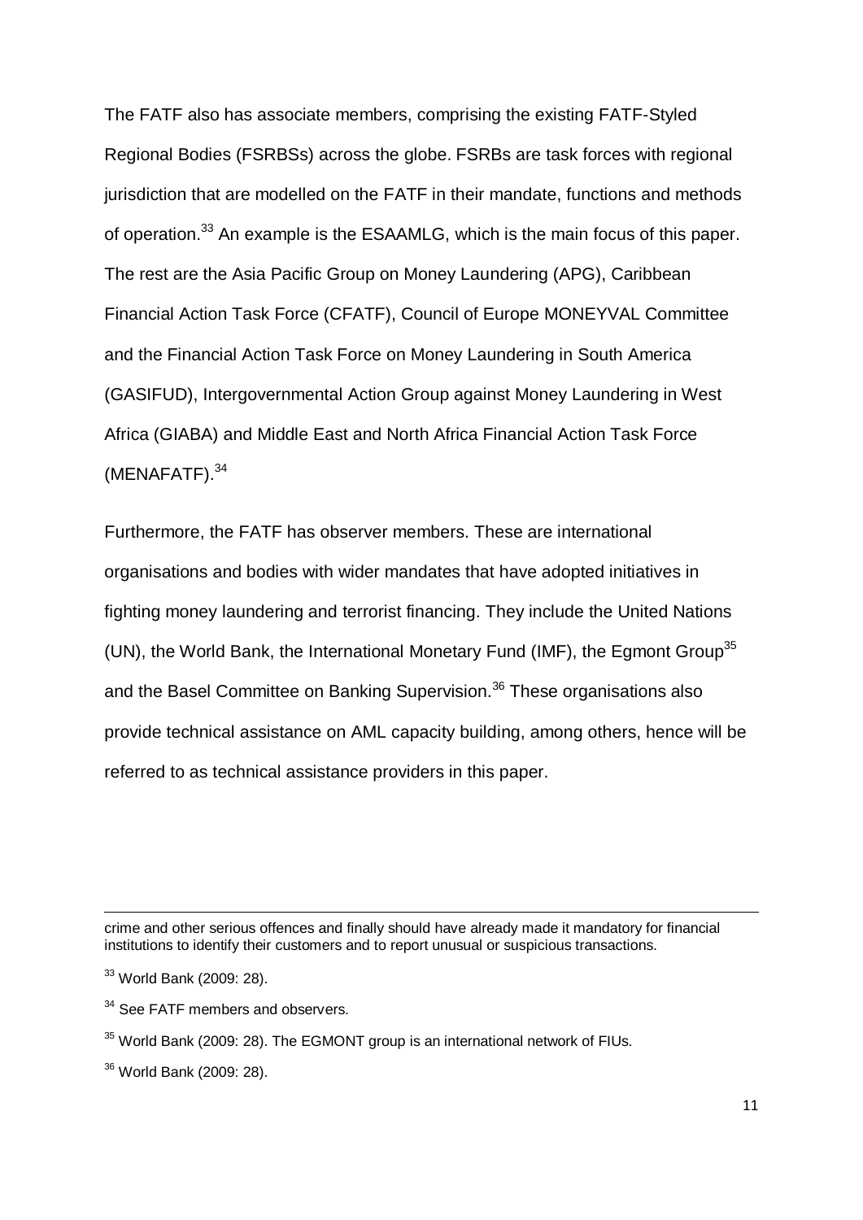The FATF also has associate members, comprising the existing FATF-Styled Regional Bodies (FSRBSs) across the globe. FSRBs are task forces with regional jurisdiction that are modelled on the FATF in their mandate, functions and methods of operation.[33] An example is the ESAAMLG, which is the main focus of this paper. The rest are the Asia Pacific Group on Money Laundering (APG), Caribbean Financial Action Task Force (CFATF), Council of Europe MONEYVAL Committee and the Financial Action Task Force on Money Laundering in South America (GASIFUD), Intergovernmental Action Group against Money Laundering in West Africa (GIABA) and Middle East and North Africa Financial Action Task Force (MENAFATF).[34]

Furthermore, the FATF has observer members. These are international organisations and bodies with wider mandates that have adopted initiatives in fighting money laundering and terrorist financing. They include the United Nations (UN), the World Bank, the International Monetary Fund (IMF), the Egmont Group[35] and the Basel Committee on Banking Supervision.[36] These organisations also provide technical assistance on AML capacity building, among others, hence will be referred to as technical assistance providers in this paper.

---

crime and other serious offences and finally should have already made it mandatory for financial institutions to identify their customers and to report unusual or suspicious transactions.

[33] World Bank (2009: 28).

[34] See FATF members and observers.

[35] World Bank (2009: 28). The EGMONT group is an international network of FIUs.

[36] World Bank (2009: 28).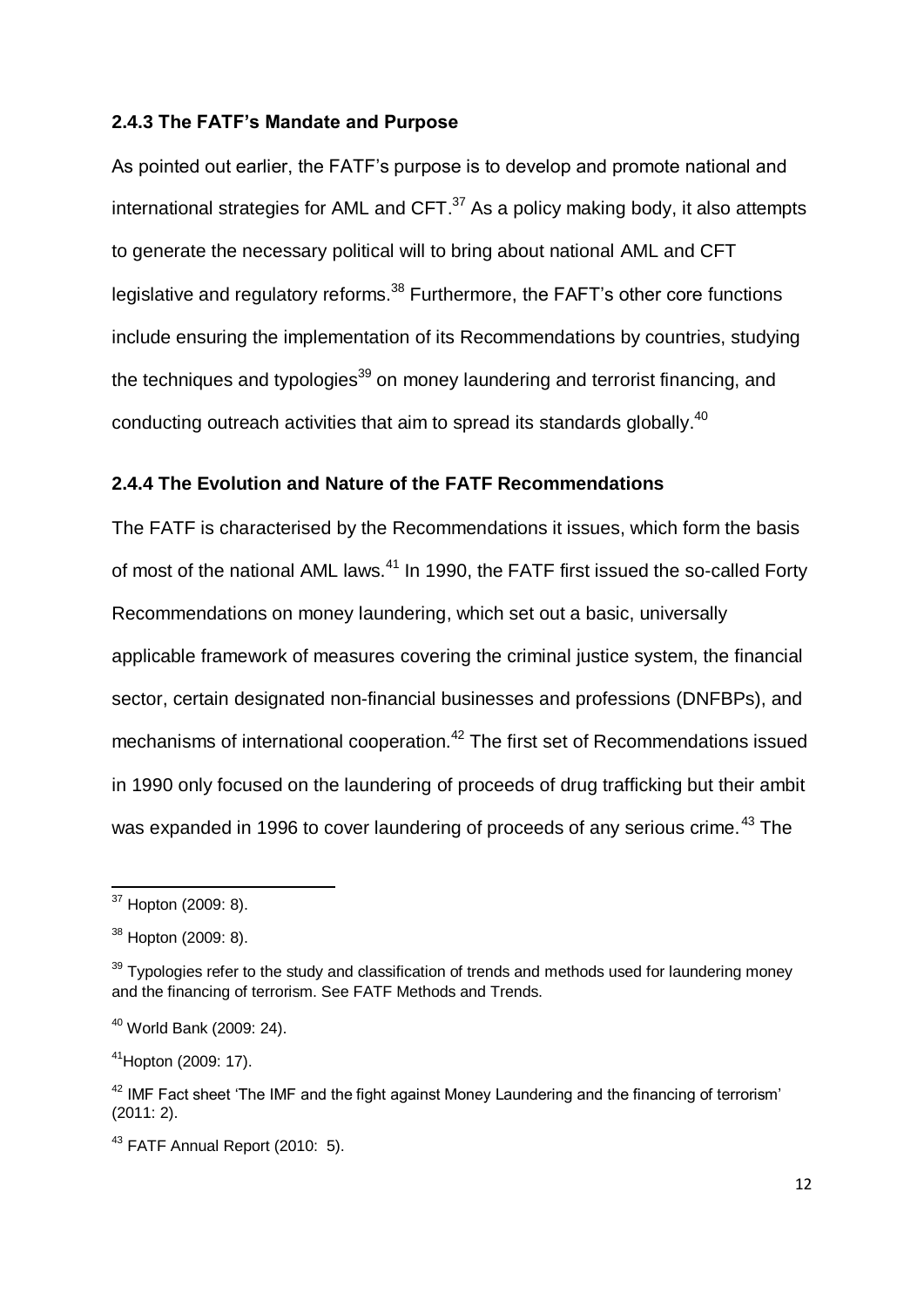### 2.4.3 The FATF's Mandate and Purpose

As pointed out earlier, the FATF's purpose is to develop and promote national and international strategies for AML and CFT.[37] As a policy making body, it also attempts to generate the necessary political will to bring about national AML and CFT legislative and regulatory reforms.[38] Furthermore, the FAFT's other core functions include ensuring the implementation of its Recommendations by countries, studying the techniques and typologies[39] on money laundering and terrorist financing, and conducting outreach activities that aim to spread its standards globally.[40]

### 2.4.4 The Evolution and Nature of the FATF Recommendations

The FATF is characterised by the Recommendations it issues, which form the basis of most of the national AML laws.[41] In 1990, the FATF first issued the so-called Forty Recommendations on money laundering, which set out a basic, universally applicable framework of measures covering the criminal justice system, the financial sector, certain designated non-financial businesses and professions (DNFBPs), and mechanisms of international cooperation.[42] The first set of Recommendations issued in 1990 only focused on the laundering of proceeds of drug trafficking but their ambit was expanded in 1996 to cover laundering of proceeds of any serious crime.[43] The

---

[37] Hopton (2009: 8).

[38] Hopton (2009: 8).

[39] Typologies refer to the study and classification of trends and methods used for laundering money and the financing of terrorism. See FATF Methods and Trends.

[40] World Bank (2009: 24).

[41] Hopton (2009: 17).

[42] IMF Fact sheet 'The IMF and the fight against Money Laundering and the financing of terrorism' (2011: 2).

[43] FATF Annual Report (2010: 5).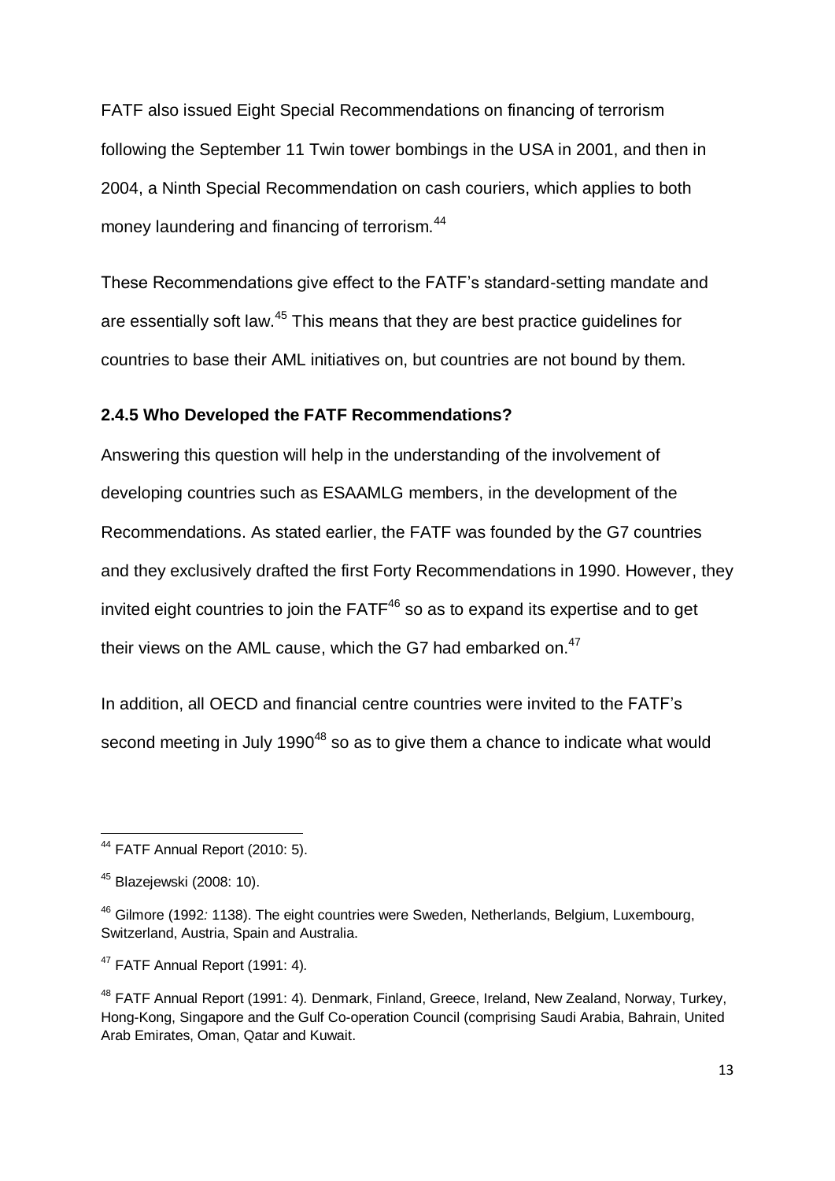FATF also issued Eight Special Recommendations on financing of terrorism following the September 11 Twin tower bombings in the USA in 2001, and then in 2004, a Ninth Special Recommendation on cash couriers, which applies to both money laundering and financing of terrorism.[44]

These Recommendations give effect to the FATF's standard-setting mandate and are essentially soft law.[45] This means that they are best practice guidelines for countries to base their AML initiatives on, but countries are not bound by them.

### 2.4.5 Who Developed the FATF Recommendations?

Answering this question will help in the understanding of the involvement of developing countries such as ESAAMLG members, in the development of the Recommendations. As stated earlier, the FATF was founded by the G7 countries and they exclusively drafted the first Forty Recommendations in 1990. However, they invited eight countries to join the FATF[46] so as to expand its expertise and to get their views on the AML cause, which the G7 had embarked on.[47]

In addition, all OECD and financial centre countries were invited to the FATF's second meeting in July 1990[48] so as to give them a chance to indicate what would

---

[44] FATF Annual Report (2010: 5).

[45] Blazejewski (2008: 10).

[46] Gilmore (1992*:* 1138). The eight countries were Sweden, Netherlands, Belgium, Luxembourg, Switzerland, Austria, Spain and Australia.

[47] FATF Annual Report (1991: 4).

[48] FATF Annual Report (1991: 4). Denmark, Finland, Greece, Ireland, New Zealand, Norway, Turkey, Hong-Kong, Singapore and the Gulf Co-operation Council (comprising Saudi Arabia, Bahrain, United Arab Emirates, Oman, Qatar and Kuwait.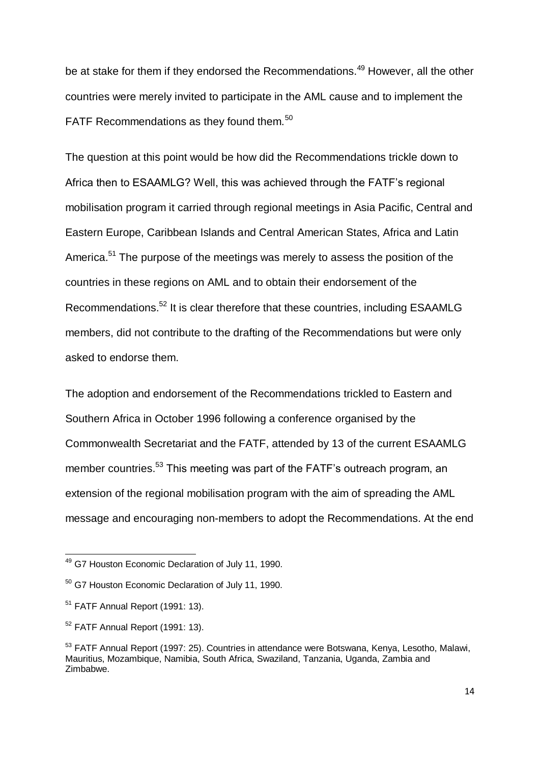be at stake for them if they endorsed the Recommendations.[49] However, all the other countries were merely invited to participate in the AML cause and to implement the FATF Recommendations as they found them.[50]

The question at this point would be how did the Recommendations trickle down to Africa then to ESAAMLG? Well, this was achieved through the FATF's regional mobilisation program it carried through regional meetings in Asia Pacific, Central and Eastern Europe, Caribbean Islands and Central American States, Africa and Latin America.[51] The purpose of the meetings was merely to assess the position of the countries in these regions on AML and to obtain their endorsement of the Recommendations.[52] It is clear therefore that these countries, including ESAAMLG members, did not contribute to the drafting of the Recommendations but were only asked to endorse them.

The adoption and endorsement of the Recommendations trickled to Eastern and Southern Africa in October 1996 following a conference organised by the Commonwealth Secretariat and the FATF, attended by 13 of the current ESAAMLG member countries.[53] This meeting was part of the FATF's outreach program, an extension of the regional mobilisation program with the aim of spreading the AML message and encouraging non-members to adopt the Recommendations. At the end

---

[49] G7 Houston Economic Declaration of July 11, 1990.

[50] G7 Houston Economic Declaration of July 11, 1990.

[51] FATF Annual Report (1991: 13).

[52] FATF Annual Report (1991: 13).

[53] FATF Annual Report (1997: 25). Countries in attendance were Botswana, Kenya, Lesotho, Malawi, Mauritius, Mozambique, Namibia, South Africa, Swaziland, Tanzania, Uganda, Zambia and Zimbabwe.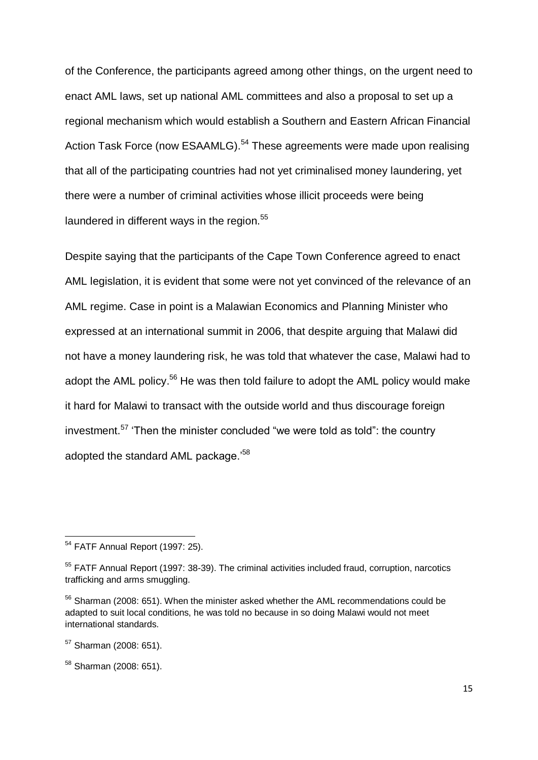of the Conference, the participants agreed among other things, on the urgent need to enact AML laws, set up national AML committees and also a proposal to set up a regional mechanism which would establish a Southern and Eastern African Financial Action Task Force (now ESAAMLG).[54] These agreements were made upon realising that all of the participating countries had not yet criminalised money laundering, yet there were a number of criminal activities whose illicit proceeds were being laundered in different ways in the region.[55]

Despite saying that the participants of the Cape Town Conference agreed to enact AML legislation, it is evident that some were not yet convinced of the relevance of an AML regime. Case in point is a Malawian Economics and Planning Minister who expressed at an international summit in 2006, that despite arguing that Malawi did not have a money laundering risk, he was told that whatever the case, Malawi had to adopt the AML policy.[56] He was then told failure to adopt the AML policy would make it hard for Malawi to transact with the outside world and thus discourage foreign investment.[57] 'Then the minister concluded "we were told as told": the country adopted the standard AML package.'[58]

---

[54] FATF Annual Report (1997: 25).

[55] FATF Annual Report (1997: 38-39). The criminal activities included fraud, corruption, narcotics trafficking and arms smuggling.

[56] Sharman (2008: 651). When the minister asked whether the AML recommendations could be adapted to suit local conditions, he was told no because in so doing Malawi would not meet international standards.

[57] Sharman (2008: 651).

[58] Sharman (2008: 651).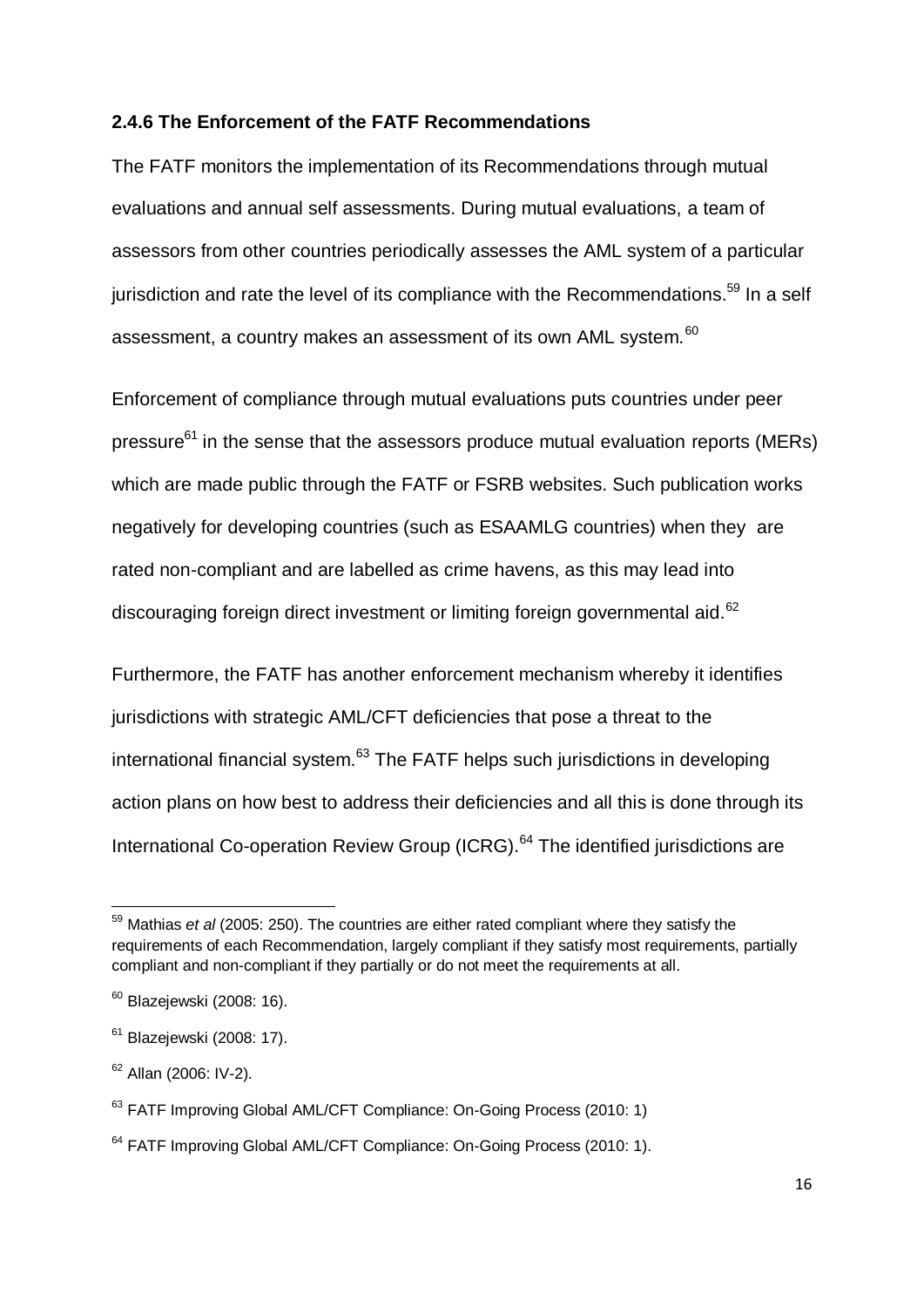### 2.4.6 The Enforcement of the FATF Recommendations

The FATF monitors the implementation of its Recommendations through mutual evaluations and annual self assessments. During mutual evaluations, a team of assessors from other countries periodically assesses the AML system of a particular jurisdiction and rate the level of its compliance with the Recommendations.[59] In a self assessment, a country makes an assessment of its own AML system.[60]

Enforcement of compliance through mutual evaluations puts countries under peer pressure[61] in the sense that the assessors produce mutual evaluation reports (MERs) which are made public through the FATF or FSRB websites. Such publication works negatively for developing countries (such as ESAAMLG countries) when they are rated non-compliant and are labelled as crime havens, as this may lead into discouraging foreign direct investment or limiting foreign governmental aid.[62]

Furthermore, the FATF has another enforcement mechanism whereby it identifies jurisdictions with strategic AML/CFT deficiencies that pose a threat to the international financial system.[63] The FATF helps such jurisdictions in developing action plans on how best to address their deficiencies and all this is done through its International Co-operation Review Group (ICRG).[64] The identified jurisdictions are

---

[59] Mathias *et al* (2005: 250). The countries are either rated compliant where they satisfy the requirements of each Recommendation, largely compliant if they satisfy most requirements, partially compliant and non-compliant if they partially or do not meet the requirements at all.

[60] Blazejewski (2008: 16).

[61] Blazejewski (2008: 17).

[62] Allan (2006: IV-2).

[63] FATF Improving Global AML/CFT Compliance: On-Going Process (2010: 1)

[64] FATF Improving Global AML/CFT Compliance: On-Going Process (2010: 1).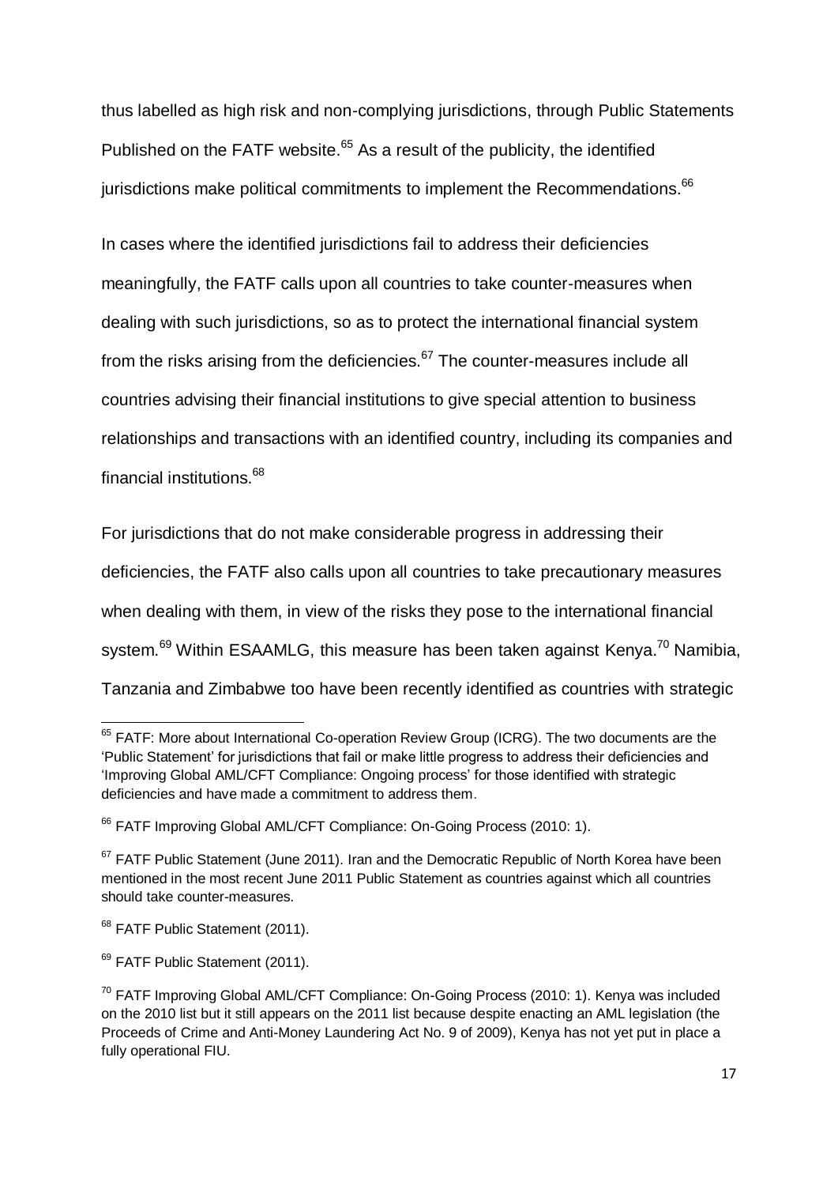thus labelled as high risk and non-complying jurisdictions, through Public Statements Published on the FATF website.[65] As a result of the publicity, the identified jurisdictions make political commitments to implement the Recommendations.[66]

In cases where the identified jurisdictions fail to address their deficiencies meaningfully, the FATF calls upon all countries to take counter-measures when dealing with such jurisdictions, so as to protect the international financial system from the risks arising from the deficiencies.[67] The counter-measures include all countries advising their financial institutions to give special attention to business relationships and transactions with an identified country, including its companies and financial institutions.[68]

For jurisdictions that do not make considerable progress in addressing their deficiencies, the FATF also calls upon all countries to take precautionary measures when dealing with them, in view of the risks they pose to the international financial system.[69] Within ESAAMLG, this measure has been taken against Kenya.[70] Namibia, Tanzania and Zimbabwe too have been recently identified as countries with strategic

---

[65] FATF: More about International Co-operation Review Group (ICRG). The two documents are the 'Public Statement' for jurisdictions that fail or make little progress to address their deficiencies and 'Improving Global AML/CFT Compliance: Ongoing process' for those identified with strategic deficiencies and have made a commitment to address them.

[66] FATF Improving Global AML/CFT Compliance: On-Going Process (2010: 1).

[67] FATF Public Statement (June 2011). Iran and the Democratic Republic of North Korea have been mentioned in the most recent June 2011 Public Statement as countries against which all countries should take counter-measures.

[68] FATF Public Statement (2011).

[69] FATF Public Statement (2011).

[70] FATF Improving Global AML/CFT Compliance: On-Going Process (2010: 1). Kenya was included on the 2010 list but it still appears on the 2011 list because despite enacting an AML legislation (the Proceeds of Crime and Anti-Money Laundering Act No. 9 of 2009), Kenya has not yet put in place a fully operational FIU.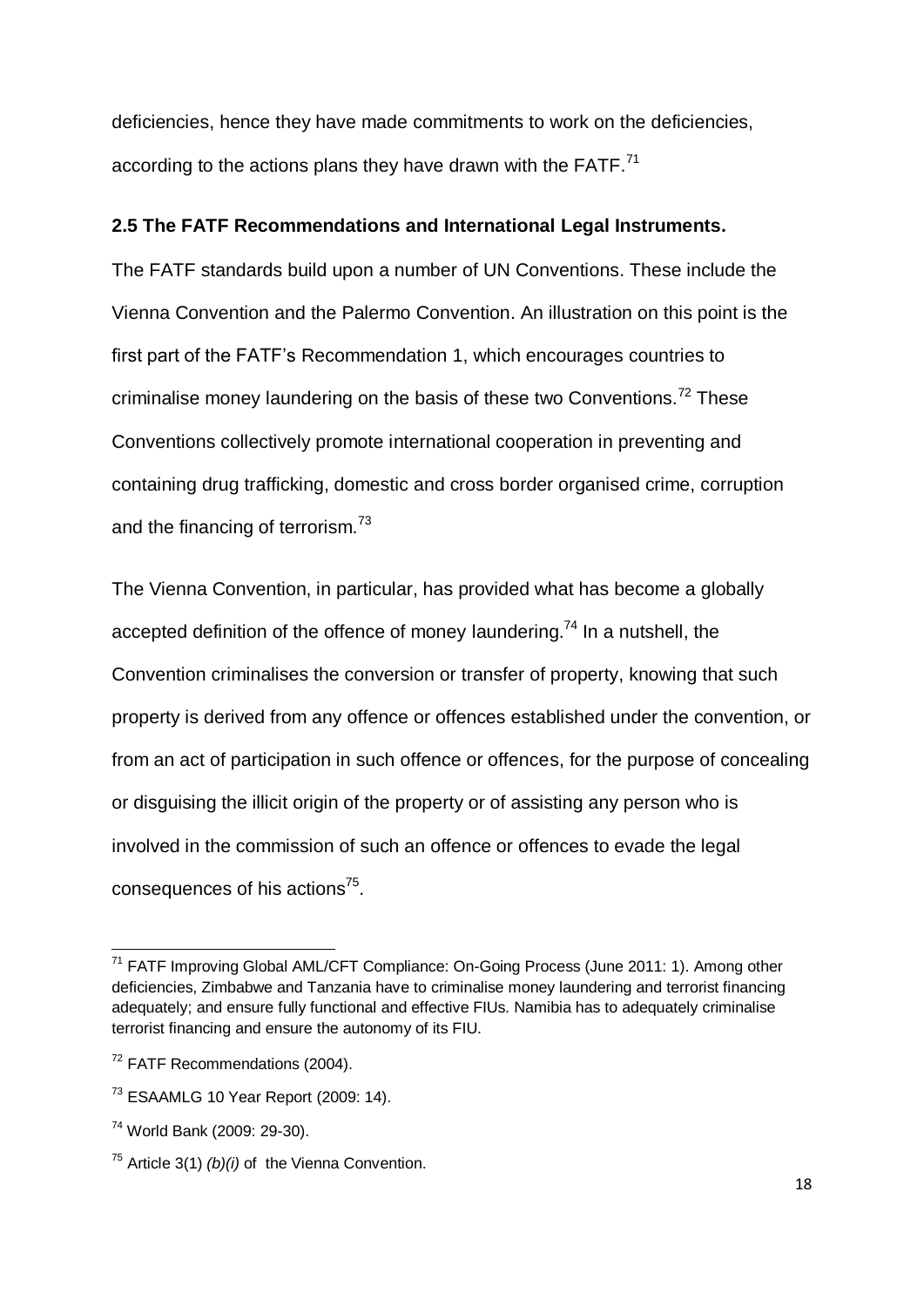deficiencies, hence they have made commitments to work on the deficiencies, according to the actions plans they have drawn with the FATF.[71]

### 2.5 The FATF Recommendations and International Legal Instruments.

The FATF standards build upon a number of UN Conventions. These include the Vienna Convention and the Palermo Convention. An illustration on this point is the first part of the FATF's Recommendation 1, which encourages countries to criminalise money laundering on the basis of these two Conventions.[72] These Conventions collectively promote international cooperation in preventing and containing drug trafficking, domestic and cross border organised crime, corruption and the financing of terrorism.[73]

The Vienna Convention, in particular, has provided what has become a globally accepted definition of the offence of money laundering.[74] In a nutshell, the Convention criminalises the conversion or transfer of property, knowing that such property is derived from any offence or offences established under the convention, or from an act of participation in such offence or offences, for the purpose of concealing or disguising the illicit origin of the property or of assisting any person who is involved in the commission of such an offence or offences to evade the legal consequences of his actions[75].

---

[71] FATF Improving Global AML/CFT Compliance: On-Going Process (June 2011: 1). Among other deficiencies, Zimbabwe and Tanzania have to criminalise money laundering and terrorist financing adequately; and ensure fully functional and effective FIUs. Namibia has to adequately criminalise terrorist financing and ensure the autonomy of its FIU.

[72] FATF Recommendations (2004).

[73] ESAAMLG 10 Year Report (2009: 14).

[74] World Bank (2009: 29-30).

[75] Article 3(1) *(b)(i)* of the Vienna Convention.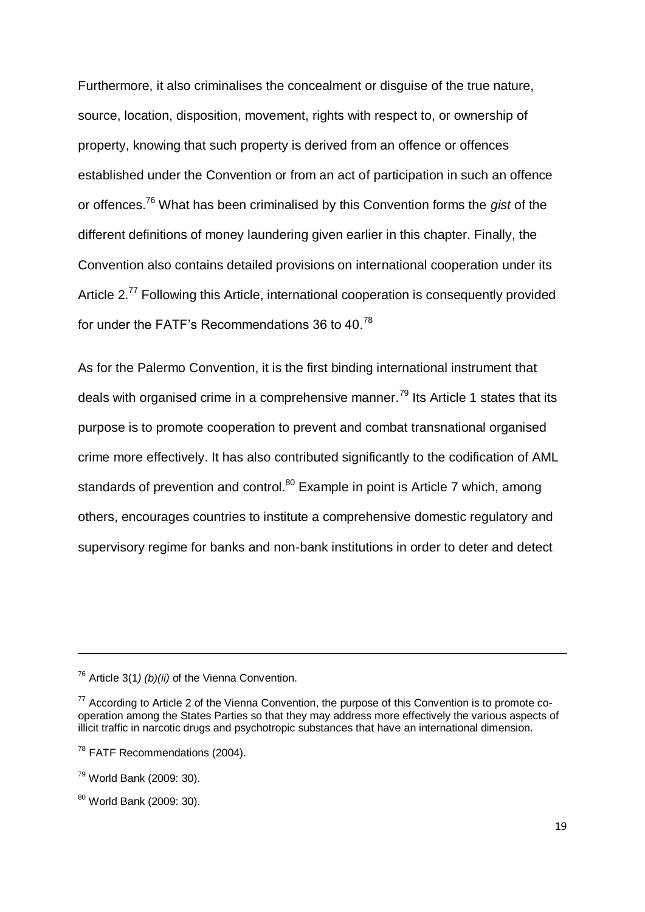Furthermore, it also criminalises the concealment or disguise of the true nature, source, location, disposition, movement, rights with respect to, or ownership of property, knowing that such property is derived from an offence or offences established under the Convention or from an act of participation in such an offence or offences.[76] What has been criminalised by this Convention forms the *gist* of the different definitions of money laundering given earlier in this chapter. Finally, the Convention also contains detailed provisions on international cooperation under its Article 2.[77] Following this Article, international cooperation is consequently provided for under the FATF's Recommendations 36 to 40.[78]

As for the Palermo Convention, it is the first binding international instrument that deals with organised crime in a comprehensive manner.[79] Its Article 1 states that its purpose is to promote cooperation to prevent and combat transnational organised crime more effectively. It has also contributed significantly to the codification of AML standards of prevention and control.[80] Example in point is Article 7 which, among others, encourages countries to institute a comprehensive domestic regulatory and supervisory regime for banks and non-bank institutions in order to deter and detect

---

[76] Article 3(1*) (b)(ii)* of the Vienna Convention.

[77] According to Article 2 of the Vienna Convention, the purpose of this Convention is to promote co-operation among the States Parties so that they may address more effectively the various aspects of illicit traffic in narcotic drugs and psychotropic substances that have an international dimension.

[78] FATF Recommendations (2004).

[79] World Bank (2009: 30).

[80] World Bank (2009: 30).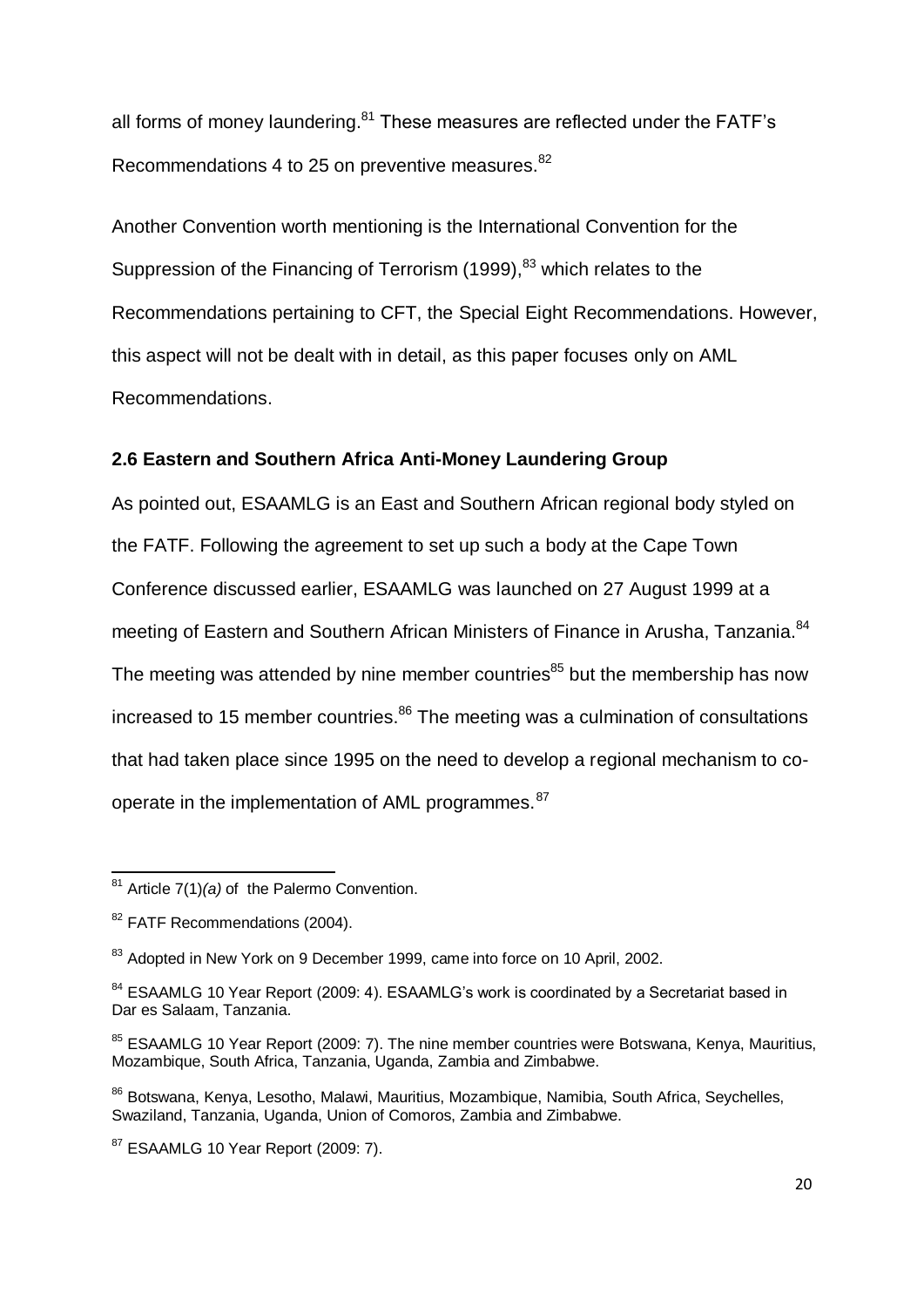all forms of money laundering.[81] These measures are reflected under the FATF's Recommendations 4 to 25 on preventive measures.[82]

Another Convention worth mentioning is the International Convention for the Suppression of the Financing of Terrorism (1999),[83] which relates to the Recommendations pertaining to CFT, the Special Eight Recommendations. However, this aspect will not be dealt with in detail, as this paper focuses only on AML Recommendations.

### 2.6 Eastern and Southern Africa Anti-Money Laundering Group

As pointed out, ESAAMLG is an East and Southern African regional body styled on the FATF. Following the agreement to set up such a body at the Cape Town Conference discussed earlier, ESAAMLG was launched on 27 August 1999 at a meeting of Eastern and Southern African Ministers of Finance in Arusha, Tanzania.[84] The meeting was attended by nine member countries[85] but the membership has now increased to 15 member countries.[86] The meeting was a culmination of consultations that had taken place since 1995 on the need to develop a regional mechanism to co-operate in the implementation of AML programmes.[87]

---

[81] Article 7(1)*(a)* of the Palermo Convention.

[82] FATF Recommendations (2004).

[83] Adopted in New York on 9 December 1999, came into force on 10 April, 2002.

[84] ESAAMLG 10 Year Report (2009: 4). ESAAMLG's work is coordinated by a Secretariat based in Dar es Salaam, Tanzania.

[85] ESAAMLG 10 Year Report (2009: 7). The nine member countries were Botswana, Kenya, Mauritius, Mozambique, South Africa, Tanzania, Uganda, Zambia and Zimbabwe.

[86] Botswana, Kenya, Lesotho, Malawi, Mauritius, Mozambique, Namibia, South Africa, Seychelles, Swaziland, Tanzania, Uganda, Union of Comoros, Zambia and Zimbabwe.

[87] ESAAMLG 10 Year Report (2009: 7).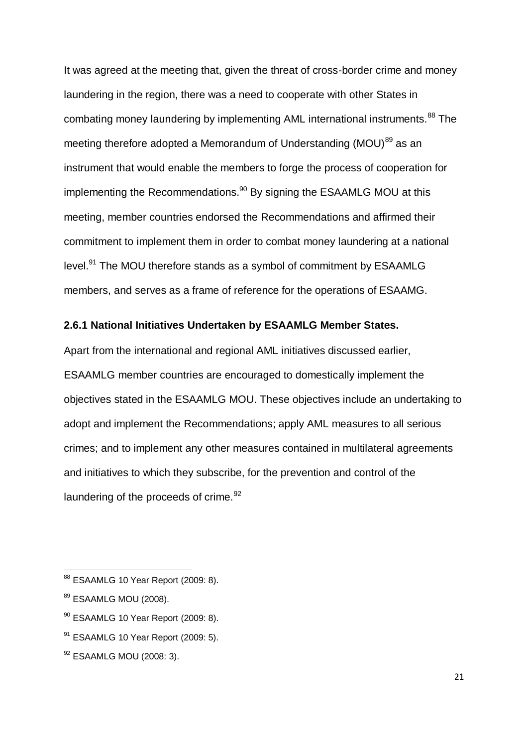It was agreed at the meeting that, given the threat of cross-border crime and money laundering in the region, there was a need to cooperate with other States in combating money laundering by implementing AML international instruments.[88] The meeting therefore adopted a Memorandum of Understanding (MOU)[89] as an instrument that would enable the members to forge the process of cooperation for implementing the Recommendations.[90] By signing the ESAAMLG MOU at this meeting, member countries endorsed the Recommendations and affirmed their commitment to implement them in order to combat money laundering at a national level.[91] The MOU therefore stands as a symbol of commitment by ESAAMLG members, and serves as a frame of reference for the operations of ESAAMG.

### 2.6.1 National Initiatives Undertaken by ESAAMLG Member States.

Apart from the international and regional AML initiatives discussed earlier, ESAAMLG member countries are encouraged to domestically implement the objectives stated in the ESAAMLG MOU. These objectives include an undertaking to adopt and implement the Recommendations; apply AML measures to all serious crimes; and to implement any other measures contained in multilateral agreements and initiatives to which they subscribe, for the prevention and control of the laundering of the proceeds of crime.[92]

---

[88] ESAAMLG 10 Year Report (2009: 8).

[89] ESAAMLG MOU (2008).

[90] ESAAMLG 10 Year Report (2009: 8).

[91] ESAAMLG 10 Year Report (2009: 5).

[92] ESAAMLG MOU (2008: 3).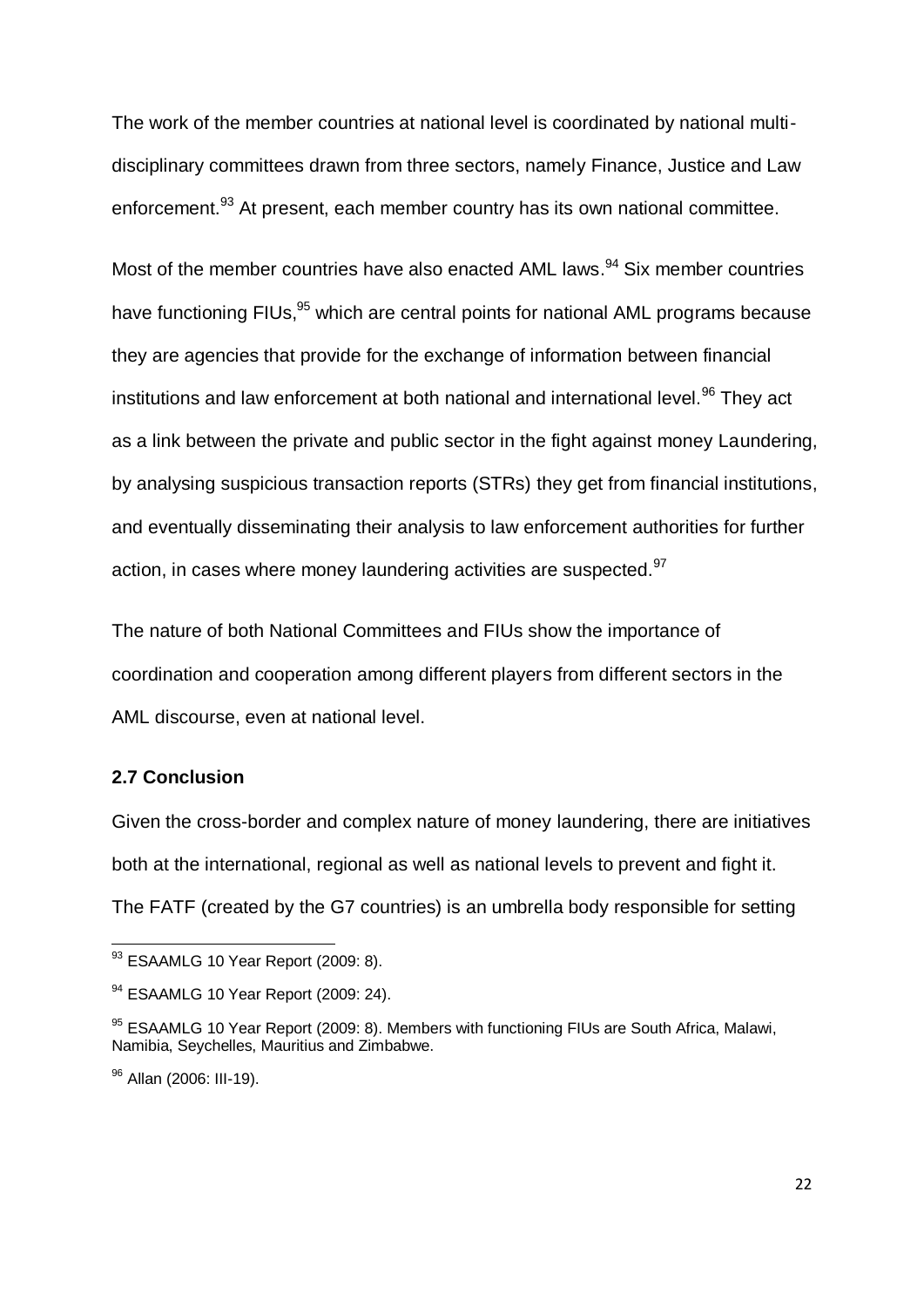The work of the member countries at national level is coordinated by national multi-disciplinary committees drawn from three sectors, namely Finance, Justice and Law enforcement.[93] At present, each member country has its own national committee.

Most of the member countries have also enacted AML laws.[94] Six member countries have functioning FIUs,[95] which are central points for national AML programs because they are agencies that provide for the exchange of information between financial institutions and law enforcement at both national and international level.[96] They act as a link between the private and public sector in the fight against money Laundering, by analysing suspicious transaction reports (STRs) they get from financial institutions, and eventually disseminating their analysis to law enforcement authorities for further action, in cases where money laundering activities are suspected.[97]

The nature of both National Committees and FIUs show the importance of coordination and cooperation among different players from different sectors in the AML discourse, even at national level.

## 2.7 Conclusion

Given the cross-border and complex nature of money laundering, there are initiatives both at the international, regional as well as national levels to prevent and fight it. The FATF (created by the G7 countries) is an umbrella body responsible for setting

---

[93] ESAAMLG 10 Year Report (2009: 8).

[94] ESAAMLG 10 Year Report (2009: 24).

[95] ESAAMLG 10 Year Report (2009: 8). Members with functioning FIUs are South Africa, Malawi, Namibia, Seychelles, Mauritius and Zimbabwe.

[96] Allan (2006: III-19).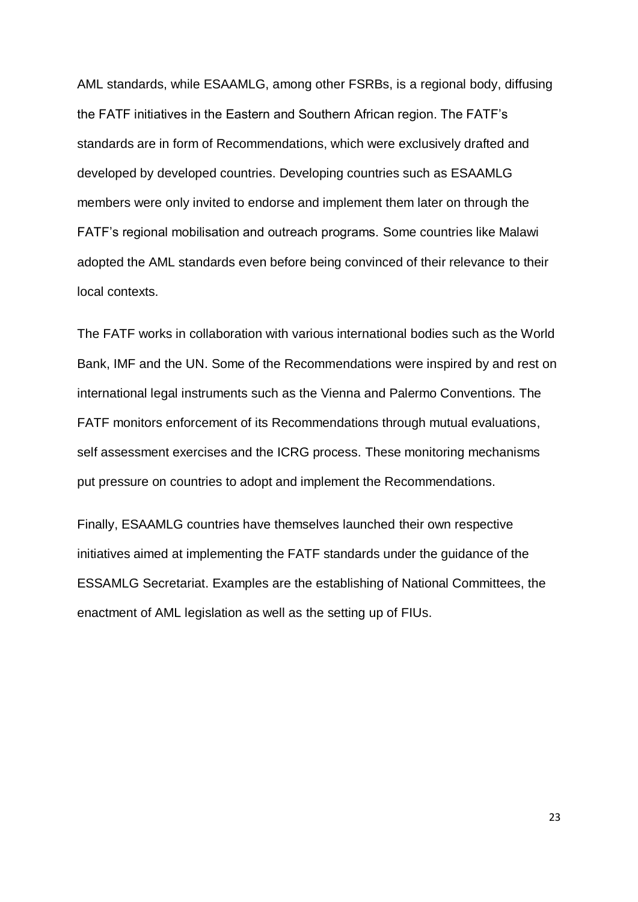AML standards, while ESAAMLG, among other FSRBs, is a regional body, diffusing the FATF initiatives in the Eastern and Southern African region. The FATF's standards are in form of Recommendations, which were exclusively drafted and developed by developed countries. Developing countries such as ESAAMLG members were only invited to endorse and implement them later on through the FATF's regional mobilisation and outreach programs. Some countries like Malawi adopted the AML standards even before being convinced of their relevance to their local contexts.

The FATF works in collaboration with various international bodies such as the World Bank, IMF and the UN. Some of the Recommendations were inspired by and rest on international legal instruments such as the Vienna and Palermo Conventions. The FATF monitors enforcement of its Recommendations through mutual evaluations, self assessment exercises and the ICRG process. These monitoring mechanisms put pressure on countries to adopt and implement the Recommendations.

Finally, ESAAMLG countries have themselves launched their own respective initiatives aimed at implementing the FATF standards under the guidance of the ESSAMLG Secretariat. Examples are the establishing of National Committees, the enactment of AML legislation as well as the setting up of FIUs.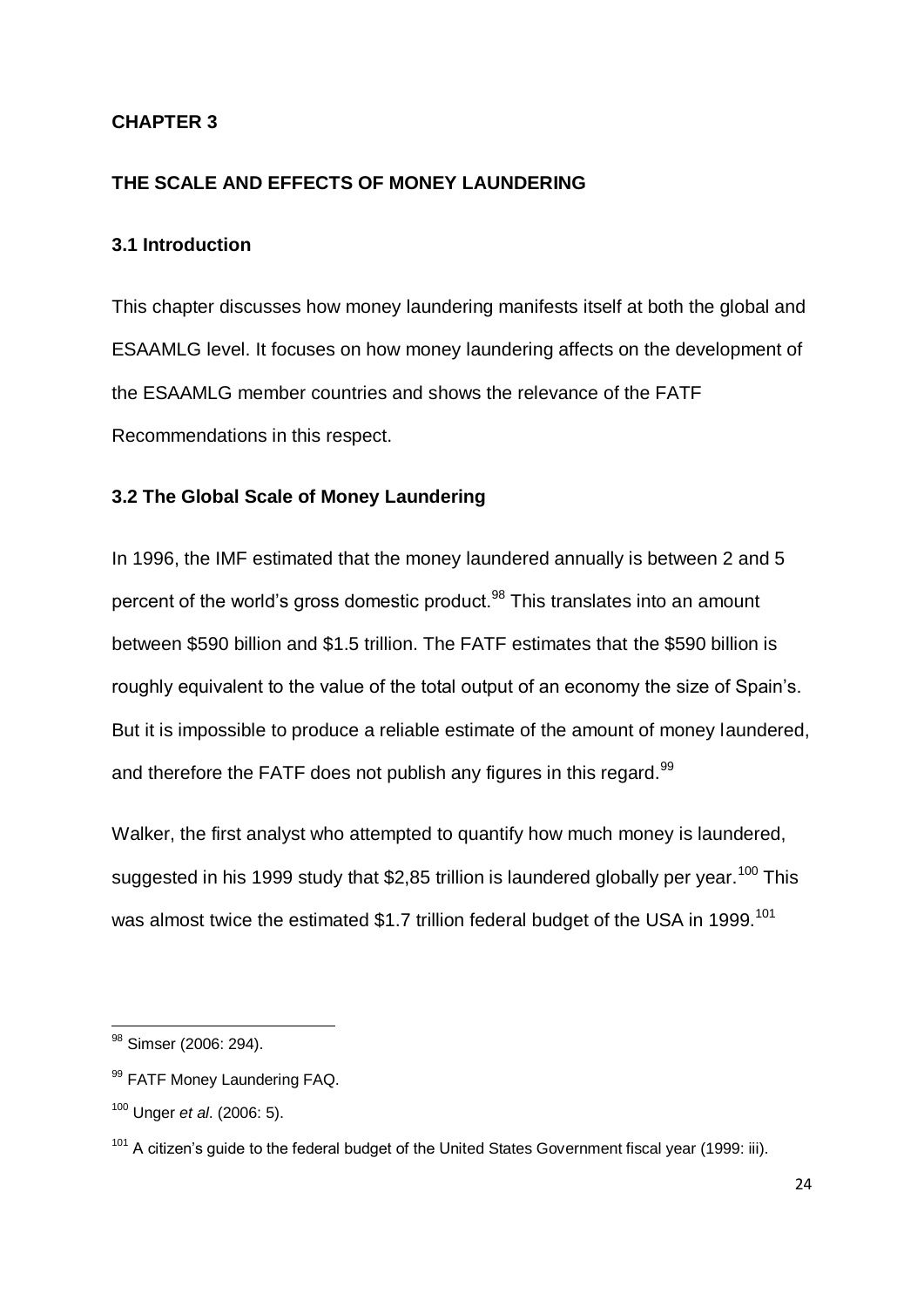# CHAPTER 3

## THE SCALE AND EFFECTS OF MONEY LAUNDERING

### 3.1 Introduction

This chapter discusses how money laundering manifests itself at both the global and ESAAMLG level. It focuses on how money laundering affects on the development of the ESAAMLG member countries and shows the relevance of the FATF Recommendations in this respect.

### 3.2 The Global Scale of Money Laundering

In 1996, the IMF estimated that the money laundered annually is between 2 and 5 percent of the world's gross domestic product.[98] This translates into an amount between $590 billion and $1.5 trillion. The FATF estimates that the $590 billion is roughly equivalent to the value of the total output of an economy the size of Spain's. But it is impossible to produce a reliable estimate of the amount of money laundered, and therefore the FATF does not publish any figures in this regard.[99]

Walker, the first analyst who attempted to quantify how much money is laundered, suggested in his 1999 study that $2,85 trillion is laundered globally per year.[100] This was almost twice the estimated $1.7 trillion federal budget of the USA in 1999.[101]

---

[98] Simser (2006: 294).

[99] FATF Money Laundering FAQ.

[100] Unger *et al*. (2006: 5).

[101] A citizen's guide to the federal budget of the United States Government fiscal year (1999: iii).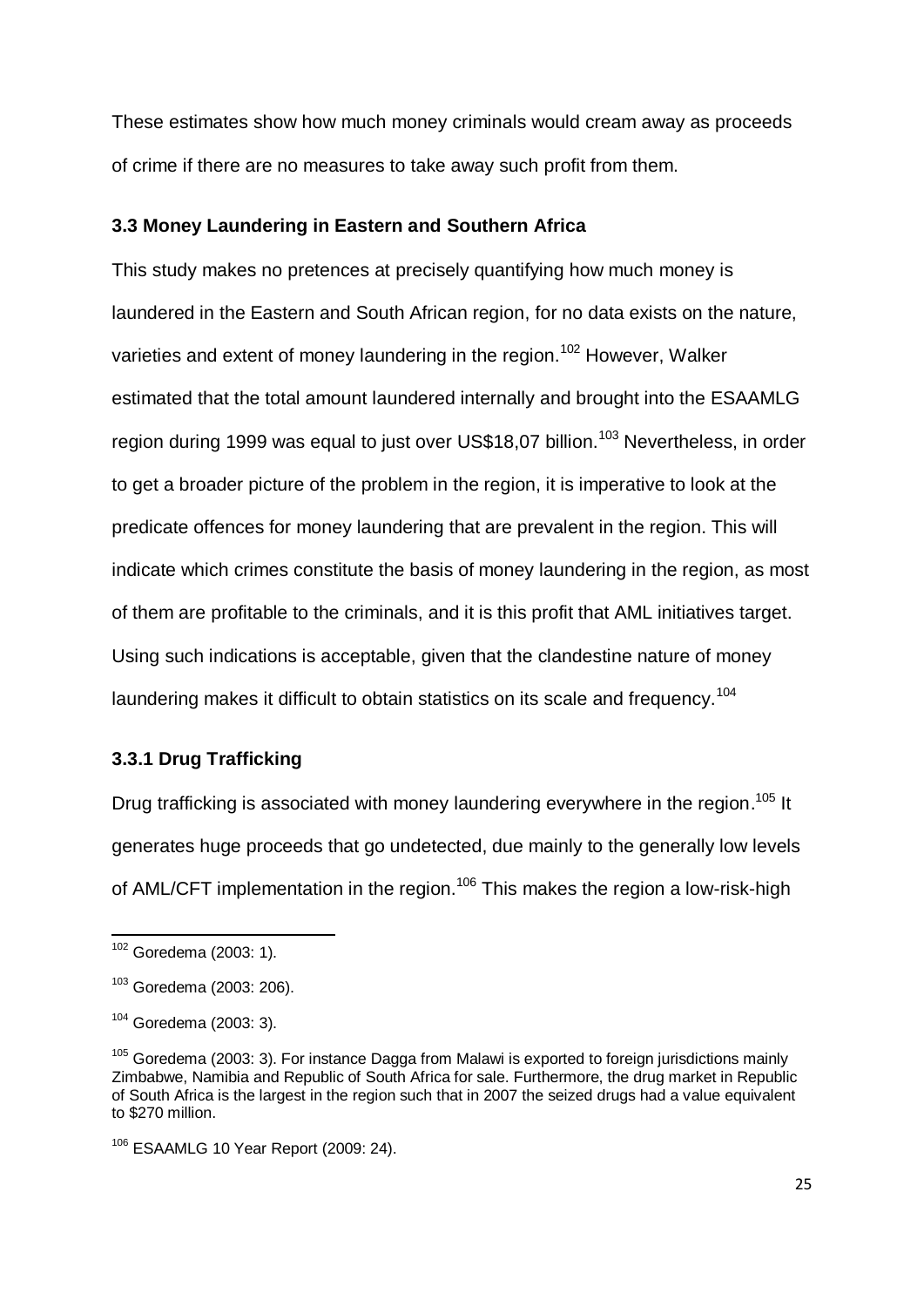These estimates show how much money criminals would cream away as proceeds of crime if there are no measures to take away such profit from them.

### 3.3 Money Laundering in Eastern and Southern Africa

This study makes no pretences at precisely quantifying how much money is laundered in the Eastern and South African region, for no data exists on the nature, varieties and extent of money laundering in the region.[102] However, Walker estimated that the total amount laundered internally and brought into the ESAAMLG region during 1999 was equal to just over US$18,07 billion.[103] Nevertheless, in order to get a broader picture of the problem in the region, it is imperative to look at the predicate offences for money laundering that are prevalent in the region. This will indicate which crimes constitute the basis of money laundering in the region, as most of them are profitable to the criminals, and it is this profit that AML initiatives target. Using such indications is acceptable, given that the clandestine nature of money laundering makes it difficult to obtain statistics on its scale and frequency.[104]

#### 3.3.1 Drug Trafficking

Drug trafficking is associated with money laundering everywhere in the region.[105] It generates huge proceeds that go undetected, due mainly to the generally low levels of AML/CFT implementation in the region.[106] This makes the region a low-risk-high

---

[102] Goredema (2003: 1).

[103] Goredema (2003: 206).

[104] Goredema (2003: 3).

[105] Goredema (2003: 3). For instance Dagga from Malawi is exported to foreign jurisdictions mainly Zimbabwe, Namibia and Republic of South Africa for sale. Furthermore, the drug market in Republic of South Africa is the largest in the region such that in 2007 the seized drugs had a value equivalent to $270 million.

[106] ESAAMLG 10 Year Report (2009: 24).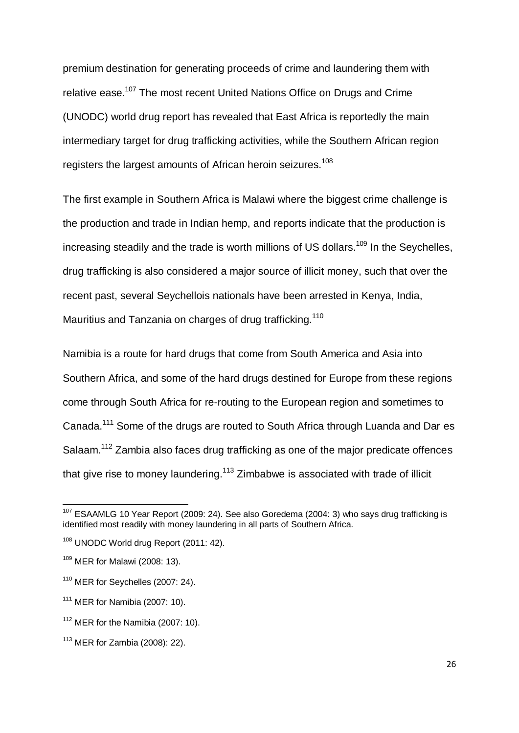premium destination for generating proceeds of crime and laundering them with relative ease.[107] The most recent United Nations Office on Drugs and Crime (UNODC) world drug report has revealed that East Africa is reportedly the main intermediary target for drug trafficking activities, while the Southern African region registers the largest amounts of African heroin seizures.[108]

The first example in Southern Africa is Malawi where the biggest crime challenge is the production and trade in Indian hemp, and reports indicate that the production is increasing steadily and the trade is worth millions of US dollars.[109] In the Seychelles, drug trafficking is also considered a major source of illicit money, such that over the recent past, several Seychellois nationals have been arrested in Kenya, India, Mauritius and Tanzania on charges of drug trafficking.[110]

Namibia is a route for hard drugs that come from South America and Asia into Southern Africa, and some of the hard drugs destined for Europe from these regions come through South Africa for re-routing to the European region and sometimes to Canada.[111] Some of the drugs are routed to South Africa through Luanda and Dar es Salaam.[112] Zambia also faces drug trafficking as one of the major predicate offences that give rise to money laundering.[113] Zimbabwe is associated with trade of illicit

---

[107] ESAAMLG 10 Year Report (2009: 24). See also Goredema (2004: 3) who says drug trafficking is identified most readily with money laundering in all parts of Southern Africa.

[108] UNODC World drug Report (2011: 42).

[109] MER for Malawi (2008: 13).

[110] MER for Seychelles (2007: 24).

[111] MER for Namibia (2007: 10).

[112] MER for the Namibia (2007: 10).

[113] MER for Zambia (2008): 22).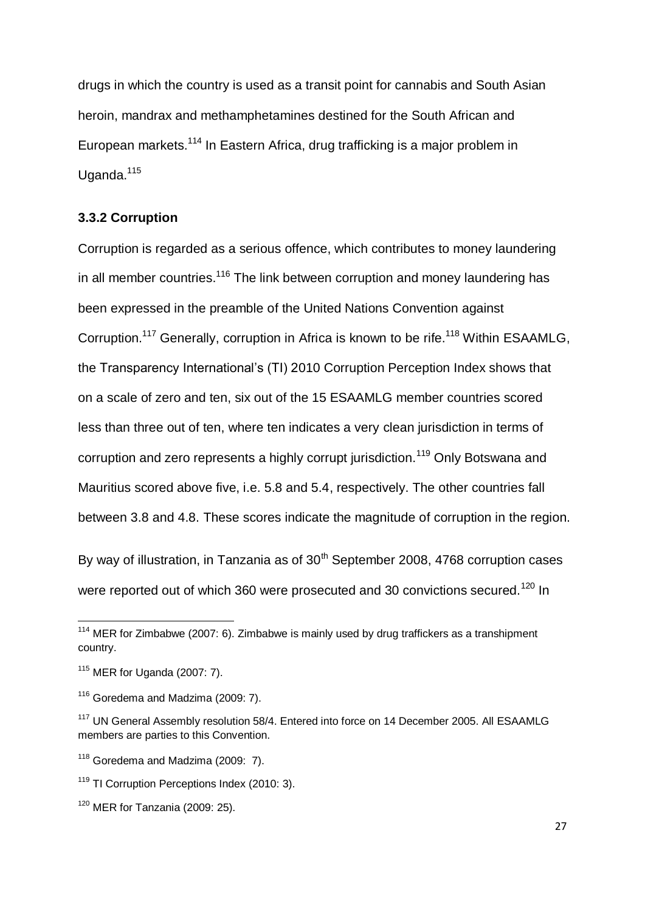drugs in which the country is used as a transit point for cannabis and South Asian heroin, mandrax and methamphetamines destined for the South African and European markets.[114] In Eastern Africa, drug trafficking is a major problem in Uganda.[115]

### 3.3.2 Corruption

Corruption is regarded as a serious offence, which contributes to money laundering in all member countries.[116] The link between corruption and money laundering has been expressed in the preamble of the United Nations Convention against Corruption.[117] Generally, corruption in Africa is known to be rife.[118] Within ESAAMLG, the Transparency International's (TI) 2010 Corruption Perception Index shows that on a scale of zero and ten, six out of the 15 ESAAMLG member countries scored less than three out of ten, where ten indicates a very clean jurisdiction in terms of corruption and zero represents a highly corrupt jurisdiction.[119] Only Botswana and Mauritius scored above five, i.e. 5.8 and 5.4, respectively. The other countries fall between 3.8 and 4.8. These scores indicate the magnitude of corruption in the region.

By way of illustration, in Tanzania as of 30th September 2008, 4768 corruption cases were reported out of which 360 were prosecuted and 30 convictions secured.[120] In

---

[114] MER for Zimbabwe (2007: 6). Zimbabwe is mainly used by drug traffickers as a transhipment country.

[115] MER for Uganda (2007: 7).

[116] Goredema and Madzima (2009: 7).

[117] UN General Assembly resolution 58/4. Entered into force on 14 December 2005. All ESAAMLG members are parties to this Convention.

[118] Goredema and Madzima (2009: 7).

[119] TI Corruption Perceptions Index (2010: 3).

[120] MER for Tanzania (2009: 25).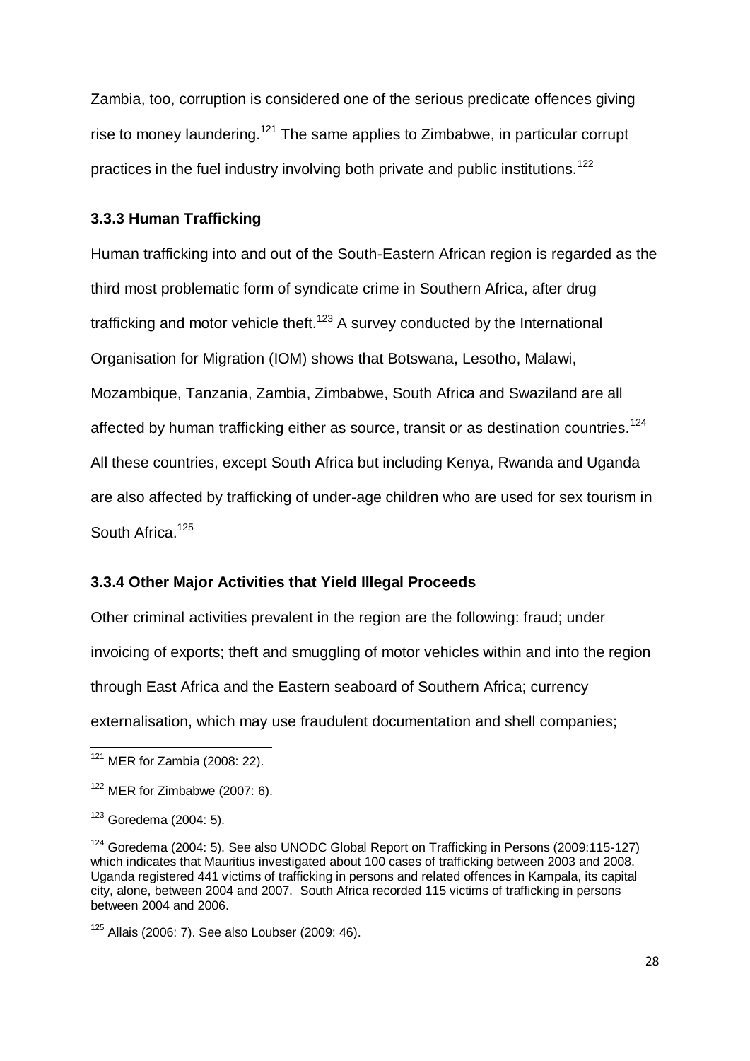Zambia, too, corruption is considered one of the serious predicate offences giving rise to money laundering.[121] The same applies to Zimbabwe, in particular corrupt practices in the fuel industry involving both private and public institutions.[122]

### 3.3.3 Human Trafficking

Human trafficking into and out of the South-Eastern African region is regarded as the third most problematic form of syndicate crime in Southern Africa, after drug trafficking and motor vehicle theft.[123] A survey conducted by the International Organisation for Migration (IOM) shows that Botswana, Lesotho, Malawi, Mozambique, Tanzania, Zambia, Zimbabwe, South Africa and Swaziland are all affected by human trafficking either as source, transit or as destination countries.[124] All these countries, except South Africa but including Kenya, Rwanda and Uganda are also affected by trafficking of under-age children who are used for sex tourism in South Africa.[125]

### 3.3.4 Other Major Activities that Yield Illegal Proceeds

Other criminal activities prevalent in the region are the following: fraud; under invoicing of exports; theft and smuggling of motor vehicles within and into the region through East Africa and the Eastern seaboard of Southern Africa; currency externalisation, which may use fraudulent documentation and shell companies;

---

[121] MER for Zambia (2008: 22).

[122] MER for Zimbabwe (2007: 6).

[123] Goredema (2004: 5).

[124] Goredema (2004: 5). See also UNODC Global Report on Trafficking in Persons (2009:115-127) which indicates that Mauritius investigated about 100 cases of trafficking between 2003 and 2008. Uganda registered 441 victims of trafficking in persons and related offences in Kampala, its capital city, alone, between 2004 and 2007. South Africa recorded 115 victims of trafficking in persons between 2004 and 2006.

[125] Allais (2006: 7). See also Loubser (2009: 46).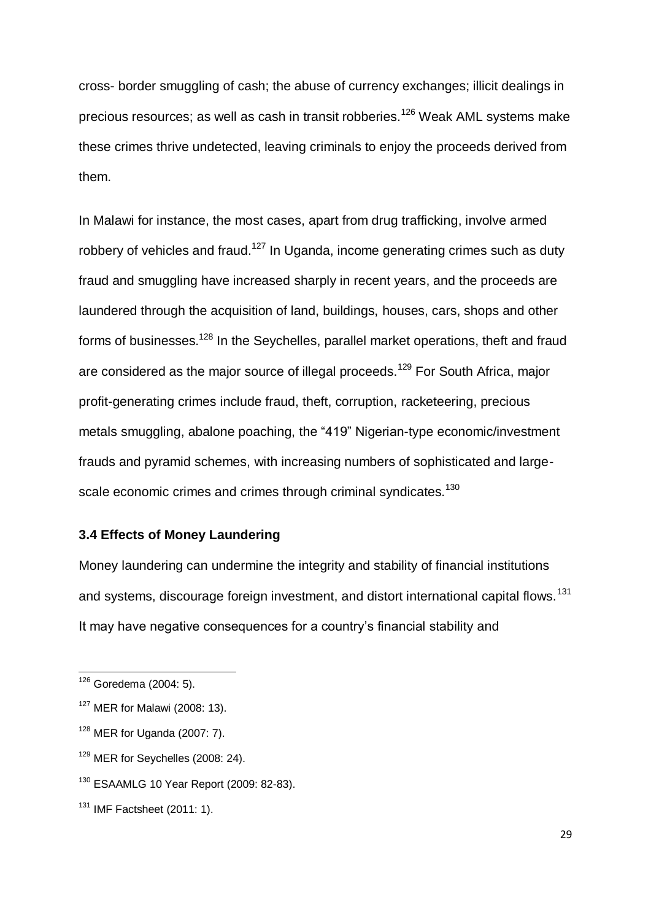cross- border smuggling of cash; the abuse of currency exchanges; illicit dealings in precious resources; as well as cash in transit robberies.[126] Weak AML systems make these crimes thrive undetected, leaving criminals to enjoy the proceeds derived from them.

In Malawi for instance, the most cases, apart from drug trafficking, involve armed robbery of vehicles and fraud.[127] In Uganda, income generating crimes such as duty fraud and smuggling have increased sharply in recent years, and the proceeds are laundered through the acquisition of land, buildings, houses, cars, shops and other forms of businesses.[128] In the Seychelles, parallel market operations, theft and fraud are considered as the major source of illegal proceeds.[129] For South Africa, major profit-generating crimes include fraud, theft, corruption, racketeering, precious metals smuggling, abalone poaching, the "419" Nigerian-type economic/investment frauds and pyramid schemes, with increasing numbers of sophisticated and large-scale economic crimes and crimes through criminal syndicates.[130]

### 3.4 Effects of Money Laundering

Money laundering can undermine the integrity and stability of financial institutions and systems, discourage foreign investment, and distort international capital flows.[131] It may have negative consequences for a country's financial stability and

---

[126] Goredema (2004: 5).

[127] MER for Malawi (2008: 13).

[128] MER for Uganda (2007: 7).

[129] MER for Seychelles (2008: 24).

[130] ESAAMLG 10 Year Report (2009: 82-83).

[131] IMF Factsheet (2011: 1).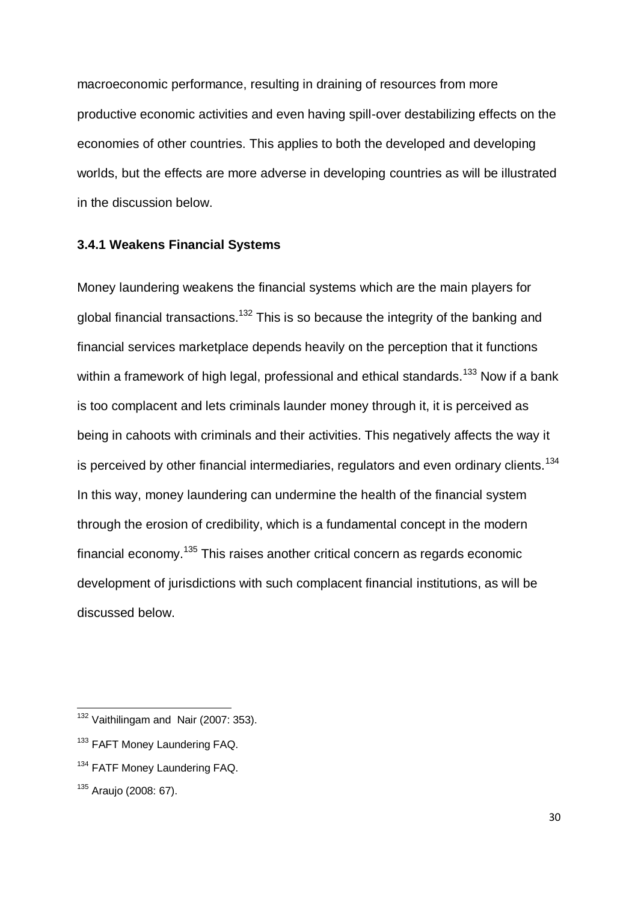macroeconomic performance, resulting in draining of resources from more productive economic activities and even having spill-over destabilizing effects on the economies of other countries. This applies to both the developed and developing worlds, but the effects are more adverse in developing countries as will be illustrated in the discussion below.

### 3.4.1 Weakens Financial Systems

Money laundering weakens the financial systems which are the main players for global financial transactions.[132] This is so because the integrity of the banking and financial services marketplace depends heavily on the perception that it functions within a framework of high legal, professional and ethical standards.[133] Now if a bank is too complacent and lets criminals launder money through it, it is perceived as being in cahoots with criminals and their activities. This negatively affects the way it is perceived by other financial intermediaries, regulators and even ordinary clients.[134] In this way, money laundering can undermine the health of the financial system through the erosion of credibility, which is a fundamental concept in the modern financial economy.[135] This raises another critical concern as regards economic development of jurisdictions with such complacent financial institutions, as will be discussed below.

---

[132] Vaithilingam and Nair (2007: 353).

[133] FAFT Money Laundering FAQ.

[134] FATF Money Laundering FAQ.

[135] Araujo (2008: 67).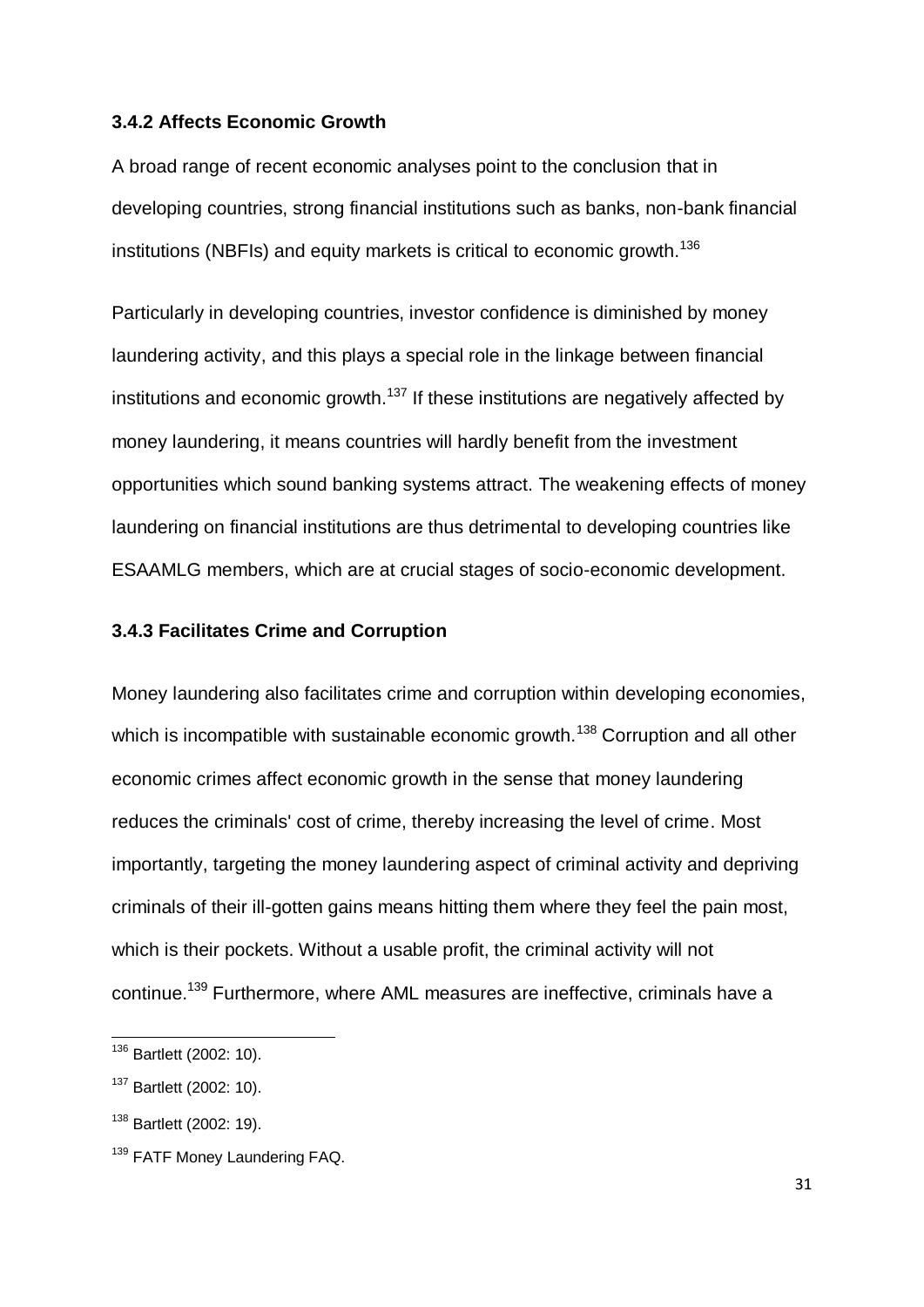### 3.4.2 Affects Economic Growth

A broad range of recent economic analyses point to the conclusion that in developing countries, strong financial institutions such as banks, non-bank financial institutions (NBFIs) and equity markets is critical to economic growth.[136]

Particularly in developing countries, investor confidence is diminished by money laundering activity, and this plays a special role in the linkage between financial institutions and economic growth.[137] If these institutions are negatively affected by money laundering, it means countries will hardly benefit from the investment opportunities which sound banking systems attract. The weakening effects of money laundering on financial institutions are thus detrimental to developing countries like ESAAMLG members, which are at crucial stages of socio-economic development.

### 3.4.3 Facilitates Crime and Corruption

Money laundering also facilitates crime and corruption within developing economies, which is incompatible with sustainable economic growth.[138] Corruption and all other economic crimes affect economic growth in the sense that money laundering reduces the criminals' cost of crime, thereby increasing the level of crime. Most importantly, targeting the money laundering aspect of criminal activity and depriving criminals of their ill-gotten gains means hitting them where they feel the pain most, which is their pockets. Without a usable profit, the criminal activity will not continue.[139] Furthermore, where AML measures are ineffective, criminals have a

---

[136] Bartlett (2002: 10).

[137] Bartlett (2002: 10).

[138] Bartlett (2002: 19).

[139] FATF Money Laundering FAQ.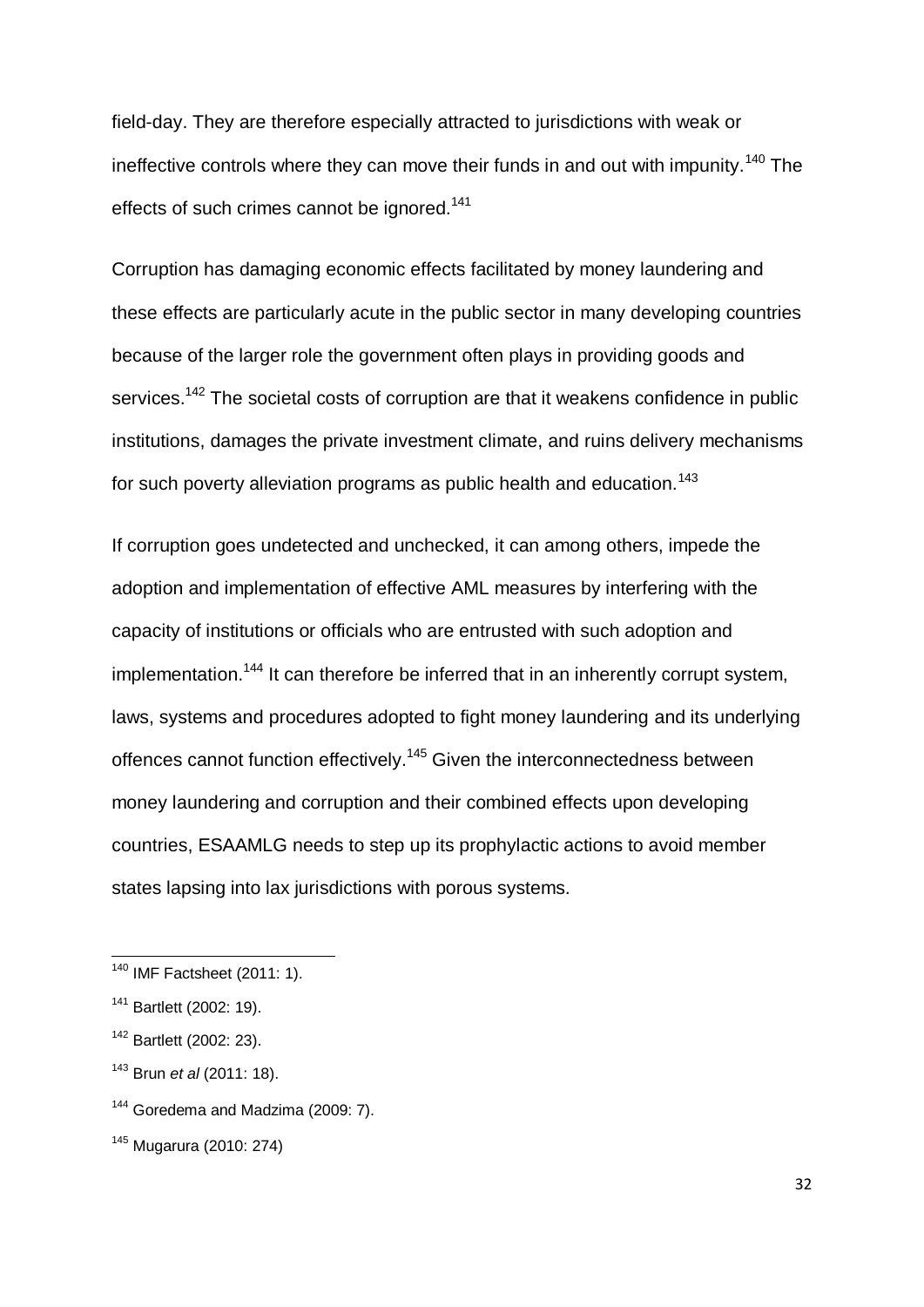field-day. They are therefore especially attracted to jurisdictions with weak or ineffective controls where they can move their funds in and out with impunity.[140] The effects of such crimes cannot be ignored.[141]

Corruption has damaging economic effects facilitated by money laundering and these effects are particularly acute in the public sector in many developing countries because of the larger role the government often plays in providing goods and services.[142] The societal costs of corruption are that it weakens confidence in public institutions, damages the private investment climate, and ruins delivery mechanisms for such poverty alleviation programs as public health and education.[143]

If corruption goes undetected and unchecked, it can among others, impede the adoption and implementation of effective AML measures by interfering with the capacity of institutions or officials who are entrusted with such adoption and implementation.[144] It can therefore be inferred that in an inherently corrupt system, laws, systems and procedures adopted to fight money laundering and its underlying offences cannot function effectively.[145] Given the interconnectedness between money laundering and corruption and their combined effects upon developing countries, ESAAMLG needs to step up its prophylactic actions to avoid member states lapsing into lax jurisdictions with porous systems.

---

[140] IMF Factsheet (2011: 1).

[141] Bartlett (2002: 19).

[142] Bartlett (2002: 23).

[143] Brun *et al* (2011: 18).

[144] Goredema and Madzima (2009: 7).

[145] Mugarura (2010: 274)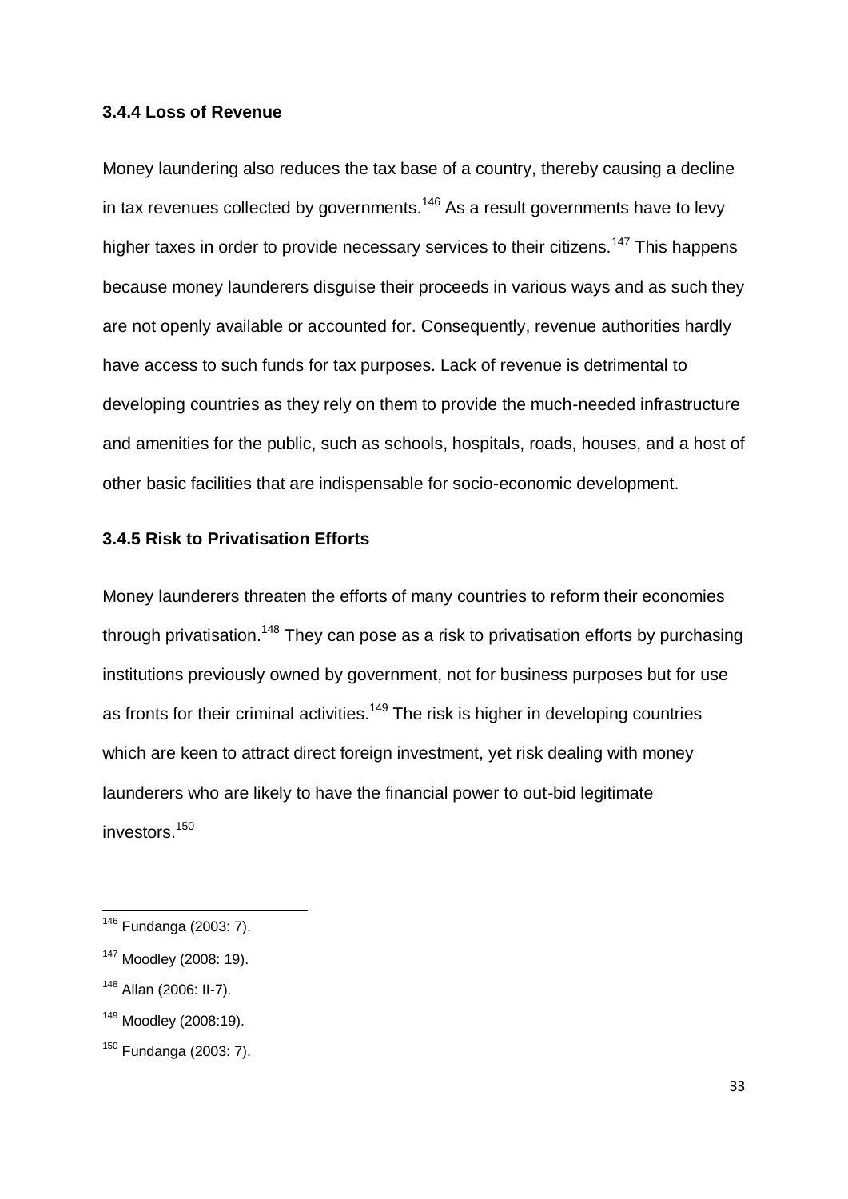### 3.4.4 Loss of Revenue

Money laundering also reduces the tax base of a country, thereby causing a decline in tax revenues collected by governments.[146] As a result governments have to levy higher taxes in order to provide necessary services to their citizens.[147] This happens because money launderers disguise their proceeds in various ways and as such they are not openly available or accounted for. Consequently, revenue authorities hardly have access to such funds for tax purposes. Lack of revenue is detrimental to developing countries as they rely on them to provide the much-needed infrastructure and amenities for the public, such as schools, hospitals, roads, houses, and a host of other basic facilities that are indispensable for socio-economic development.

### 3.4.5 Risk to Privatisation Efforts

Money launderers threaten the efforts of many countries to reform their economies through privatisation.[148] They can pose as a risk to privatisation efforts by purchasing institutions previously owned by government, not for business purposes but for use as fronts for their criminal activities.[149] The risk is higher in developing countries which are keen to attract direct foreign investment, yet risk dealing with money launderers who are likely to have the financial power to out-bid legitimate investors.[150]

---

[146] Fundanga (2003: 7).

[147] Moodley (2008: 19).

[148] Allan (2006: II-7).

[149] Moodley (2008:19).

[150] Fundanga (2003: 7).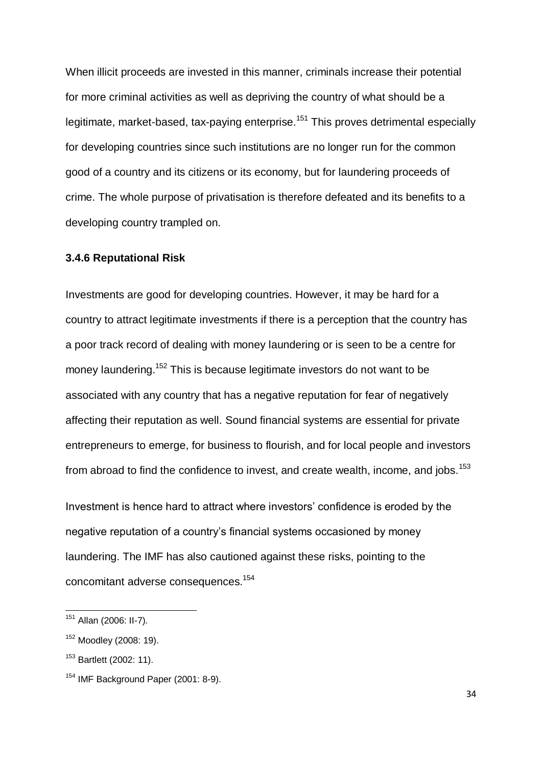When illicit proceeds are invested in this manner, criminals increase their potential for more criminal activities as well as depriving the country of what should be a legitimate, market-based, tax-paying enterprise.[151] This proves detrimental especially for developing countries since such institutions are no longer run for the common good of a country and its citizens or its economy, but for laundering proceeds of crime. The whole purpose of privatisation is therefore defeated and its benefits to a developing country trampled on.

### 3.4.6 Reputational Risk

Investments are good for developing countries. However, it may be hard for a country to attract legitimate investments if there is a perception that the country has a poor track record of dealing with money laundering or is seen to be a centre for money laundering.[152] This is because legitimate investors do not want to be associated with any country that has a negative reputation for fear of negatively affecting their reputation as well. Sound financial systems are essential for private entrepreneurs to emerge, for business to flourish, and for local people and investors from abroad to find the confidence to invest, and create wealth, income, and jobs.[153]

Investment is hence hard to attract where investors' confidence is eroded by the negative reputation of a country's financial systems occasioned by money laundering. The IMF has also cautioned against these risks, pointing to the concomitant adverse consequences.[154]

---

[151] Allan (2006: II-7).

[152] Moodley (2008: 19).

[153] Bartlett (2002: 11).

[154] IMF Background Paper (2001: 8-9).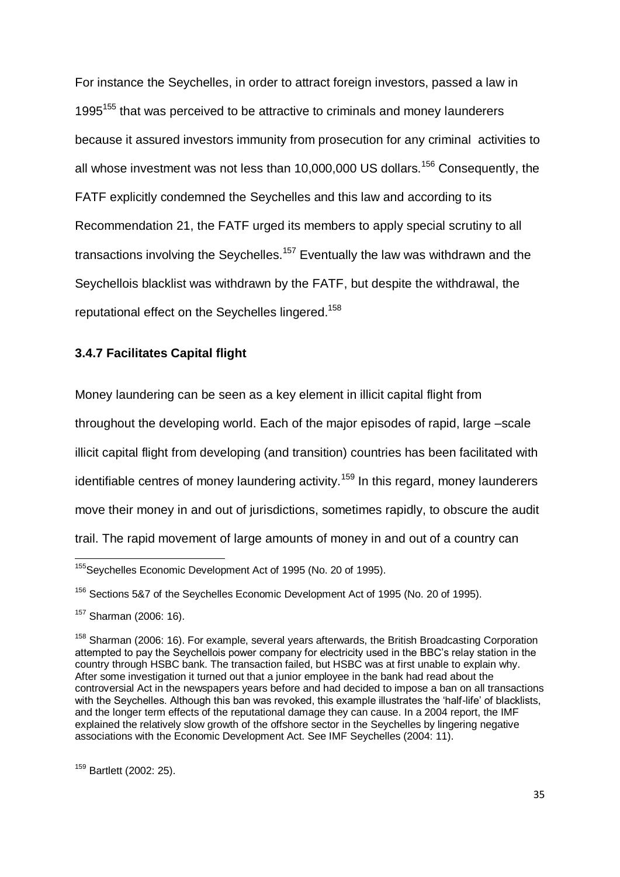For instance the Seychelles, in order to attract foreign investors, passed a law in 1995[155] that was perceived to be attractive to criminals and money launderers because it assured investors immunity from prosecution for any criminal activities to all whose investment was not less than 10,000,000 US dollars.[156] Consequently, the FATF explicitly condemned the Seychelles and this law and according to its Recommendation 21, the FATF urged its members to apply special scrutiny to all transactions involving the Seychelles.[157] Eventually the law was withdrawn and the Seychellois blacklist was withdrawn by the FATF, but despite the withdrawal, the reputational effect on the Seychelles lingered.[158]

### 3.4.7 Facilitates Capital flight

Money laundering can be seen as a key element in illicit capital flight from throughout the developing world. Each of the major episodes of rapid, large –scale illicit capital flight from developing (and transition) countries has been facilitated with identifiable centres of money laundering activity.[159] In this regard, money launderers move their money in and out of jurisdictions, sometimes rapidly, to obscure the audit trail. The rapid movement of large amounts of money in and out of a country can

---

[155] Seychelles Economic Development Act of 1995 (No. 20 of 1995).

[156] Sections 5&7 of the Seychelles Economic Development Act of 1995 (No. 20 of 1995).

[157] Sharman (2006: 16).

[158] Sharman (2006: 16). For example, several years afterwards, the British Broadcasting Corporation attempted to pay the Seychellois power company for electricity used in the BBC's relay station in the country through HSBC bank. The transaction failed, but HSBC was at first unable to explain why. After some investigation it turned out that a junior employee in the bank had read about the controversial Act in the newspapers years before and had decided to impose a ban on all transactions with the Seychelles. Although this ban was revoked, this example illustrates the 'half-life' of blacklists, and the longer term effects of the reputational damage they can cause. In a 2004 report, the IMF explained the relatively slow growth of the offshore sector in the Seychelles by lingering negative associations with the Economic Development Act. See IMF Seychelles (2004: 11).

[159] Bartlett (2002: 25).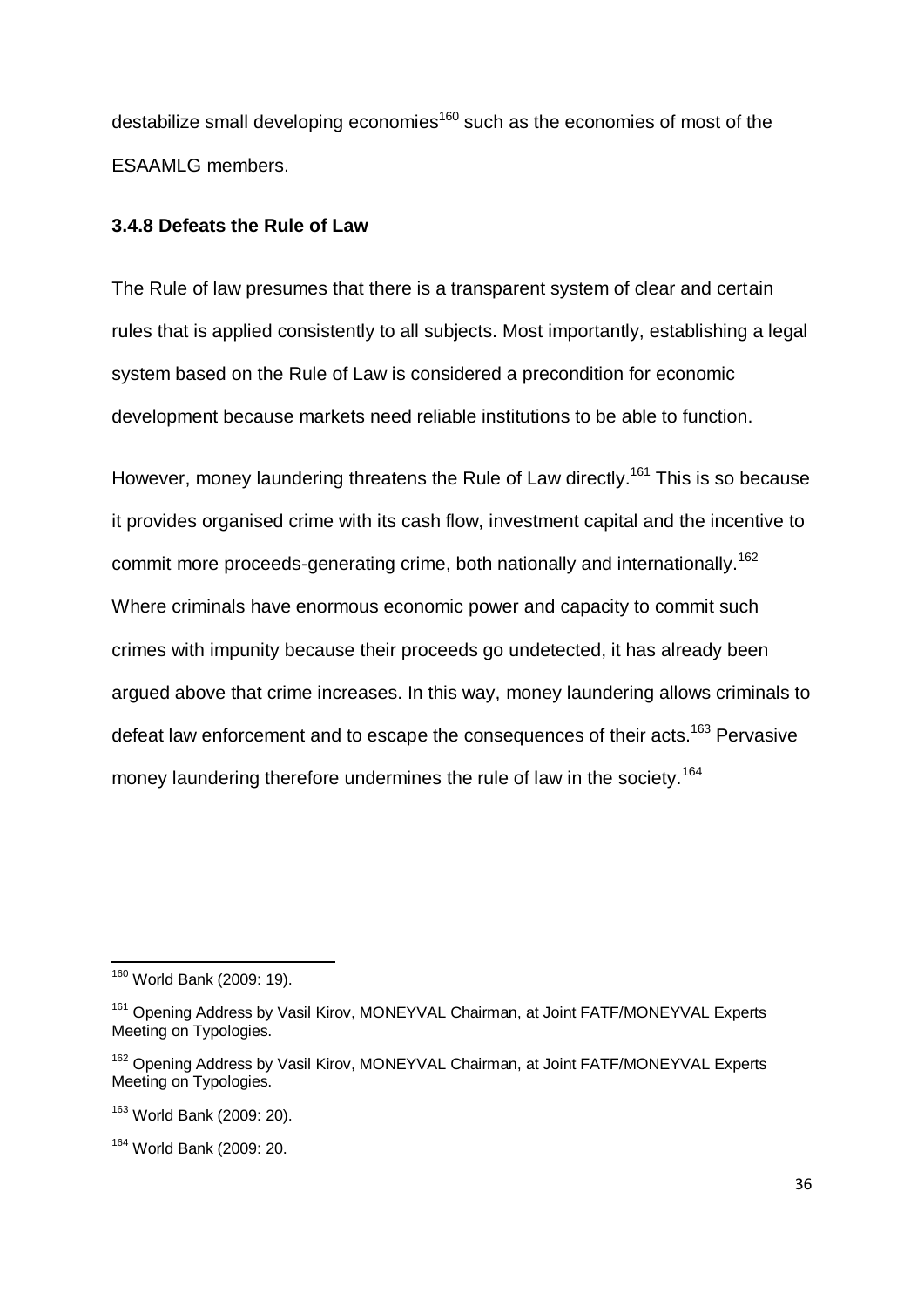destabilize small developing economies[160] such as the economies of most of the ESAAMLG members.

### 3.4.8 Defeats the Rule of Law

The Rule of law presumes that there is a transparent system of clear and certain rules that is applied consistently to all subjects. Most importantly, establishing a legal system based on the Rule of Law is considered a precondition for economic development because markets need reliable institutions to be able to function.

However, money laundering threatens the Rule of Law directly.[161] This is so because it provides organised crime with its cash flow, investment capital and the incentive to commit more proceeds-generating crime, both nationally and internationally.[162] Where criminals have enormous economic power and capacity to commit such crimes with impunity because their proceeds go undetected, it has already been argued above that crime increases. In this way, money laundering allows criminals to defeat law enforcement and to escape the consequences of their acts.[163] Pervasive money laundering therefore undermines the rule of law in the society.[164]

---

[160] World Bank (2009: 19).

[161] Opening Address by Vasil Kirov, MONEYVAL Chairman, at Joint FATF/MONEYVAL Experts Meeting on Typologies.

[162] Opening Address by Vasil Kirov, MONEYVAL Chairman, at Joint FATF/MONEYVAL Experts Meeting on Typologies.

[163] World Bank (2009: 20).

[164] World Bank (2009: 20.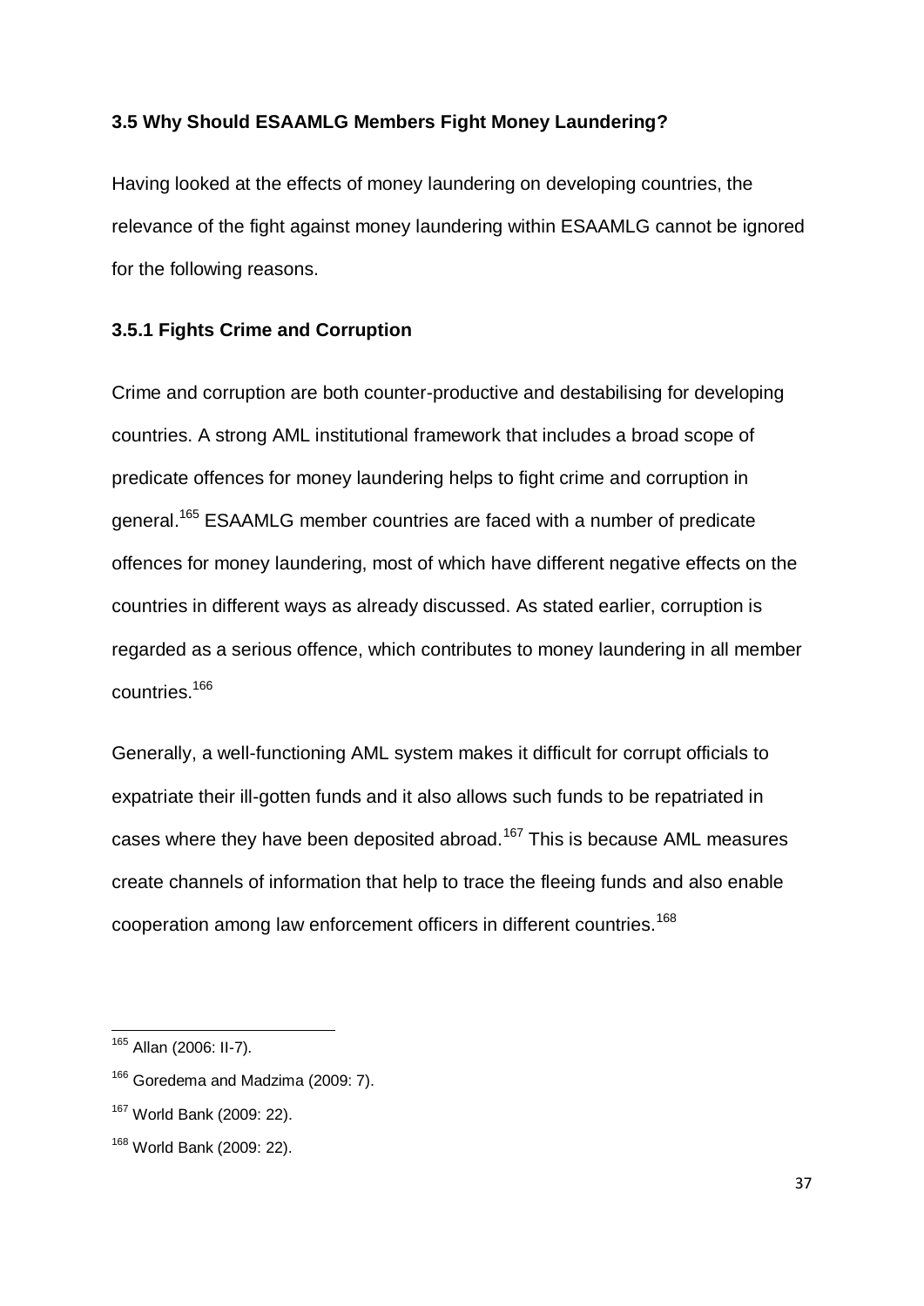### 3.5 Why Should ESAAMLG Members Fight Money Laundering?

Having looked at the effects of money laundering on developing countries, the relevance of the fight against money laundering within ESAAMLG cannot be ignored for the following reasons.

### 3.5.1 Fights Crime and Corruption

Crime and corruption are both counter-productive and destabilising for developing countries. A strong AML institutional framework that includes a broad scope of predicate offences for money laundering helps to fight crime and corruption in general.[165] ESAAMLG member countries are faced with a number of predicate offences for money laundering, most of which have different negative effects on the countries in different ways as already discussed. As stated earlier, corruption is regarded as a serious offence, which contributes to money laundering in all member countries.[166]

Generally, a well-functioning AML system makes it difficult for corrupt officials to expatriate their ill-gotten funds and it also allows such funds to be repatriated in cases where they have been deposited abroad.[167] This is because AML measures create channels of information that help to trace the fleeing funds and also enable cooperation among law enforcement officers in different countries.[168]

---

[165] Allan (2006: II-7).

[166] Goredema and Madzima (2009: 7).

[167] World Bank (2009: 22).

[168] World Bank (2009: 22).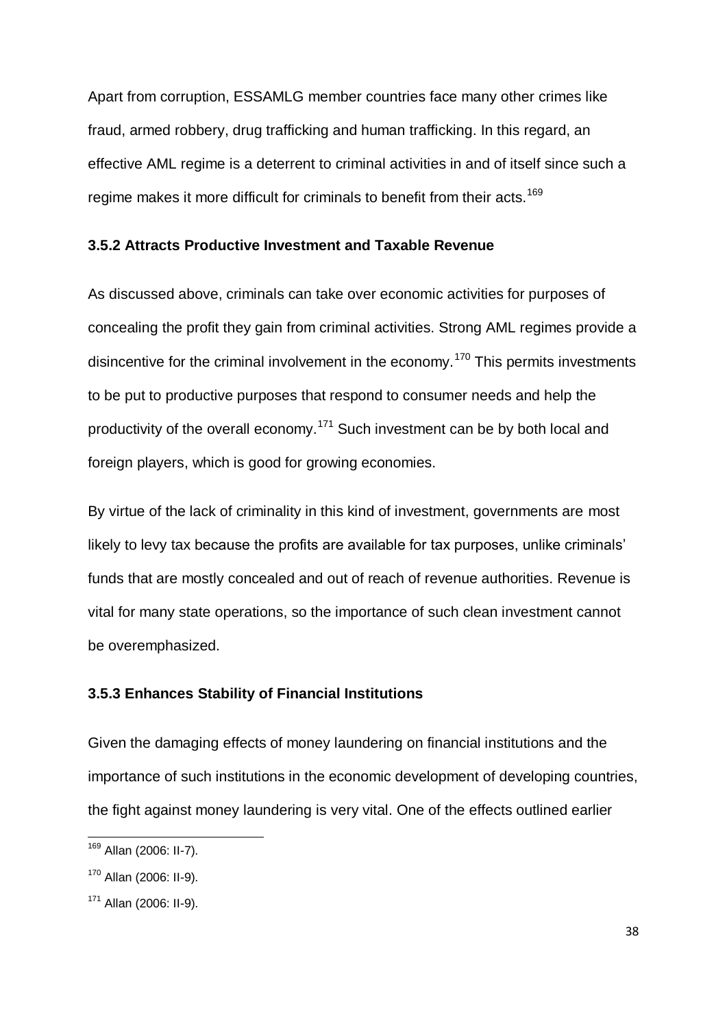Apart from corruption, ESSAMLG member countries face many other crimes like fraud, armed robbery, drug trafficking and human trafficking. In this regard, an effective AML regime is a deterrent to criminal activities in and of itself since such a regime makes it more difficult for criminals to benefit from their acts.[169]

### 3.5.2 Attracts Productive Investment and Taxable Revenue

As discussed above, criminals can take over economic activities for purposes of concealing the profit they gain from criminal activities. Strong AML regimes provide a disincentive for the criminal involvement in the economy.[170] This permits investments to be put to productive purposes that respond to consumer needs and help the productivity of the overall economy.[171] Such investment can be by both local and foreign players, which is good for growing economies.

By virtue of the lack of criminality in this kind of investment, governments are most likely to levy tax because the profits are available for tax purposes, unlike criminals' funds that are mostly concealed and out of reach of revenue authorities. Revenue is vital for many state operations, so the importance of such clean investment cannot be overemphasized.

### 3.5.3 Enhances Stability of Financial Institutions

Given the damaging effects of money laundering on financial institutions and the importance of such institutions in the economic development of developing countries, the fight against money laundering is very vital. One of the effects outlined earlier

---

[169] Allan (2006: II-7).

[170] Allan (2006: II-9).

[171] Allan (2006: II-9).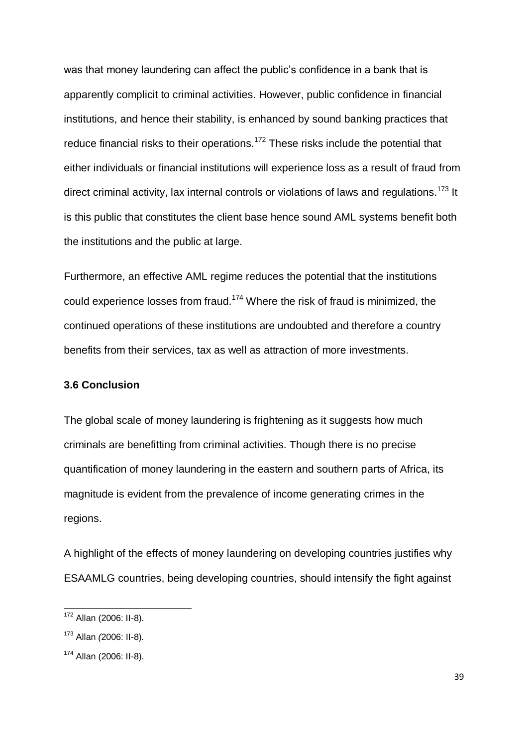was that money laundering can affect the public's confidence in a bank that is apparently complicit to criminal activities. However, public confidence in financial institutions, and hence their stability, is enhanced by sound banking practices that reduce financial risks to their operations.[172] These risks include the potential that either individuals or financial institutions will experience loss as a result of fraud from direct criminal activity, lax internal controls or violations of laws and regulations.[173] It is this public that constitutes the client base hence sound AML systems benefit both the institutions and the public at large.

Furthermore, an effective AML regime reduces the potential that the institutions could experience losses from fraud.[174] Where the risk of fraud is minimized, the continued operations of these institutions are undoubted and therefore a country benefits from their services, tax as well as attraction of more investments.

### 3.6 Conclusion

The global scale of money laundering is frightening as it suggests how much criminals are benefitting from criminal activities. Though there is no precise quantification of money laundering in the eastern and southern parts of Africa, its magnitude is evident from the prevalence of income generating crimes in the regions.

A highlight of the effects of money laundering on developing countries justifies why ESAAMLG countries, being developing countries, should intensify the fight against

---

[172] Allan (2006: II-8).

[173] Allan *(*2006: II-8).

[174] Allan (2006: II-8).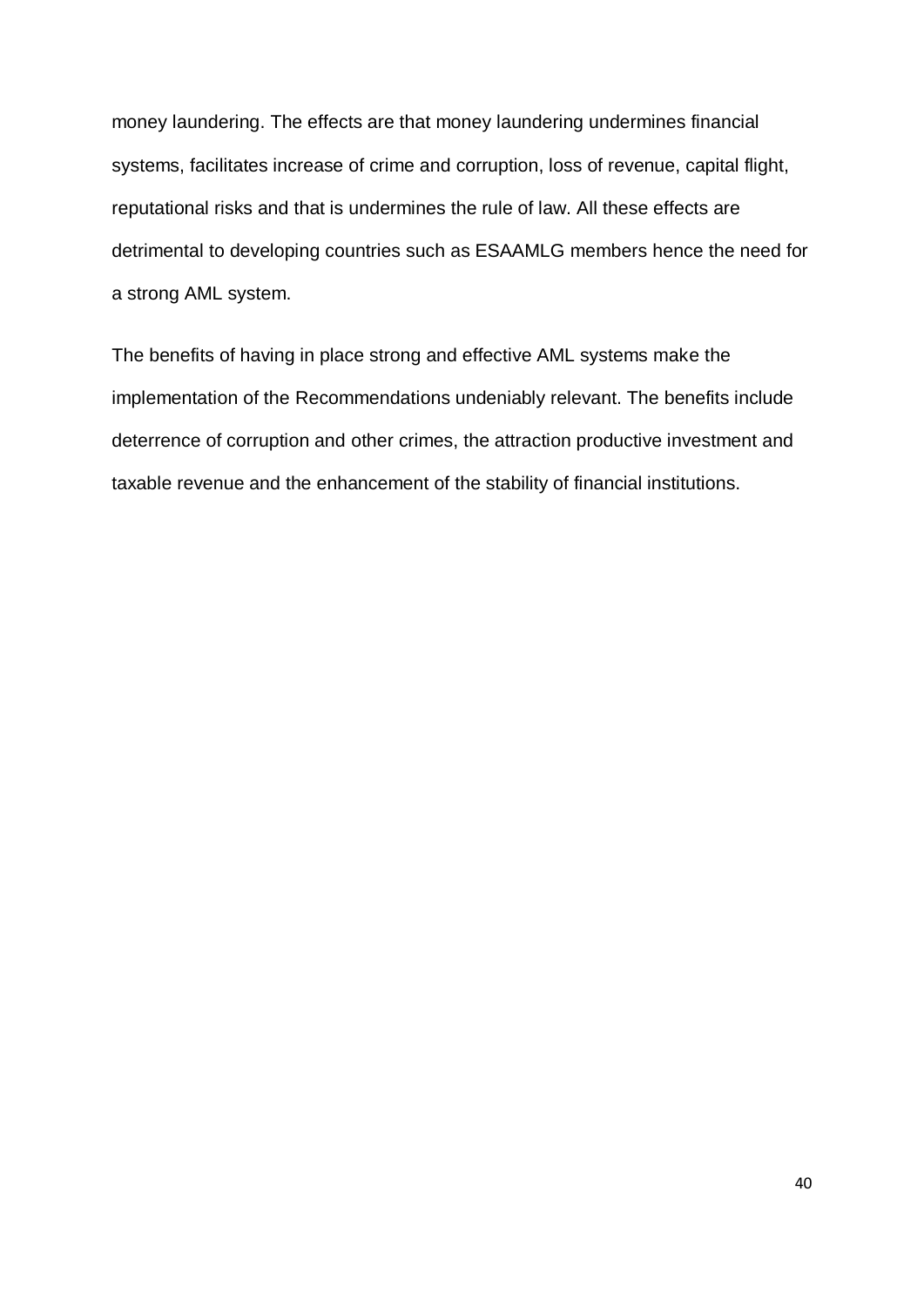money laundering. The effects are that money laundering undermines financial systems, facilitates increase of crime and corruption, loss of revenue, capital flight, reputational risks and that is undermines the rule of law. All these effects are detrimental to developing countries such as ESAAMLG members hence the need for a strong AML system.

The benefits of having in place strong and effective AML systems make the implementation of the Recommendations undeniably relevant. The benefits include deterrence of corruption and other crimes, the attraction productive investment and taxable revenue and the enhancement of the stability of financial institutions.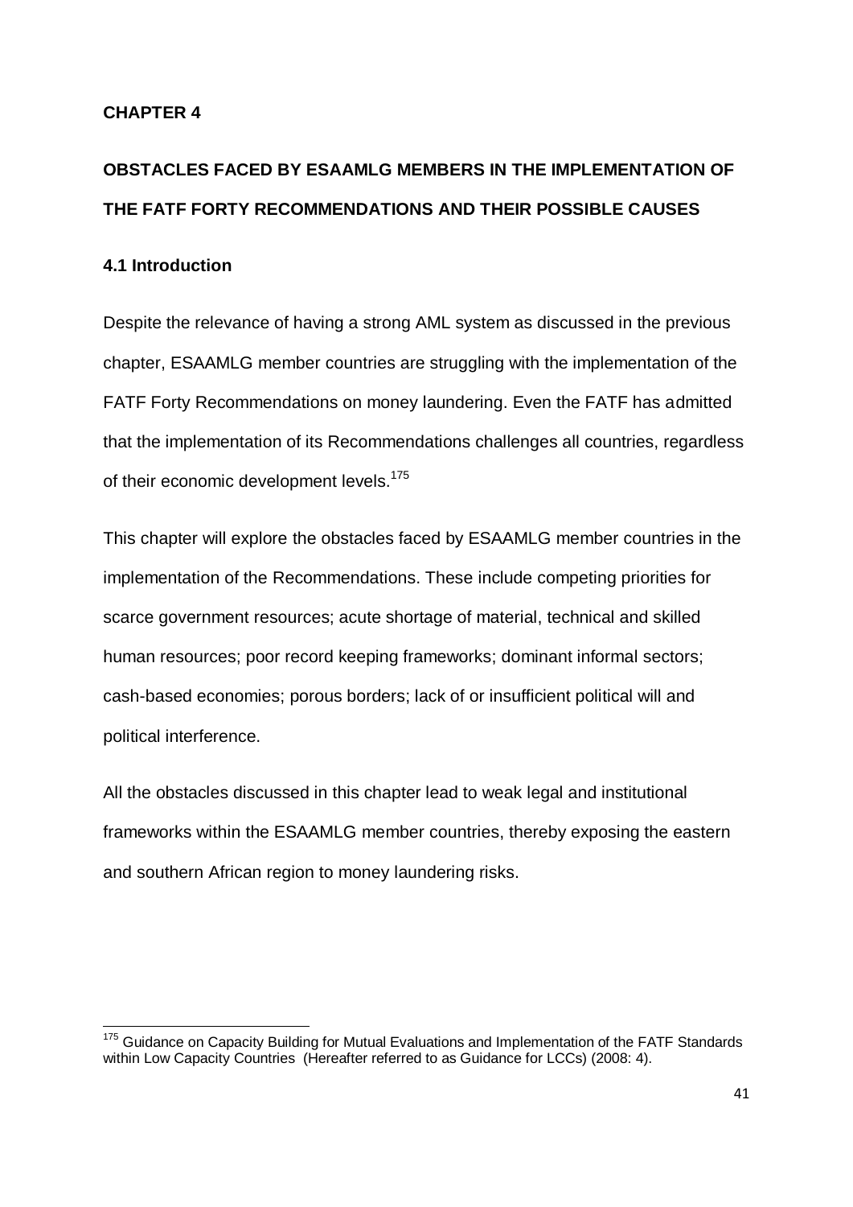# CHAPTER 4

## OBSTACLES FACED BY ESAAMLG MEMBERS IN THE IMPLEMENTATION OF THE FATF FORTY RECOMMENDATIONS AND THEIR POSSIBLE CAUSES

### 4.1 Introduction

Despite the relevance of having a strong AML system as discussed in the previous chapter, ESAAMLG member countries are struggling with the implementation of the FATF Forty Recommendations on money laundering. Even the FATF has admitted that the implementation of its Recommendations challenges all countries, regardless of their economic development levels.[175]

This chapter will explore the obstacles faced by ESAAMLG member countries in the implementation of the Recommendations. These include competing priorities for scarce government resources; acute shortage of material, technical and skilled human resources; poor record keeping frameworks; dominant informal sectors; cash-based economies; porous borders; lack of or insufficient political will and political interference.

All the obstacles discussed in this chapter lead to weak legal and institutional frameworks within the ESAAMLG member countries, thereby exposing the eastern and southern African region to money laundering risks.

---

[175] Guidance on Capacity Building for Mutual Evaluations and Implementation of the FATF Standards within Low Capacity Countries (Hereafter referred to as Guidance for LCCs) (2008: 4).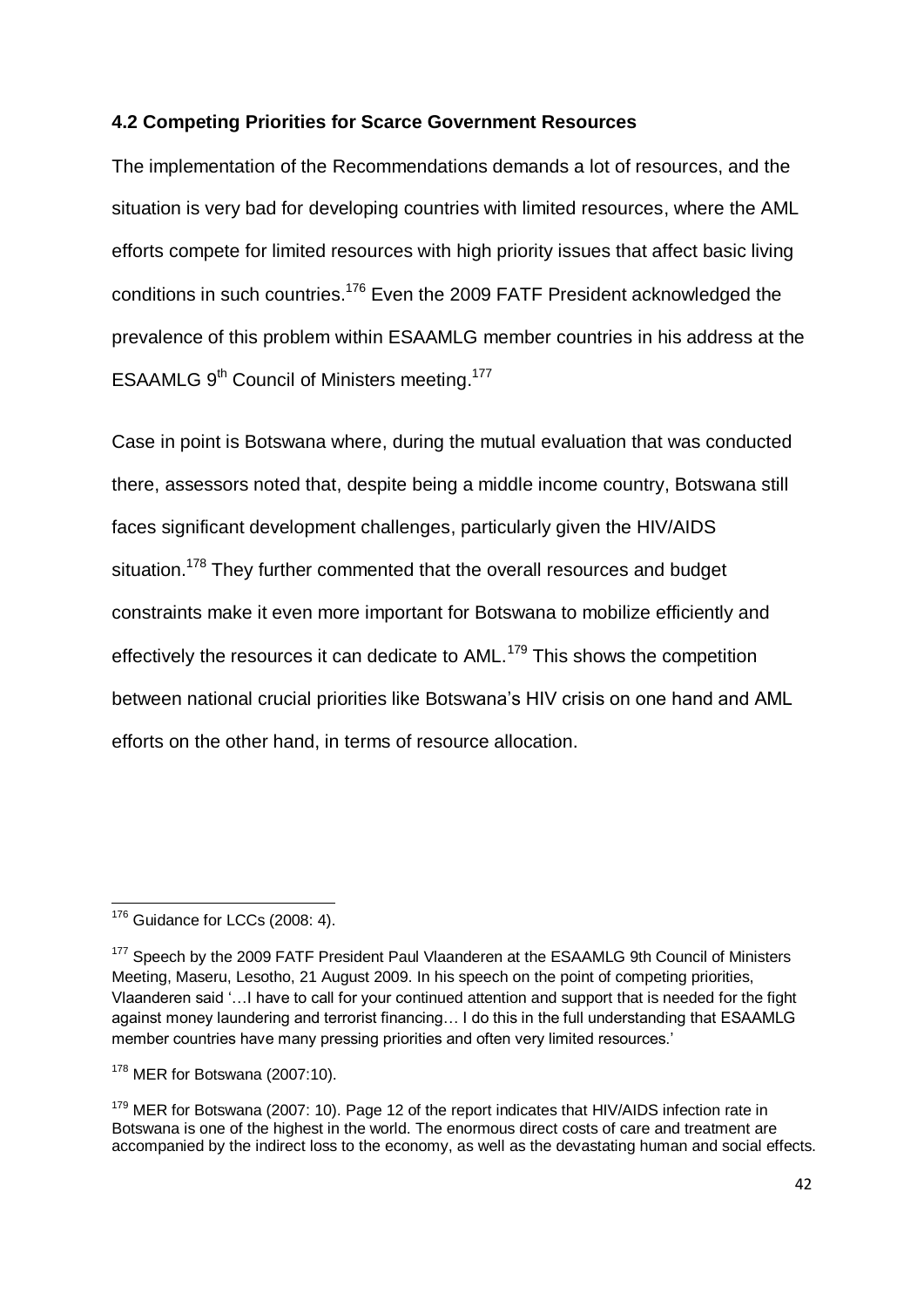### 4.2 Competing Priorities for Scarce Government Resources

The implementation of the Recommendations demands a lot of resources, and the situation is very bad for developing countries with limited resources, where the AML efforts compete for limited resources with high priority issues that affect basic living conditions in such countries.[176] Even the 2009 FATF President acknowledged the prevalence of this problem within ESAAMLG member countries in his address at the ESAAMLG 9th Council of Ministers meeting.[177]

Case in point is Botswana where, during the mutual evaluation that was conducted there, assessors noted that, despite being a middle income country, Botswana still faces significant development challenges, particularly given the HIV/AIDS situation.[178] They further commented that the overall resources and budget constraints make it even more important for Botswana to mobilize efficiently and effectively the resources it can dedicate to AML.[179] This shows the competition between national crucial priorities like Botswana's HIV crisis on one hand and AML efforts on the other hand, in terms of resource allocation.

---

[176] Guidance for LCCs (2008: 4).

[177] Speech by the 2009 FATF President Paul Vlaanderen at the ESAAMLG 9th Council of Ministers Meeting, Maseru, Lesotho, 21 August 2009. In his speech on the point of competing priorities, Vlaanderen said '…I have to call for your continued attention and support that is needed for the fight against money laundering and terrorist financing… I do this in the full understanding that ESAAMLG member countries have many pressing priorities and often very limited resources.'

[178] MER for Botswana (2007:10).

[179] MER for Botswana (2007: 10). Page 12 of the report indicates that HIV/AIDS infection rate in Botswana is one of the highest in the world. The enormous direct costs of care and treatment are accompanied by the indirect loss to the economy, as well as the devastating human and social effects.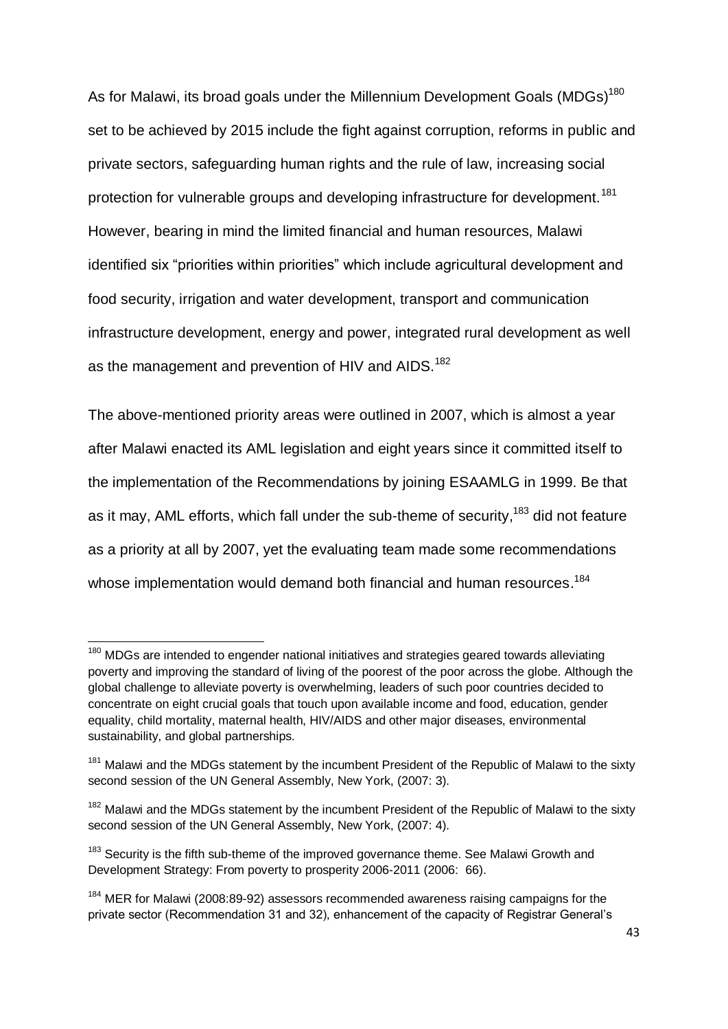As for Malawi, its broad goals under the Millennium Development Goals (MDGs)[180] set to be achieved by 2015 include the fight against corruption, reforms in public and private sectors, safeguarding human rights and the rule of law, increasing social protection for vulnerable groups and developing infrastructure for development.[181] However, bearing in mind the limited financial and human resources, Malawi identified six "priorities within priorities" which include agricultural development and food security, irrigation and water development, transport and communication infrastructure development, energy and power, integrated rural development as well as the management and prevention of HIV and AIDS.[182]

The above-mentioned priority areas were outlined in 2007, which is almost a year after Malawi enacted its AML legislation and eight years since it committed itself to the implementation of the Recommendations by joining ESAAMLG in 1999. Be that as it may, AML efforts, which fall under the sub-theme of security,[183] did not feature as a priority at all by 2007, yet the evaluating team made some recommendations whose implementation would demand both financial and human resources.[184]

---

[180] MDGs are intended to engender national initiatives and strategies geared towards alleviating poverty and improving the standard of living of the poorest of the poor across the globe. Although the global challenge to alleviate poverty is overwhelming, leaders of such poor countries decided to concentrate on eight crucial goals that touch upon available income and food, education, gender equality, child mortality, maternal health, HIV/AIDS and other major diseases, environmental sustainability, and global partnerships.

[181] Malawi and the MDGs statement by the incumbent President of the Republic of Malawi to the sixty second session of the UN General Assembly, New York, (2007: 3).

[182] Malawi and the MDGs statement by the incumbent President of the Republic of Malawi to the sixty second session of the UN General Assembly, New York, (2007: 4).

[183] Security is the fifth sub-theme of the improved governance theme. See Malawi Growth and Development Strategy: From poverty to prosperity 2006-2011 (2006: 66).

[184] MER for Malawi (2008:89-92) assessors recommended awareness raising campaigns for the private sector (Recommendation 31 and 32), enhancement of the capacity of Registrar General's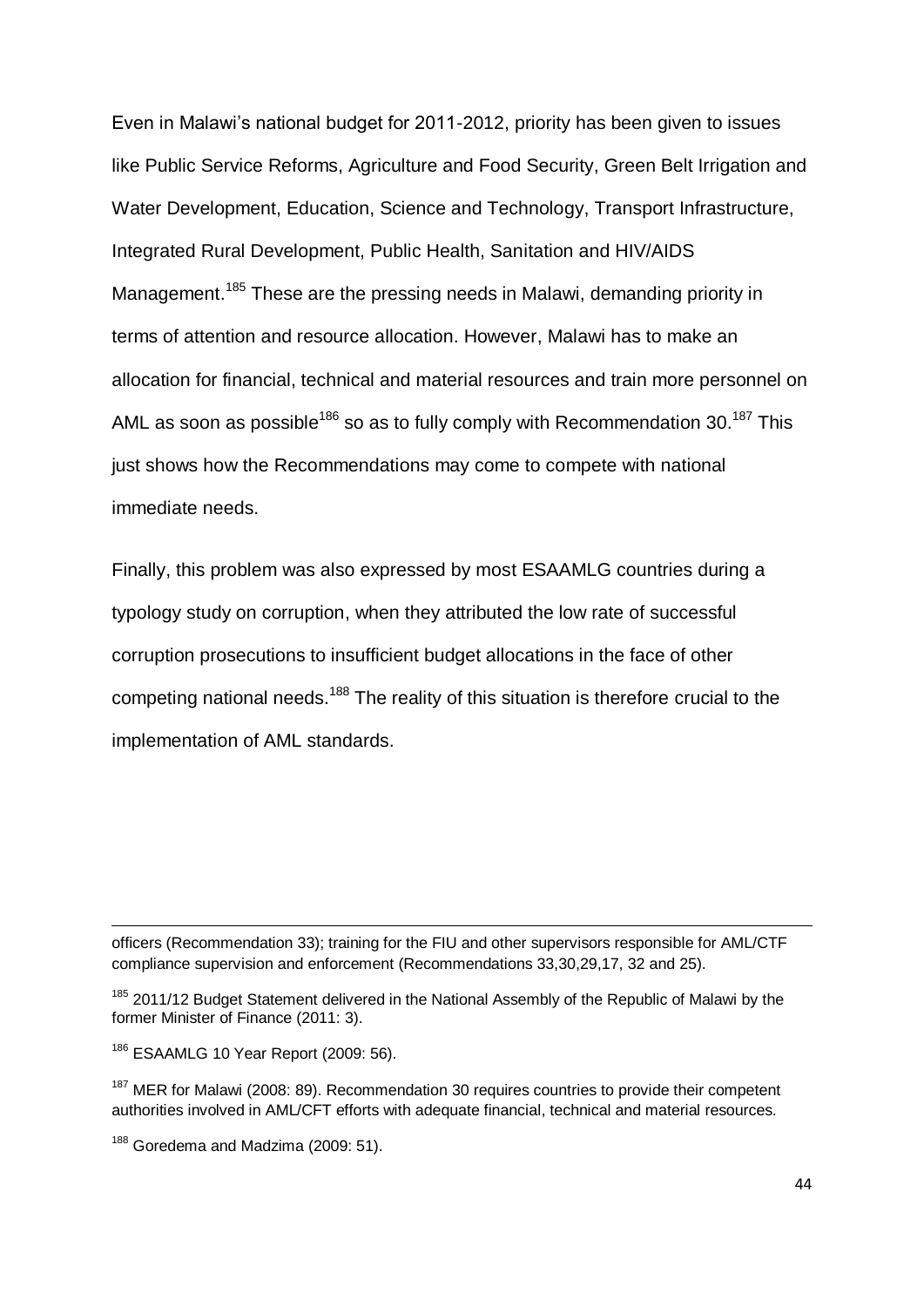Even in Malawi's national budget for 2011-2012, priority has been given to issues like Public Service Reforms, Agriculture and Food Security, Green Belt Irrigation and Water Development, Education, Science and Technology, Transport Infrastructure, Integrated Rural Development, Public Health, Sanitation and HIV/AIDS Management.[185] These are the pressing needs in Malawi, demanding priority in terms of attention and resource allocation. However, Malawi has to make an allocation for financial, technical and material resources and train more personnel on AML as soon as possible[186] so as to fully comply with Recommendation 30.[187] This just shows how the Recommendations may come to compete with national immediate needs.

Finally, this problem was also expressed by most ESAAMLG countries during a typology study on corruption, when they attributed the low rate of successful corruption prosecutions to insufficient budget allocations in the face of other competing national needs.[188] The reality of this situation is therefore crucial to the implementation of AML standards.

---

officers (Recommendation 33); training for the FIU and other supervisors responsible for AML/CTF compliance supervision and enforcement (Recommendations 33,30,29,17, 32 and 25).

[185] 2011/12 Budget Statement delivered in the National Assembly of the Republic of Malawi by the former Minister of Finance (2011: 3).

[186] ESAAMLG 10 Year Report (2009: 56).

[187] MER for Malawi (2008: 89). Recommendation 30 requires countries to provide their competent authorities involved in AML/CFT efforts with adequate financial, technical and material resources.

[188] Goredema and Madzima (2009: 51).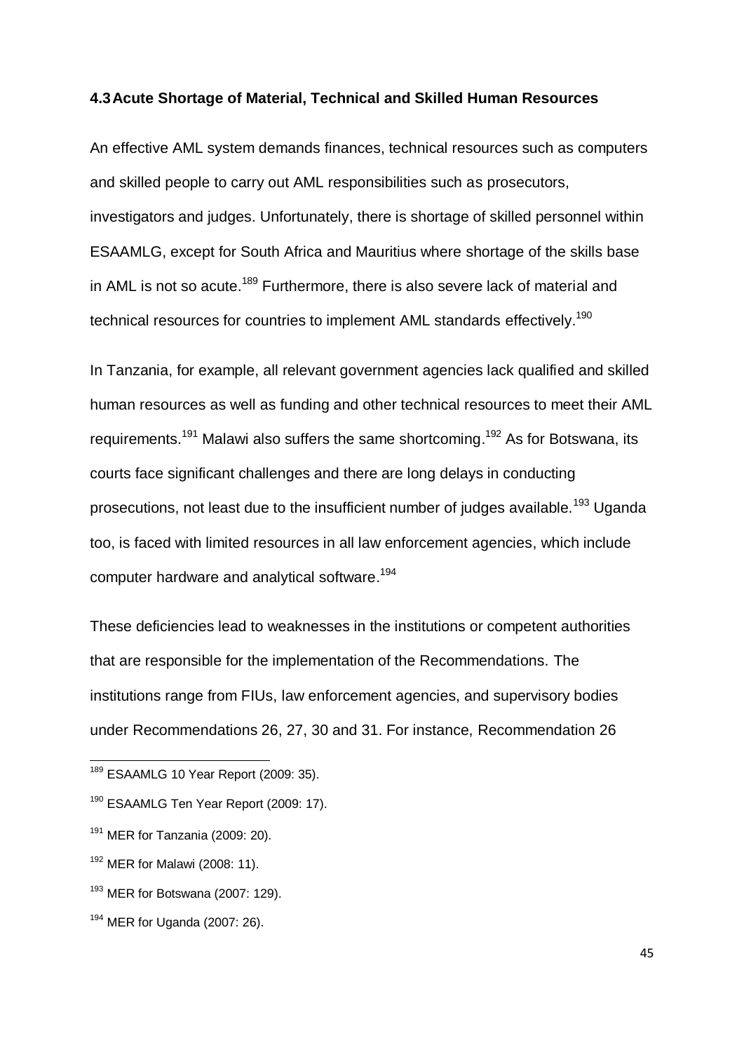### 4.3 Acute Shortage of Material, Technical and Skilled Human Resources

An effective AML system demands finances, technical resources such as computers and skilled people to carry out AML responsibilities such as prosecutors, investigators and judges. Unfortunately, there is shortage of skilled personnel within ESAAMLG, except for South Africa and Mauritius where shortage of the skills base in AML is not so acute.[189] Furthermore, there is also severe lack of material and technical resources for countries to implement AML standards effectively.[190]

In Tanzania, for example, all relevant government agencies lack qualified and skilled human resources as well as funding and other technical resources to meet their AML requirements.[191] Malawi also suffers the same shortcoming.[192] As for Botswana, its courts face significant challenges and there are long delays in conducting prosecutions, not least due to the insufficient number of judges available.[193] Uganda too, is faced with limited resources in all law enforcement agencies, which include computer hardware and analytical software.[194]

These deficiencies lead to weaknesses in the institutions or competent authorities that are responsible for the implementation of the Recommendations. The institutions range from FIUs, law enforcement agencies, and supervisory bodies under Recommendations 26, 27, 30 and 31. For instance, Recommendation 26

---

[189] ESAAMLG 10 Year Report (2009: 35).

[190] ESAAMLG Ten Year Report (2009: 17).

[191] MER for Tanzania (2009: 20).

[192] MER for Malawi (2008: 11).

[193] MER for Botswana (2007: 129).

[194] MER for Uganda (2007: 26).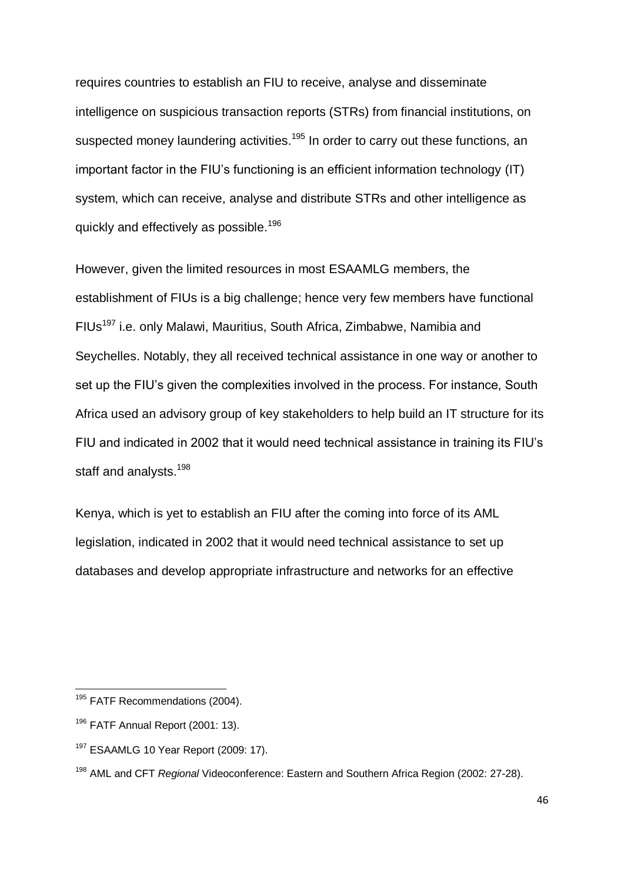requires countries to establish an FIU to receive, analyse and disseminate intelligence on suspicious transaction reports (STRs) from financial institutions, on suspected money laundering activities.[195] In order to carry out these functions, an important factor in the FIU's functioning is an efficient information technology (IT) system, which can receive, analyse and distribute STRs and other intelligence as quickly and effectively as possible.[196]

However, given the limited resources in most ESAAMLG members, the establishment of FIUs is a big challenge; hence very few members have functional FIUs[197] i.e. only Malawi, Mauritius, South Africa, Zimbabwe, Namibia and Seychelles. Notably, they all received technical assistance in one way or another to set up the FIU's given the complexities involved in the process. For instance, South Africa used an advisory group of key stakeholders to help build an IT structure for its FIU and indicated in 2002 that it would need technical assistance in training its FIU's staff and analysts.[198]

Kenya, which is yet to establish an FIU after the coming into force of its AML legislation, indicated in 2002 that it would need technical assistance to set up databases and develop appropriate infrastructure and networks for an effective

---

[195] FATF Recommendations (2004).

[196] FATF Annual Report (2001: 13).

[197] ESAAMLG 10 Year Report (2009: 17).

[198] AML and CFT *Regional* Videoconference: Eastern and Southern Africa Region (2002: 27-28).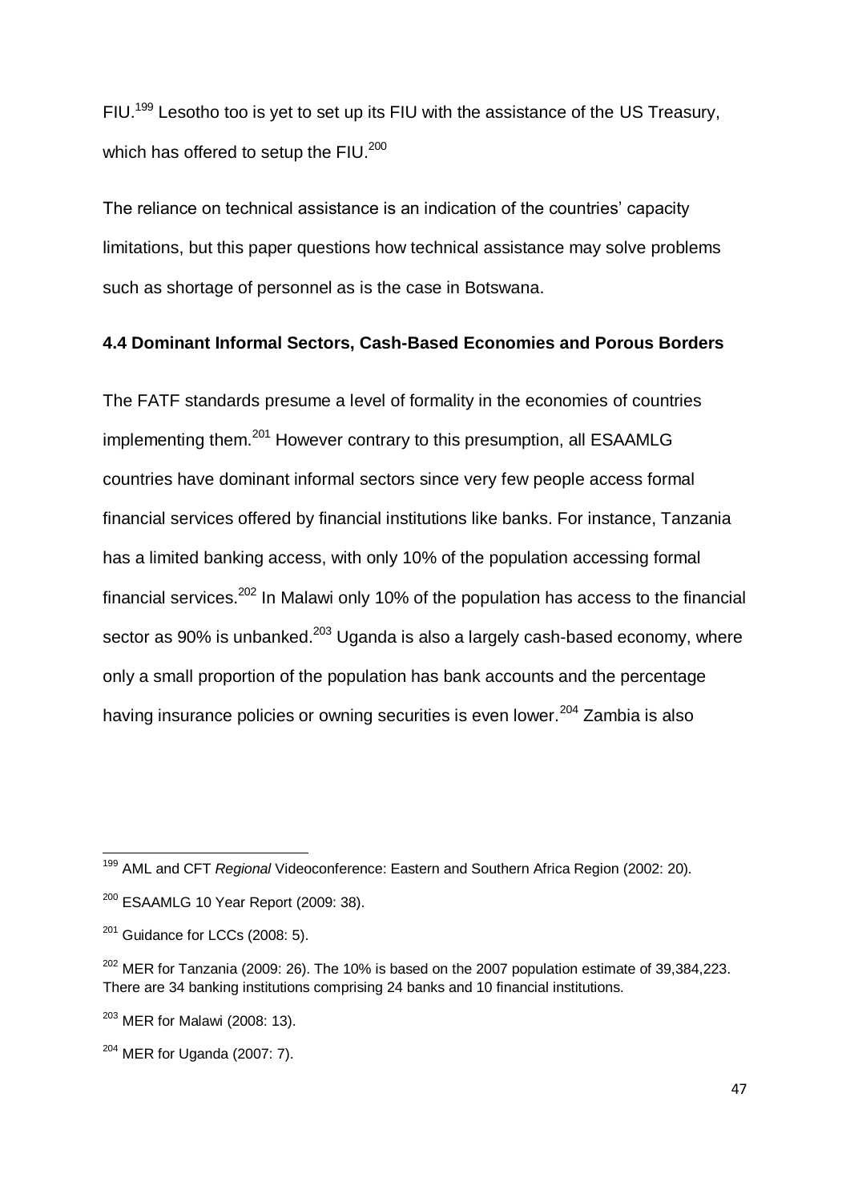FIU.[199] Lesotho too is yet to set up its FIU with the assistance of the US Treasury, which has offered to setup the FIU.[200]

The reliance on technical assistance is an indication of the countries' capacity limitations, but this paper questions how technical assistance may solve problems such as shortage of personnel as is the case in Botswana.

### 4.4 Dominant Informal Sectors, Cash-Based Economies and Porous Borders

The FATF standards presume a level of formality in the economies of countries implementing them.[201] However contrary to this presumption, all ESAAMLG countries have dominant informal sectors since very few people access formal financial services offered by financial institutions like banks. For instance, Tanzania has a limited banking access, with only 10% of the population accessing formal financial services.[202] In Malawi only 10% of the population has access to the financial sector as 90% is unbanked.[203] Uganda is also a largely cash-based economy, where only a small proportion of the population has bank accounts and the percentage having insurance policies or owning securities is even lower.[204] Zambia is also

---

[199] AML and CFT *Regional* Videoconference: Eastern and Southern Africa Region (2002: 20).

[200] ESAAMLG 10 Year Report (2009: 38).

[201] Guidance for LCCs (2008: 5).

[202] MER for Tanzania (2009: 26). The 10% is based on the 2007 population estimate of 39,384,223. There are 34 banking institutions comprising 24 banks and 10 financial institutions.

[203] MER for Malawi (2008: 13).

[204] MER for Uganda (2007: 7).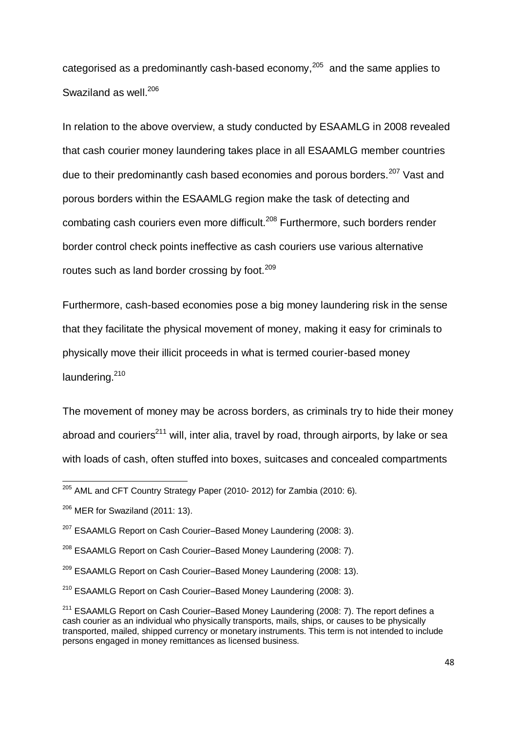categorised as a predominantly cash-based economy,[205] and the same applies to Swaziland as well.[206]

In relation to the above overview, a study conducted by ESAAMLG in 2008 revealed that cash courier money laundering takes place in all ESAAMLG member countries due to their predominantly cash based economies and porous borders.[207] Vast and porous borders within the ESAAMLG region make the task of detecting and combating cash couriers even more difficult.[208] Furthermore, such borders render border control check points ineffective as cash couriers use various alternative routes such as land border crossing by foot.[209]

Furthermore, cash-based economies pose a big money laundering risk in the sense that they facilitate the physical movement of money, making it easy for criminals to physically move their illicit proceeds in what is termed courier-based money laundering.[210]

The movement of money may be across borders, as criminals try to hide their money abroad and couriers[211] will, inter alia, travel by road, through airports, by lake or sea with loads of cash, often stuffed into boxes, suitcases and concealed compartments

---

[205] AML and CFT Country Strategy Paper (2010- 2012) for Zambia (2010: 6).

[206] MER for Swaziland (2011: 13).

[207] ESAAMLG Report on Cash Courier–Based Money Laundering (2008: 3).

[208] ESAAMLG Report on Cash Courier–Based Money Laundering (2008: 7).

[209] ESAAMLG Report on Cash Courier–Based Money Laundering (2008: 13).

[210] ESAAMLG Report on Cash Courier–Based Money Laundering (2008: 3).

[211] ESAAMLG Report on Cash Courier–Based Money Laundering (2008: 7). The report defines a cash courier as an individual who physically transports, mails, ships, or causes to be physically transported, mailed, shipped currency or monetary instruments. This term is not intended to include persons engaged in money remittances as licensed business.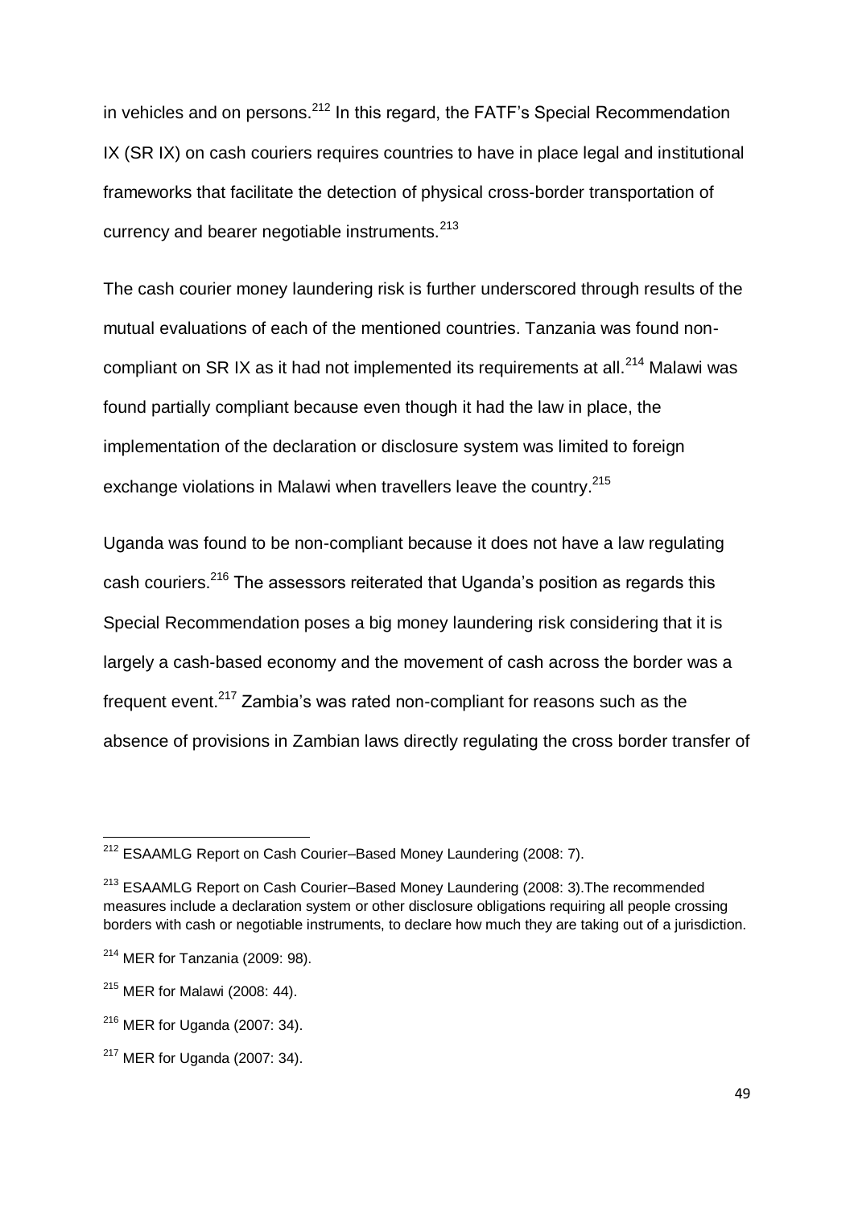in vehicles and on persons.[212] In this regard, the FATF's Special Recommendation IX (SR IX) on cash couriers requires countries to have in place legal and institutional frameworks that facilitate the detection of physical cross-border transportation of currency and bearer negotiable instruments.[213]

The cash courier money laundering risk is further underscored through results of the mutual evaluations of each of the mentioned countries. Tanzania was found non-compliant on SR IX as it had not implemented its requirements at all.[214] Malawi was found partially compliant because even though it had the law in place, the implementation of the declaration or disclosure system was limited to foreign exchange violations in Malawi when travellers leave the country.[215]

Uganda was found to be non-compliant because it does not have a law regulating cash couriers.[216] The assessors reiterated that Uganda's position as regards this Special Recommendation poses a big money laundering risk considering that it is largely a cash-based economy and the movement of cash across the border was a frequent event.[217] Zambia's was rated non-compliant for reasons such as the absence of provisions in Zambian laws directly regulating the cross border transfer of

---

[212] ESAAMLG Report on Cash Courier–Based Money Laundering (2008: 7).

[213] ESAAMLG Report on Cash Courier–Based Money Laundering (2008: 3).The recommended measures include a declaration system or other disclosure obligations requiring all people crossing borders with cash or negotiable instruments, to declare how much they are taking out of a jurisdiction.

[214] MER for Tanzania (2009: 98).

[215] MER for Malawi (2008: 44).

[216] MER for Uganda (2007: 34).

[217] MER for Uganda (2007: 34).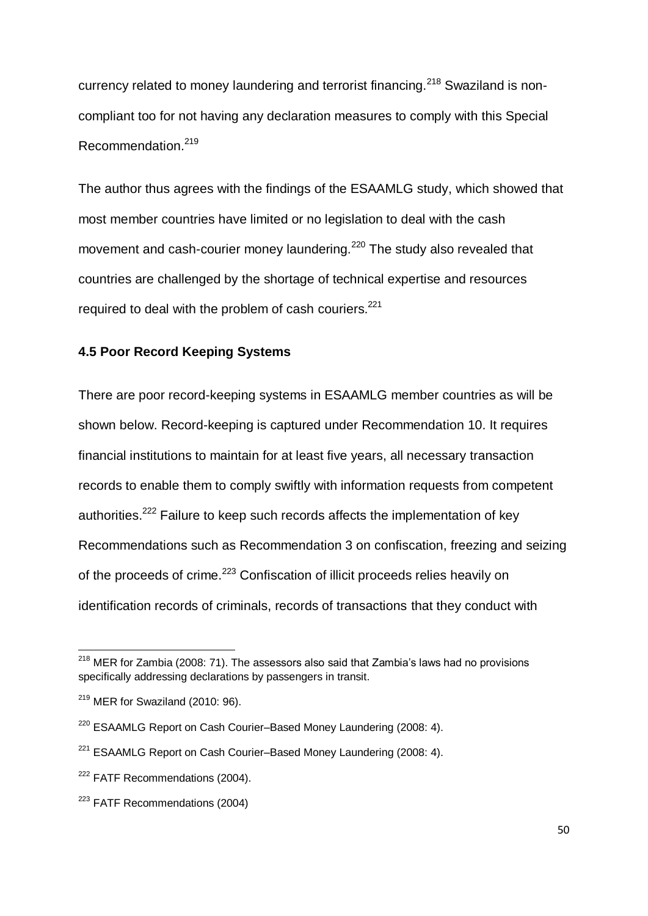currency related to money laundering and terrorist financing.[218] Swaziland is non-compliant too for not having any declaration measures to comply with this Special Recommendation.[219]

The author thus agrees with the findings of the ESAAMLG study, which showed that most member countries have limited or no legislation to deal with the cash movement and cash-courier money laundering.[220] The study also revealed that countries are challenged by the shortage of technical expertise and resources required to deal with the problem of cash couriers.[221]

### 4.5 Poor Record Keeping Systems

There are poor record-keeping systems in ESAAMLG member countries as will be shown below. Record-keeping is captured under Recommendation 10. It requires financial institutions to maintain for at least five years, all necessary transaction records to enable them to comply swiftly with information requests from competent authorities.[222] Failure to keep such records affects the implementation of key Recommendations such as Recommendation 3 on confiscation, freezing and seizing of the proceeds of crime.[223] Confiscation of illicit proceeds relies heavily on identification records of criminals, records of transactions that they conduct with

---

[218] MER for Zambia (2008: 71). The assessors also said that Zambia's laws had no provisions specifically addressing declarations by passengers in transit.

[219] MER for Swaziland (2010: 96).

[220] ESAAMLG Report on Cash Courier–Based Money Laundering (2008: 4).

[221] ESAAMLG Report on Cash Courier–Based Money Laundering (2008: 4).

[222] FATF Recommendations (2004).

[223] FATF Recommendations (2004)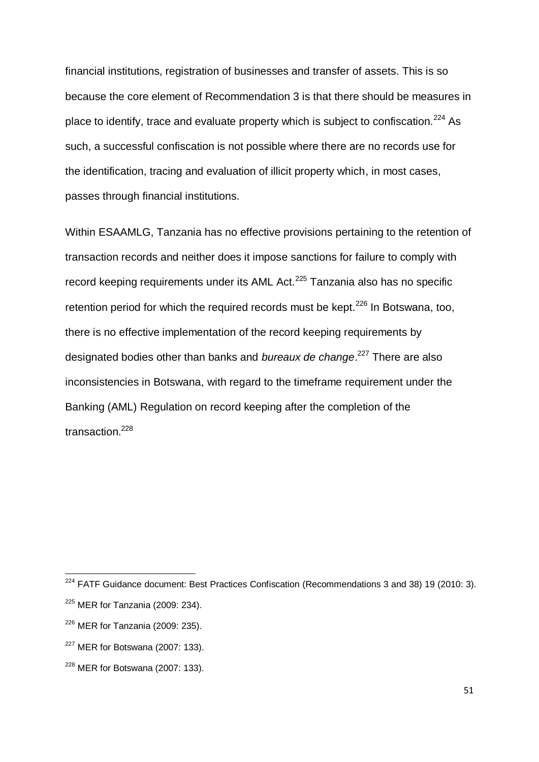financial institutions, registration of businesses and transfer of assets. This is so because the core element of Recommendation 3 is that there should be measures in place to identify, trace and evaluate property which is subject to confiscation.[224] As such, a successful confiscation is not possible where there are no records use for the identification, tracing and evaluation of illicit property which, in most cases, passes through financial institutions.

Within ESAAMLG, Tanzania has no effective provisions pertaining to the retention of transaction records and neither does it impose sanctions for failure to comply with record keeping requirements under its AML Act.[225] Tanzania also has no specific retention period for which the required records must be kept.[226] In Botswana, too, there is no effective implementation of the record keeping requirements by designated bodies other than banks and *bureaux de change*.[227] There are also inconsistencies in Botswana, with regard to the timeframe requirement under the Banking (AML) Regulation on record keeping after the completion of the transaction.[228]

---

[224] FATF Guidance document: Best Practices Confiscation (Recommendations 3 and 38) 19 (2010: 3).

[225] MER for Tanzania (2009: 234).

[226] MER for Tanzania (2009: 235).

[227] MER for Botswana (2007: 133).

[228] MER for Botswana (2007: 133).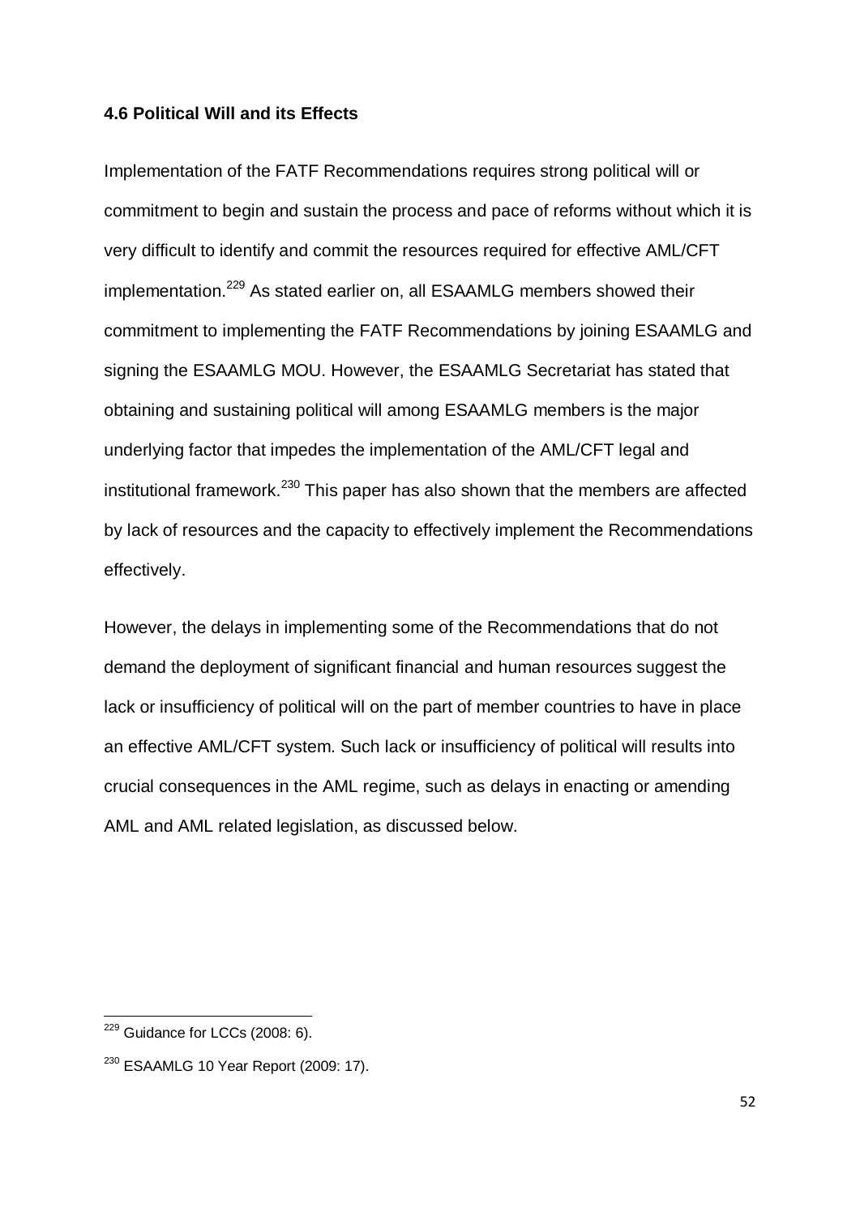#### 4.6 Political Will and its Effects

Implementation of the FATF Recommendations requires strong political will or commitment to begin and sustain the process and pace of reforms without which it is very difficult to identify and commit the resources required for effective AML/CFT implementation.[229] As stated earlier on, all ESAAMLG members showed their commitment to implementing the FATF Recommendations by joining ESAAMLG and signing the ESAAMLG MOU. However, the ESAAMLG Secretariat has stated that obtaining and sustaining political will among ESAAMLG members is the major underlying factor that impedes the implementation of the AML/CFT legal and institutional framework.[230] This paper has also shown that the members are affected by lack of resources and the capacity to effectively implement the Recommendations effectively.

However, the delays in implementing some of the Recommendations that do not demand the deployment of significant financial and human resources suggest the lack or insufficiency of political will on the part of member countries to have in place an effective AML/CFT system. Such lack or insufficiency of political will results into crucial consequences in the AML regime, such as delays in enacting or amending AML and AML related legislation, as discussed below.

---

[229] Guidance for LCCs (2008: 6).

[230] ESAAMLG 10 Year Report (2009: 17).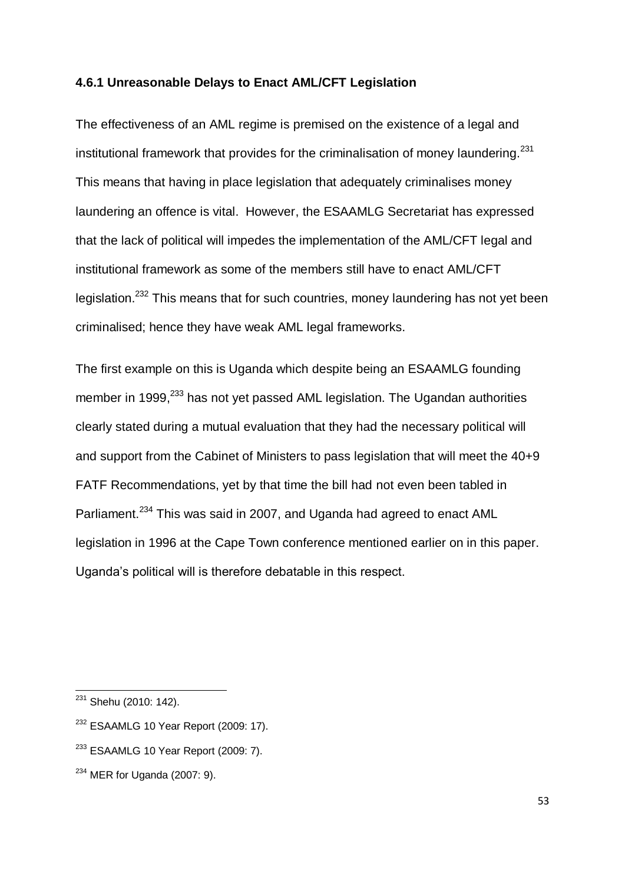### 4.6.1 Unreasonable Delays to Enact AML/CFT Legislation

The effectiveness of an AML regime is premised on the existence of a legal and institutional framework that provides for the criminalisation of money laundering.[231] This means that having in place legislation that adequately criminalises money laundering an offence is vital. However, the ESAAMLG Secretariat has expressed that the lack of political will impedes the implementation of the AML/CFT legal and institutional framework as some of the members still have to enact AML/CFT legislation.[232] This means that for such countries, money laundering has not yet been criminalised; hence they have weak AML legal frameworks.

The first example on this is Uganda which despite being an ESAAMLG founding member in 1999,[233] has not yet passed AML legislation. The Ugandan authorities clearly stated during a mutual evaluation that they had the necessary political will and support from the Cabinet of Ministers to pass legislation that will meet the 40+9 FATF Recommendations, yet by that time the bill had not even been tabled in Parliament.[234] This was said in 2007, and Uganda had agreed to enact AML legislation in 1996 at the Cape Town conference mentioned earlier on in this paper. Uganda's political will is therefore debatable in this respect.

---

[231] Shehu (2010: 142).

[232] ESAAMLG 10 Year Report (2009: 17).

[233] ESAAMLG 10 Year Report (2009: 7).

[234] MER for Uganda (2007: 9).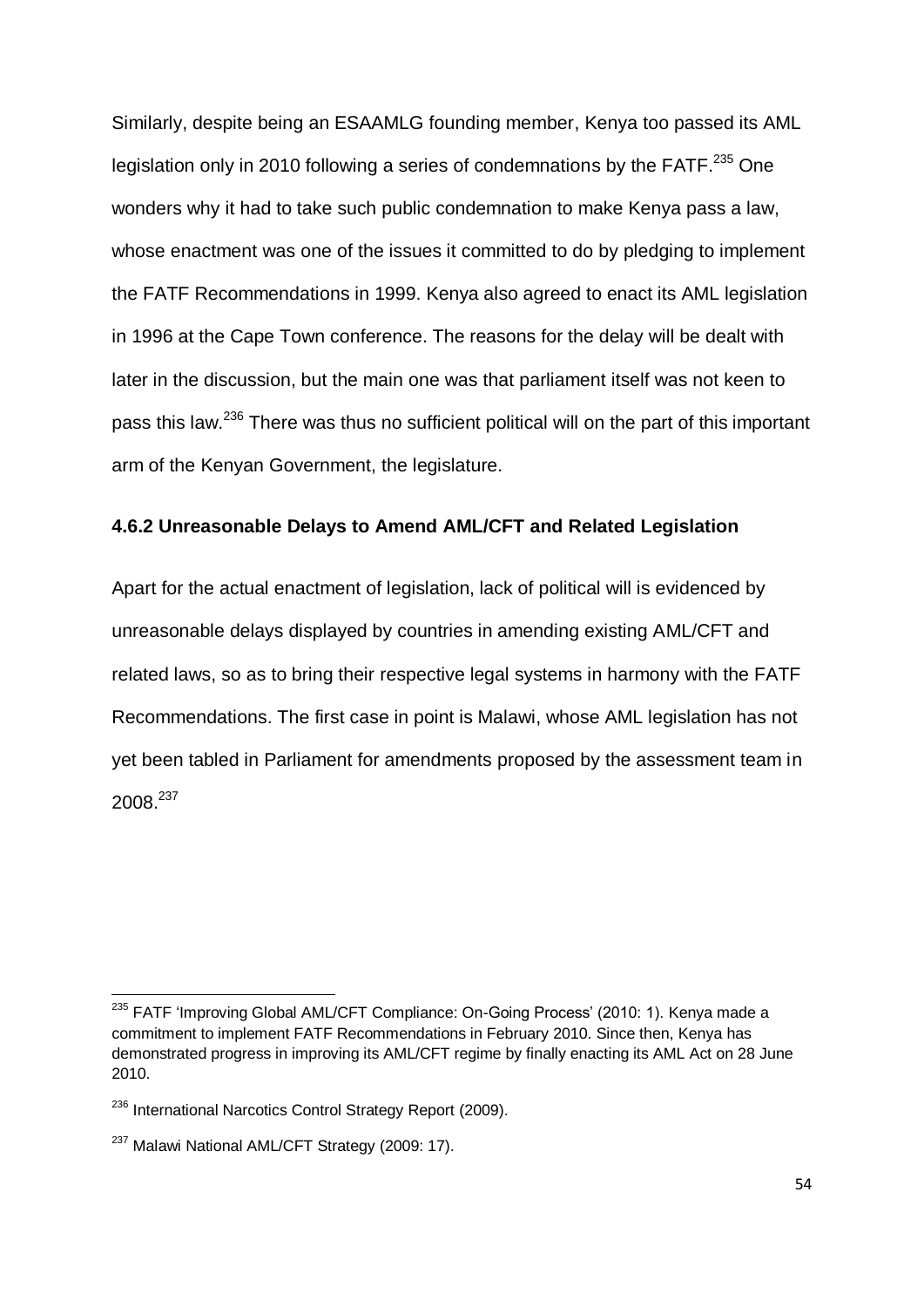Similarly, despite being an ESAAMLG founding member, Kenya too passed its AML legislation only in 2010 following a series of condemnations by the FATF.[235] One wonders why it had to take such public condemnation to make Kenya pass a law, whose enactment was one of the issues it committed to do by pledging to implement the FATF Recommendations in 1999. Kenya also agreed to enact its AML legislation in 1996 at the Cape Town conference. The reasons for the delay will be dealt with later in the discussion, but the main one was that parliament itself was not keen to pass this law.[236] There was thus no sufficient political will on the part of this important arm of the Kenyan Government, the legislature.

### 4.6.2 Unreasonable Delays to Amend AML/CFT and Related Legislation

Apart for the actual enactment of legislation, lack of political will is evidenced by unreasonable delays displayed by countries in amending existing AML/CFT and related laws, so as to bring their respective legal systems in harmony with the FATF Recommendations. The first case in point is Malawi, whose AML legislation has not yet been tabled in Parliament for amendments proposed by the assessment team in 2008.[237]

---

[235] FATF 'Improving Global AML/CFT Compliance: On-Going Process' (2010: 1). Kenya made a commitment to implement FATF Recommendations in February 2010. Since then, Kenya has demonstrated progress in improving its AML/CFT regime by finally enacting its AML Act on 28 June 2010.

[236] International Narcotics Control Strategy Report (2009).

[237] Malawi National AML/CFT Strategy (2009: 17).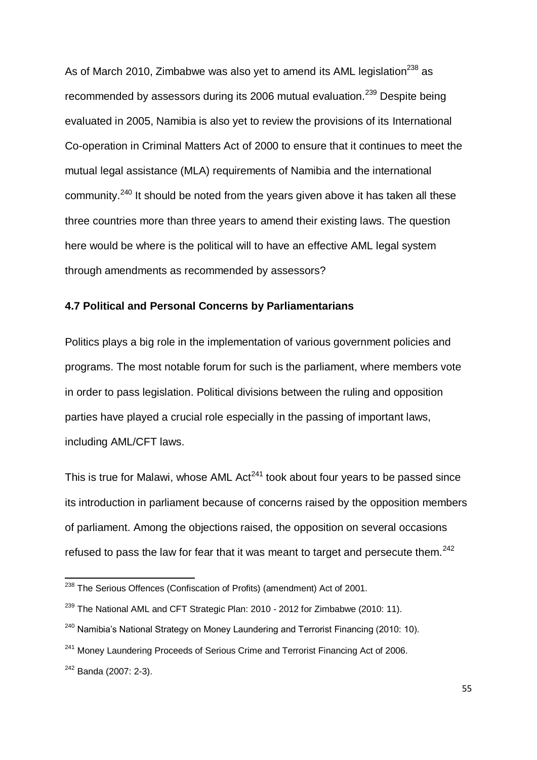As of March 2010, Zimbabwe was also yet to amend its AML legislation[238] as recommended by assessors during its 2006 mutual evaluation.[239] Despite being evaluated in 2005, Namibia is also yet to review the provisions of its International Co-operation in Criminal Matters Act of 2000 to ensure that it continues to meet the mutual legal assistance (MLA) requirements of Namibia and the international community.[240] It should be noted from the years given above it has taken all these three countries more than three years to amend their existing laws. The question here would be where is the political will to have an effective AML legal system through amendments as recommended by assessors?

### 4.7 Political and Personal Concerns by Parliamentarians

Politics plays a big role in the implementation of various government policies and programs. The most notable forum for such is the parliament, where members vote in order to pass legislation. Political divisions between the ruling and opposition parties have played a crucial role especially in the passing of important laws, including AML/CFT laws.

This is true for Malawi, whose AML Act[241] took about four years to be passed since its introduction in parliament because of concerns raised by the opposition members of parliament. Among the objections raised, the opposition on several occasions refused to pass the law for fear that it was meant to target and persecute them.[242]

---

[238] The Serious Offences (Confiscation of Profits) (amendment) Act of 2001.

[239] The National AML and CFT Strategic Plan: 2010 - 2012 for Zimbabwe (2010: 11).

[240] Namibia's National Strategy on Money Laundering and Terrorist Financing (2010: 10).

[241] Money Laundering Proceeds of Serious Crime and Terrorist Financing Act of 2006.

[242] Banda (2007: 2-3).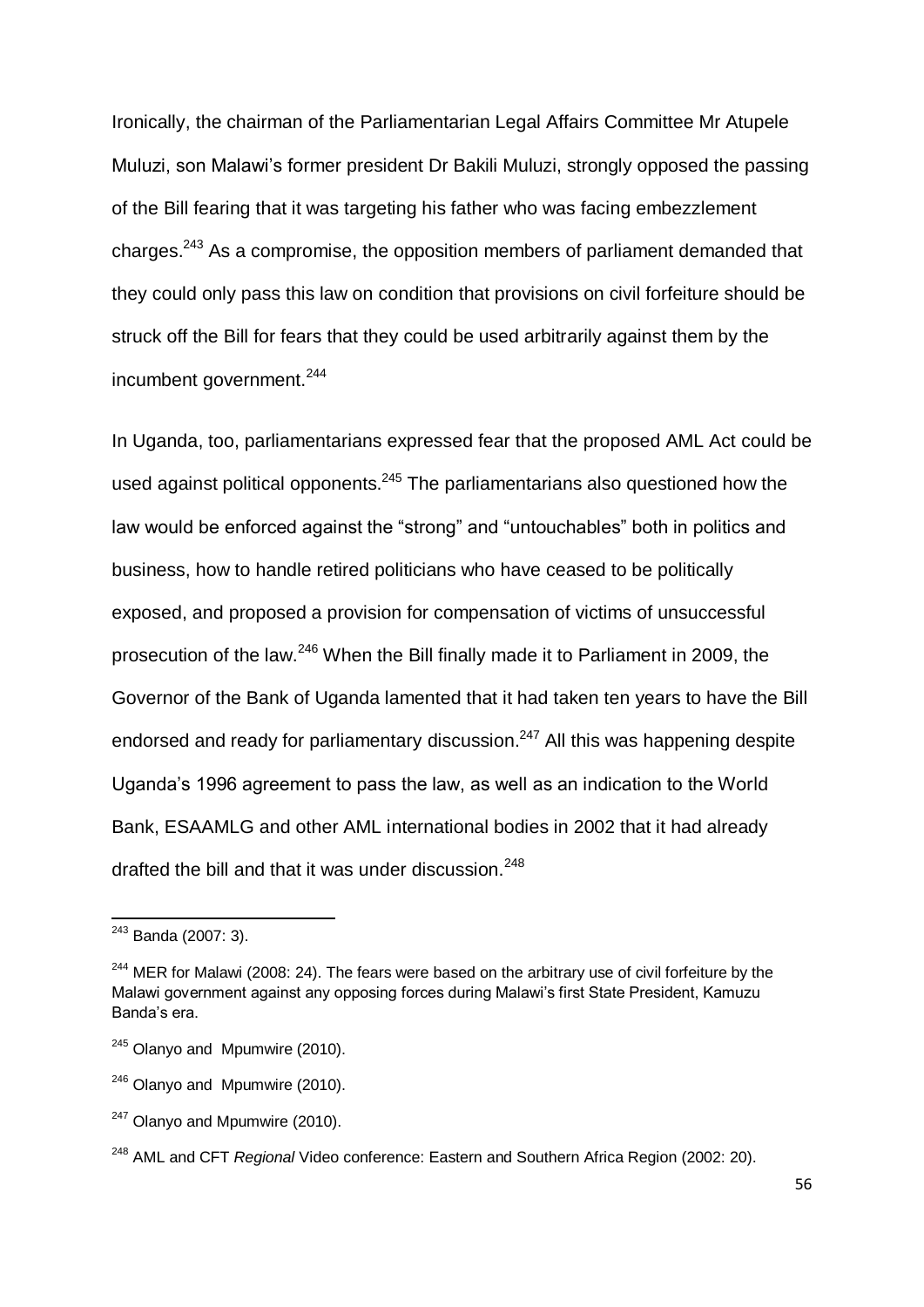Ironically, the chairman of the Parliamentarian Legal Affairs Committee Mr Atupele Muluzi, son Malawi's former president Dr Bakili Muluzi, strongly opposed the passing of the Bill fearing that it was targeting his father who was facing embezzlement charges.[243] As a compromise, the opposition members of parliament demanded that they could only pass this law on condition that provisions on civil forfeiture should be struck off the Bill for fears that they could be used arbitrarily against them by the incumbent government.[244]

In Uganda, too, parliamentarians expressed fear that the proposed AML Act could be used against political opponents.[245] The parliamentarians also questioned how the law would be enforced against the "strong" and "untouchables" both in politics and business, how to handle retired politicians who have ceased to be politically exposed, and proposed a provision for compensation of victims of unsuccessful prosecution of the law.[246] When the Bill finally made it to Parliament in 2009, the Governor of the Bank of Uganda lamented that it had taken ten years to have the Bill endorsed and ready for parliamentary discussion.[247] All this was happening despite Uganda's 1996 agreement to pass the law, as well as an indication to the World Bank, ESAAMLG and other AML international bodies in 2002 that it had already drafted the bill and that it was under discussion.[248]

---

[243] Banda (2007: 3).

[244] MER for Malawi (2008: 24). The fears were based on the arbitrary use of civil forfeiture by the Malawi government against any opposing forces during Malawi's first State President, Kamuzu Banda's era.

[245] Olanyo and Mpumwire (2010).

[246] Olanyo and Mpumwire (2010).

[247] Olanyo and Mpumwire (2010).

[248] AML and CFT *Regional* Video conference: Eastern and Southern Africa Region (2002: 20).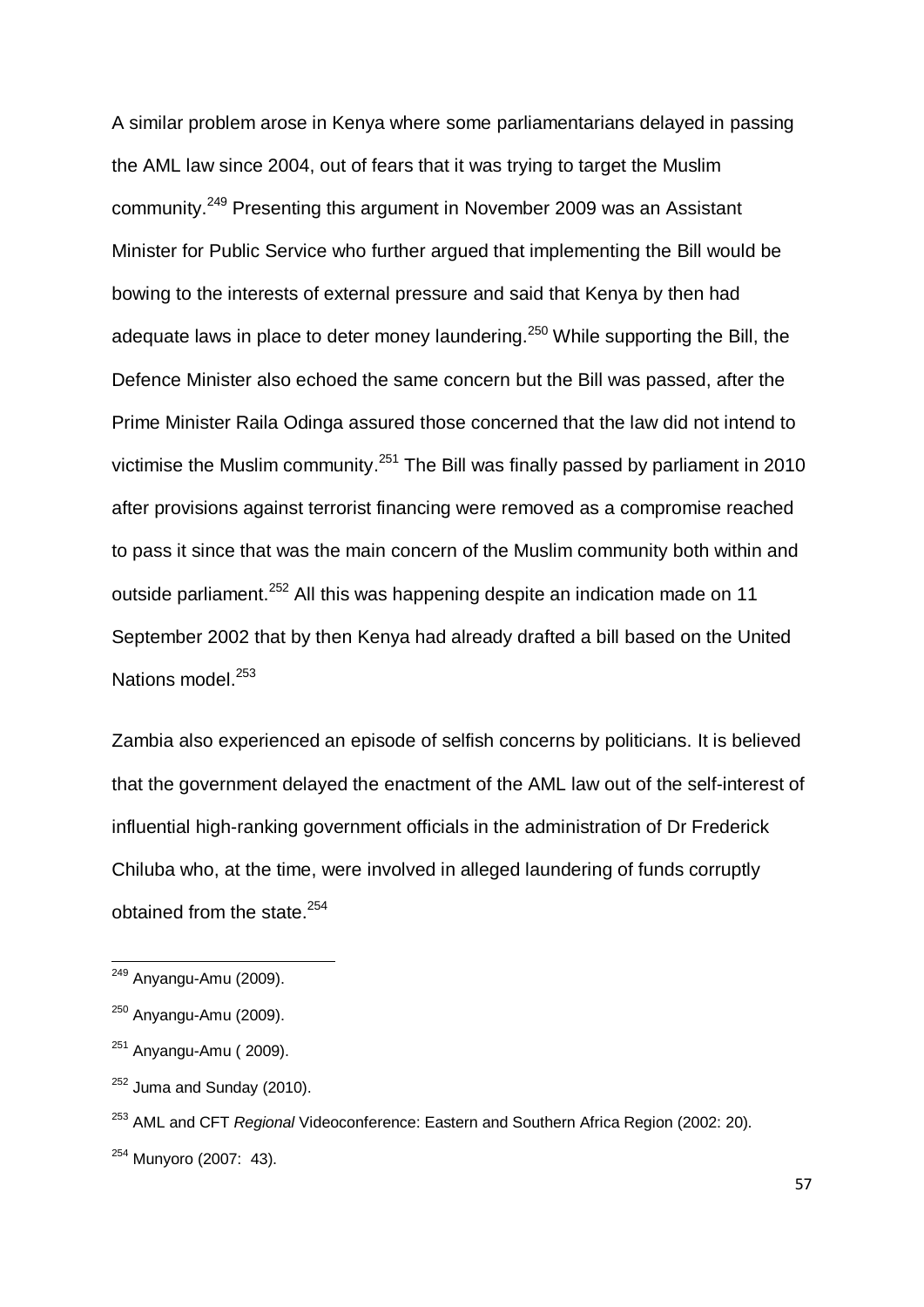A similar problem arose in Kenya where some parliamentarians delayed in passing the AML law since 2004, out of fears that it was trying to target the Muslim community.[249] Presenting this argument in November 2009 was an Assistant Minister for Public Service who further argued that implementing the Bill would be bowing to the interests of external pressure and said that Kenya by then had adequate laws in place to deter money laundering.[250] While supporting the Bill, the Defence Minister also echoed the same concern but the Bill was passed, after the Prime Minister Raila Odinga assured those concerned that the law did not intend to victimise the Muslim community.[251] The Bill was finally passed by parliament in 2010 after provisions against terrorist financing were removed as a compromise reached to pass it since that was the main concern of the Muslim community both within and outside parliament.[252] All this was happening despite an indication made on 11 September 2002 that by then Kenya had already drafted a bill based on the United Nations model.[253]

Zambia also experienced an episode of selfish concerns by politicians. It is believed that the government delayed the enactment of the AML law out of the self-interest of influential high-ranking government officials in the administration of Dr Frederick Chiluba who, at the time, were involved in alleged laundering of funds corruptly obtained from the state.[254]

---

[249] Anyangu-Amu (2009).

[250] Anyangu-Amu (2009).

[251] Anyangu-Amu ( 2009).

[252] Juma and Sunday (2010).

[253] AML and CFT *Regional* Videoconference: Eastern and Southern Africa Region (2002: 20).

[254] Munyoro (2007: 43).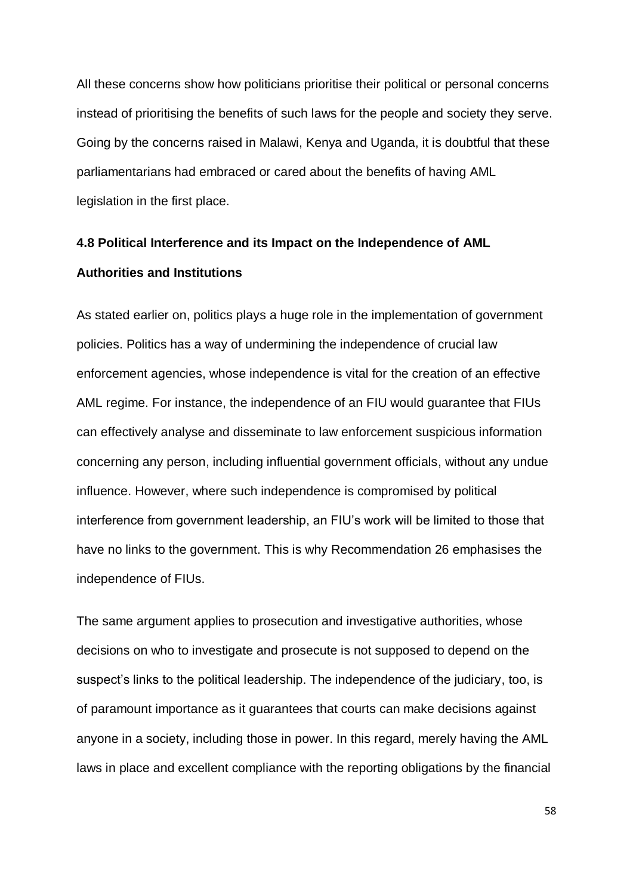All these concerns show how politicians prioritise their political or personal concerns instead of prioritising the benefits of such laws for the people and society they serve. Going by the concerns raised in Malawi, Kenya and Uganda, it is doubtful that these parliamentarians had embraced or cared about the benefits of having AML legislation in the first place.

### 4.8 Political Interference and its Impact on the Independence of AML Authorities and Institutions

As stated earlier on, politics plays a huge role in the implementation of government policies. Politics has a way of undermining the independence of crucial law enforcement agencies, whose independence is vital for the creation of an effective AML regime. For instance, the independence of an FIU would guarantee that FIUs can effectively analyse and disseminate to law enforcement suspicious information concerning any person, including influential government officials, without any undue influence. However, where such independence is compromised by political interference from government leadership, an FIU's work will be limited to those that have no links to the government. This is why Recommendation 26 emphasises the independence of FIUs.

The same argument applies to prosecution and investigative authorities, whose decisions on who to investigate and prosecute is not supposed to depend on the suspect's links to the political leadership. The independence of the judiciary, too, is of paramount importance as it guarantees that courts can make decisions against anyone in a society, including those in power. In this regard, merely having the AML laws in place and excellent compliance with the reporting obligations by the financial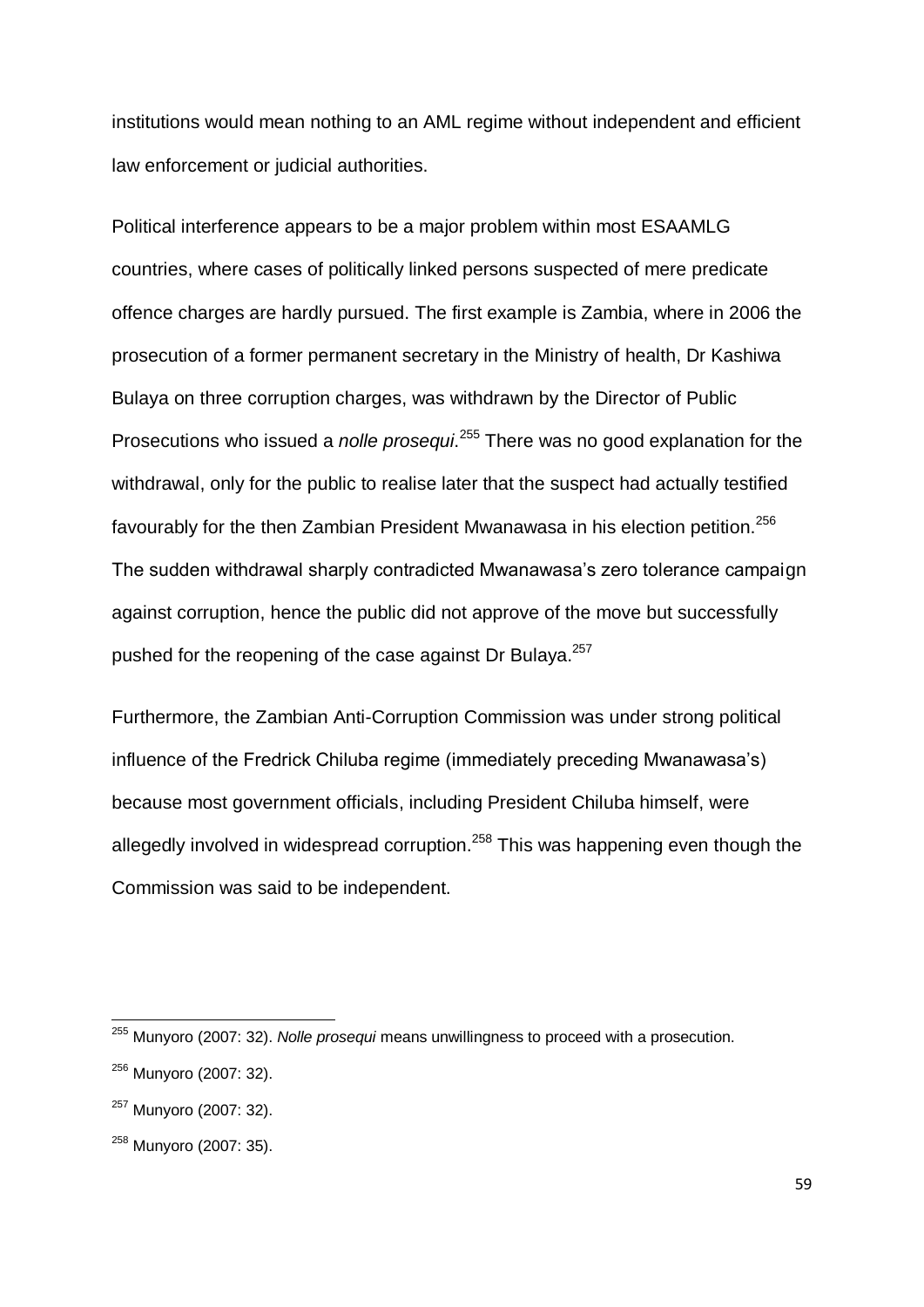institutions would mean nothing to an AML regime without independent and efficient law enforcement or judicial authorities.

Political interference appears to be a major problem within most ESAAMLG countries, where cases of politically linked persons suspected of mere predicate offence charges are hardly pursued. The first example is Zambia, where in 2006 the prosecution of a former permanent secretary in the Ministry of health, Dr Kashiwa Bulaya on three corruption charges, was withdrawn by the Director of Public Prosecutions who issued a *nolle prosequi*.[255] There was no good explanation for the withdrawal, only for the public to realise later that the suspect had actually testified favourably for the then Zambian President Mwanawasa in his election petition.[256] The sudden withdrawal sharply contradicted Mwanawasa's zero tolerance campaign against corruption, hence the public did not approve of the move but successfully pushed for the reopening of the case against Dr Bulaya.[257]

Furthermore, the Zambian Anti-Corruption Commission was under strong political influence of the Fredrick Chiluba regime (immediately preceding Mwanawasa's) because most government officials, including President Chiluba himself, were allegedly involved in widespread corruption.[258] This was happening even though the Commission was said to be independent.

---

[255] Munyoro (2007: 32). *Nolle prosequi* means unwillingness to proceed with a prosecution.

[256] Munyoro (2007: 32).

[257] Munyoro (2007: 32).

[258] Munyoro (2007: 35).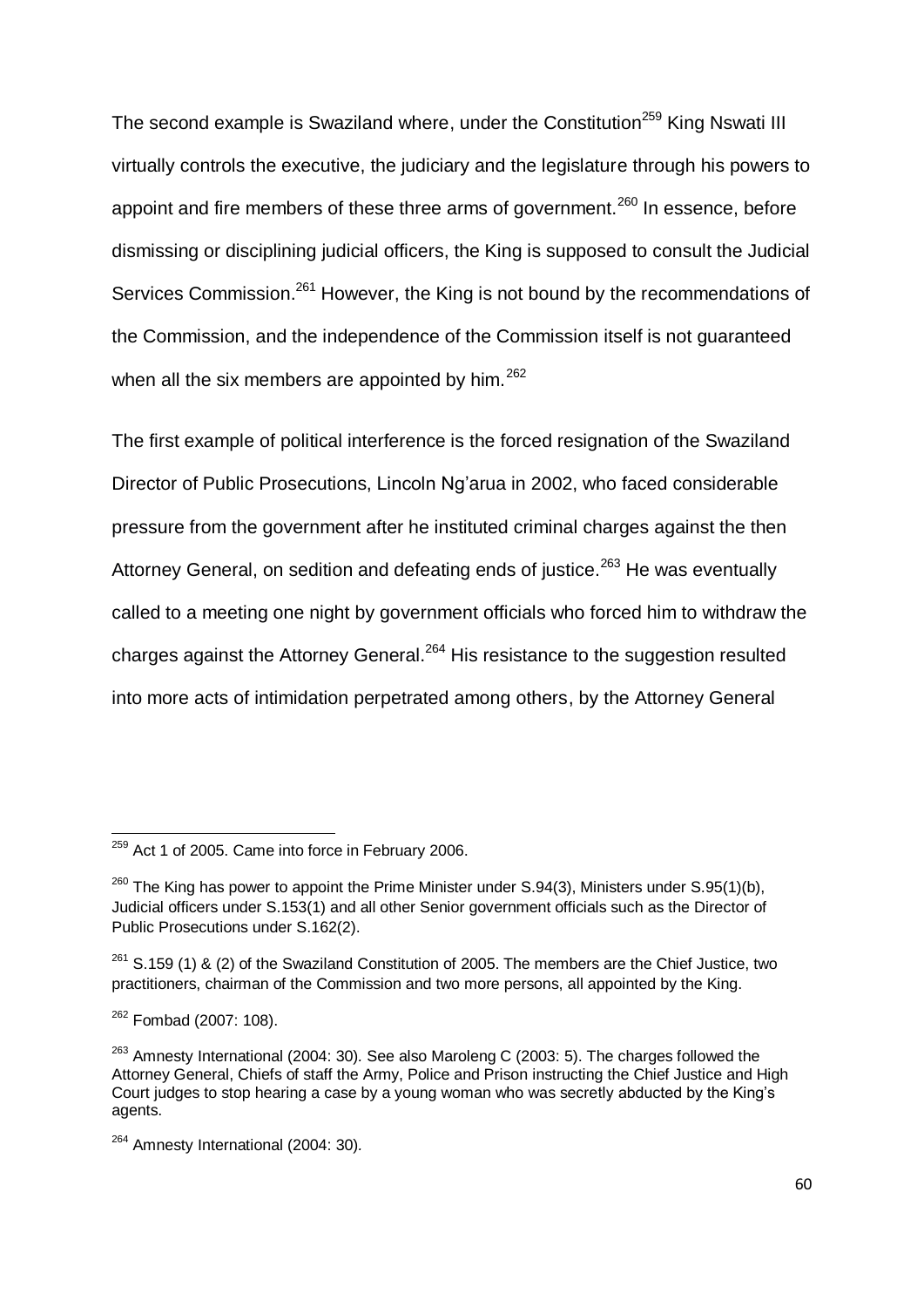The second example is Swaziland where, under the Constitution[259] King Nswati III virtually controls the executive, the judiciary and the legislature through his powers to appoint and fire members of these three arms of government.[260] In essence, before dismissing or disciplining judicial officers, the King is supposed to consult the Judicial Services Commission.[261] However, the King is not bound by the recommendations of the Commission, and the independence of the Commission itself is not guaranteed when all the six members are appointed by him.[262]

The first example of political interference is the forced resignation of the Swaziland Director of Public Prosecutions, Lincoln Ng'arua in 2002, who faced considerable pressure from the government after he instituted criminal charges against the then Attorney General, on sedition and defeating ends of justice.[263] He was eventually called to a meeting one night by government officials who forced him to withdraw the charges against the Attorney General.[264] His resistance to the suggestion resulted into more acts of intimidation perpetrated among others, by the Attorney General

---

[259] Act 1 of 2005. Came into force in February 2006.

[260] The King has power to appoint the Prime Minister under S.94(3), Ministers under S.95(1)(b), Judicial officers under S.153(1) and all other Senior government officials such as the Director of Public Prosecutions under S.162(2).

[261] S.159 (1) & (2) of the Swaziland Constitution of 2005. The members are the Chief Justice, two practitioners, chairman of the Commission and two more persons, all appointed by the King.

[262] Fombad (2007: 108).

[263] Amnesty International (2004: 30). See also Maroleng C (2003: 5). The charges followed the Attorney General, Chiefs of staff the Army, Police and Prison instructing the Chief Justice and High Court judges to stop hearing a case by a young woman who was secretly abducted by the King's agents.

[264] Amnesty International (2004: 30).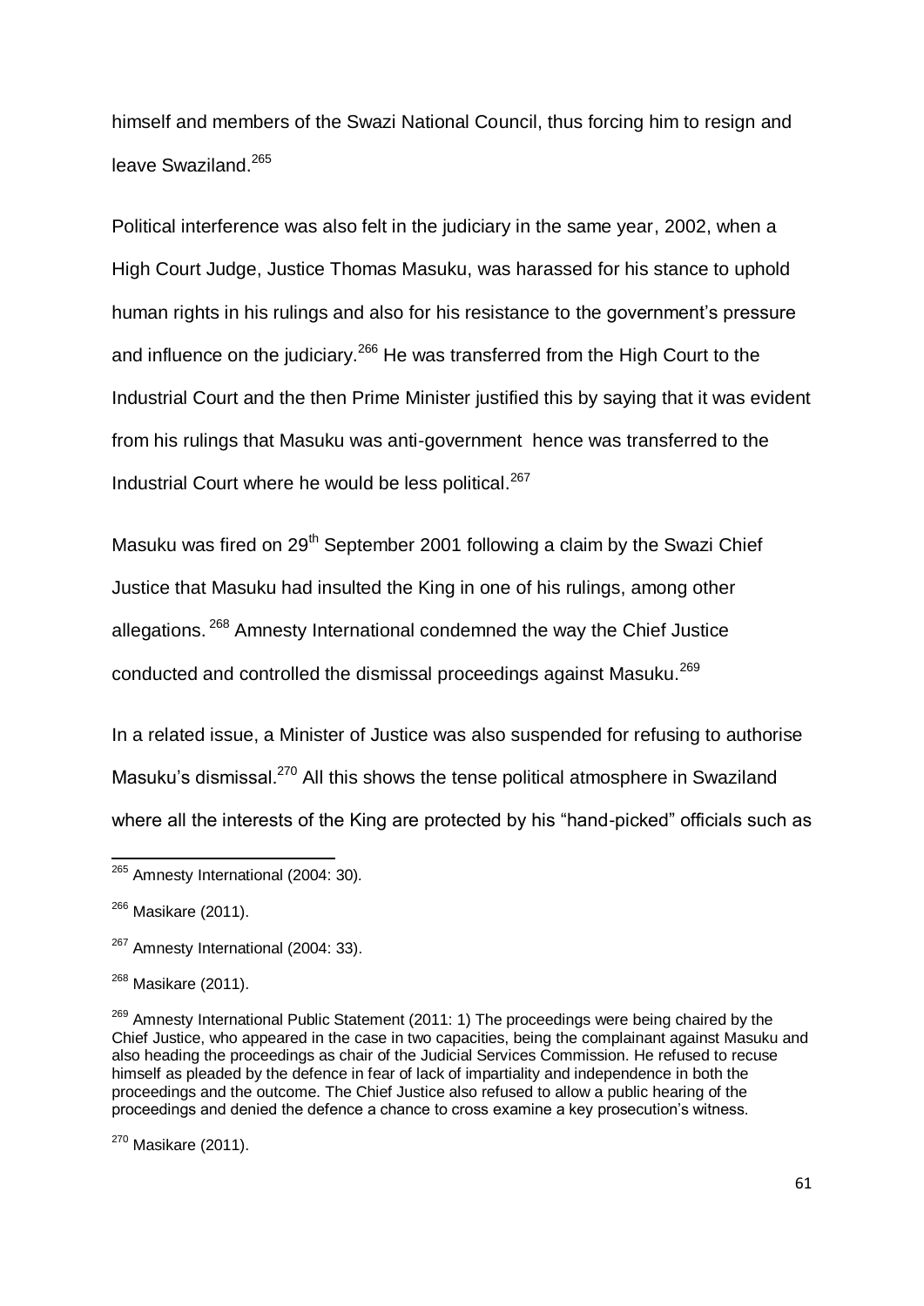himself and members of the Swazi National Council, thus forcing him to resign and leave Swaziland.[265]

Political interference was also felt in the judiciary in the same year, 2002, when a High Court Judge, Justice Thomas Masuku, was harassed for his stance to uphold human rights in his rulings and also for his resistance to the government's pressure and influence on the judiciary.[266] He was transferred from the High Court to the Industrial Court and the then Prime Minister justified this by saying that it was evident from his rulings that Masuku was anti-government hence was transferred to the Industrial Court where he would be less political.[267]

Masuku was fired on 29th September 2001 following a claim by the Swazi Chief Justice that Masuku had insulted the King in one of his rulings, among other allegations.[268] Amnesty International condemned the way the Chief Justice conducted and controlled the dismissal proceedings against Masuku.[269]

In a related issue, a Minister of Justice was also suspended for refusing to authorise Masuku's dismissal.[270] All this shows the tense political atmosphere in Swaziland where all the interests of the King are protected by his "hand-picked" officials such as

---

[265] Amnesty International (2004: 30).

[266] Masikare (2011).

[267] Amnesty International (2004: 33).

[268] Masikare (2011).

[269] Amnesty International Public Statement (2011: 1) The proceedings were being chaired by the Chief Justice, who appeared in the case in two capacities, being the complainant against Masuku and also heading the proceedings as chair of the Judicial Services Commission. He refused to recuse himself as pleaded by the defence in fear of lack of impartiality and independence in both the proceedings and the outcome. The Chief Justice also refused to allow a public hearing of the proceedings and denied the defence a chance to cross examine a key prosecution's witness.

[270] Masikare (2011).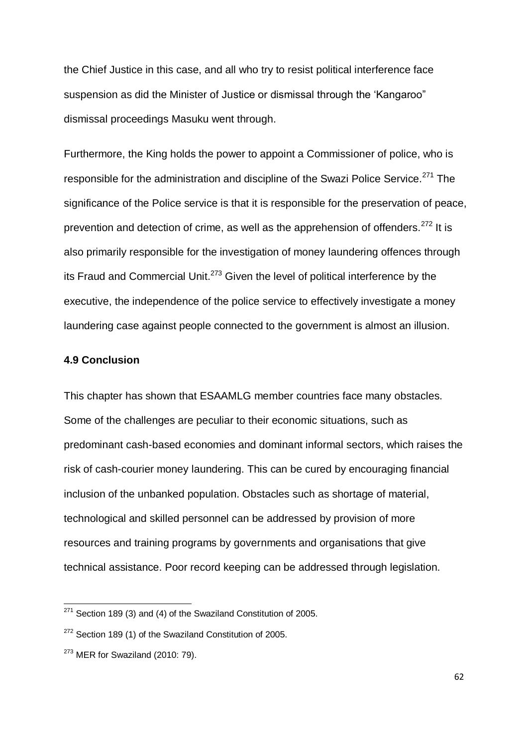the Chief Justice in this case, and all who try to resist political interference face suspension as did the Minister of Justice or dismissal through the 'Kangaroo" dismissal proceedings Masuku went through.

Furthermore, the King holds the power to appoint a Commissioner of police, who is responsible for the administration and discipline of the Swazi Police Service.[271] The significance of the Police service is that it is responsible for the preservation of peace, prevention and detection of crime, as well as the apprehension of offenders.[272] It is also primarily responsible for the investigation of money laundering offences through its Fraud and Commercial Unit.[273] Given the level of political interference by the executive, the independence of the police service to effectively investigate a money laundering case against people connected to the government is almost an illusion.

### 4.9 Conclusion

This chapter has shown that ESAAMLG member countries face many obstacles. Some of the challenges are peculiar to their economic situations, such as predominant cash-based economies and dominant informal sectors, which raises the risk of cash-courier money laundering. This can be cured by encouraging financial inclusion of the unbanked population. Obstacles such as shortage of material, technological and skilled personnel can be addressed by provision of more resources and training programs by governments and organisations that give technical assistance. Poor record keeping can be addressed through legislation.

---

[271] Section 189 (3) and (4) of the Swaziland Constitution of 2005.

[272] Section 189 (1) of the Swaziland Constitution of 2005.

[273] MER for Swaziland (2010: 79).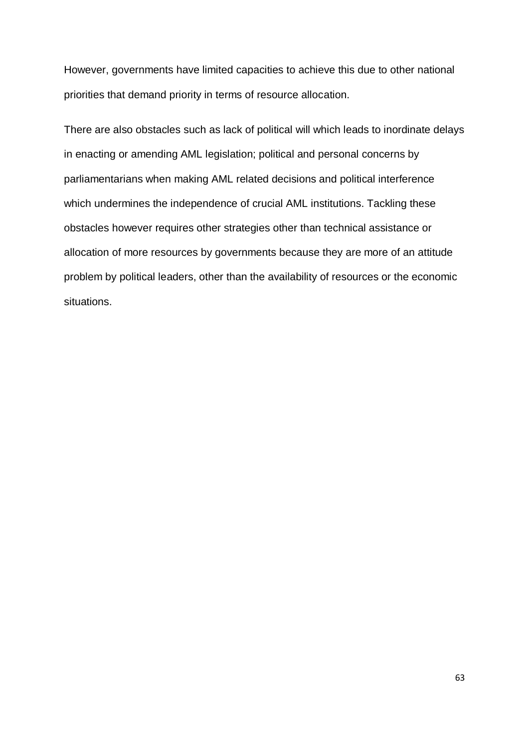However, governments have limited capacities to achieve this due to other national priorities that demand priority in terms of resource allocation.

There are also obstacles such as lack of political will which leads to inordinate delays in enacting or amending AML legislation; political and personal concerns by parliamentarians when making AML related decisions and political interference which undermines the independence of crucial AML institutions. Tackling these obstacles however requires other strategies other than technical assistance or allocation of more resources by governments because they are more of an attitude problem by political leaders, other than the availability of resources or the economic situations.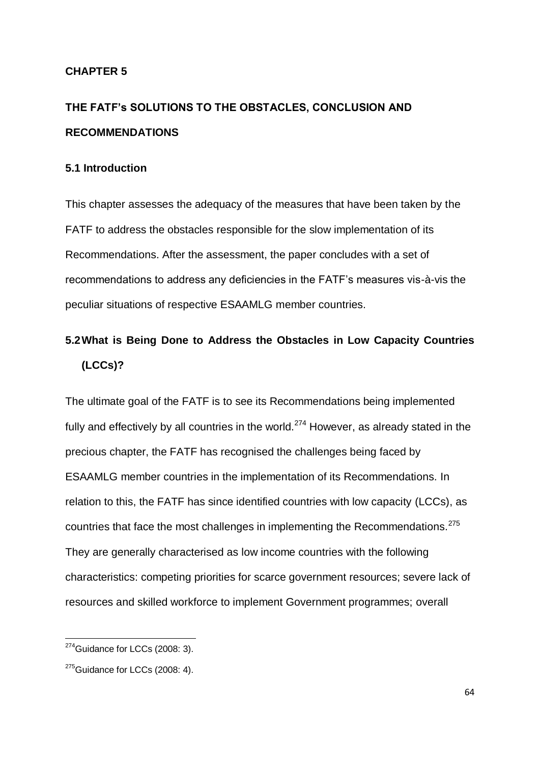**CHAPTER 5**

# THE FATF's SOLUTIONS TO THE OBSTACLES, CONCLUSION AND RECOMMENDATIONS

## 5.1 Introduction

This chapter assesses the adequacy of the measures that have been taken by the FATF to address the obstacles responsible for the slow implementation of its Recommendations. After the assessment, the paper concludes with a set of recommendations to address any deficiencies in the FATF's measures vis-à-vis the peculiar situations of respective ESAAMLG member countries.

## 5.2 What is Being Done to Address the Obstacles in Low Capacity Countries (LCCs)?

The ultimate goal of the FATF is to see its Recommendations being implemented fully and effectively by all countries in the world.[274] However, as already stated in the precious chapter, the FATF has recognised the challenges being faced by ESAAMLG member countries in the implementation of its Recommendations. In relation to this, the FATF has since identified countries with low capacity (LCCs), as countries that face the most challenges in implementing the Recommendations.[275] They are generally characterised as low income countries with the following characteristics: competing priorities for scarce government resources; severe lack of resources and skilled workforce to implement Government programmes; overall

---

[274] Guidance for LCCs (2008: 3).

[275] Guidance for LCCs (2008: 4).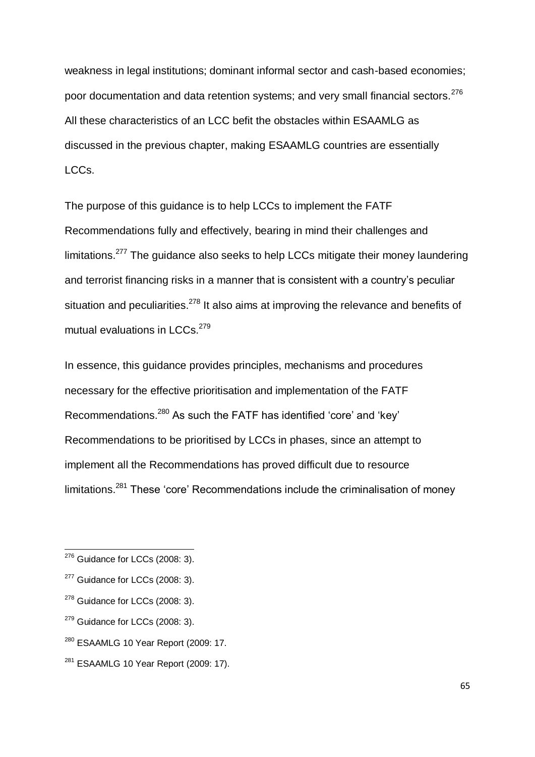weakness in legal institutions; dominant informal sector and cash-based economies; poor documentation and data retention systems; and very small financial sectors.[276] All these characteristics of an LCC befit the obstacles within ESAAMLG as discussed in the previous chapter, making ESAAMLG countries are essentially LCCs.

The purpose of this guidance is to help LCCs to implement the FATF Recommendations fully and effectively, bearing in mind their challenges and limitations.[277] The guidance also seeks to help LCCs mitigate their money laundering and terrorist financing risks in a manner that is consistent with a country's peculiar situation and peculiarities.[278] It also aims at improving the relevance and benefits of mutual evaluations in LCCs.[279]

In essence, this guidance provides principles, mechanisms and procedures necessary for the effective prioritisation and implementation of the FATF Recommendations.[280] As such the FATF has identified 'core' and 'key' Recommendations to be prioritised by LCCs in phases, since an attempt to implement all the Recommendations has proved difficult due to resource limitations.[281] These 'core' Recommendations include the criminalisation of money

---

[276] Guidance for LCCs (2008: 3).

[277] Guidance for LCCs (2008: 3).

[278] Guidance for LCCs (2008: 3).

[279] Guidance for LCCs (2008: 3).

[280] ESAAMLG 10 Year Report (2009: 17.

[281] ESAAMLG 10 Year Report (2009: 17).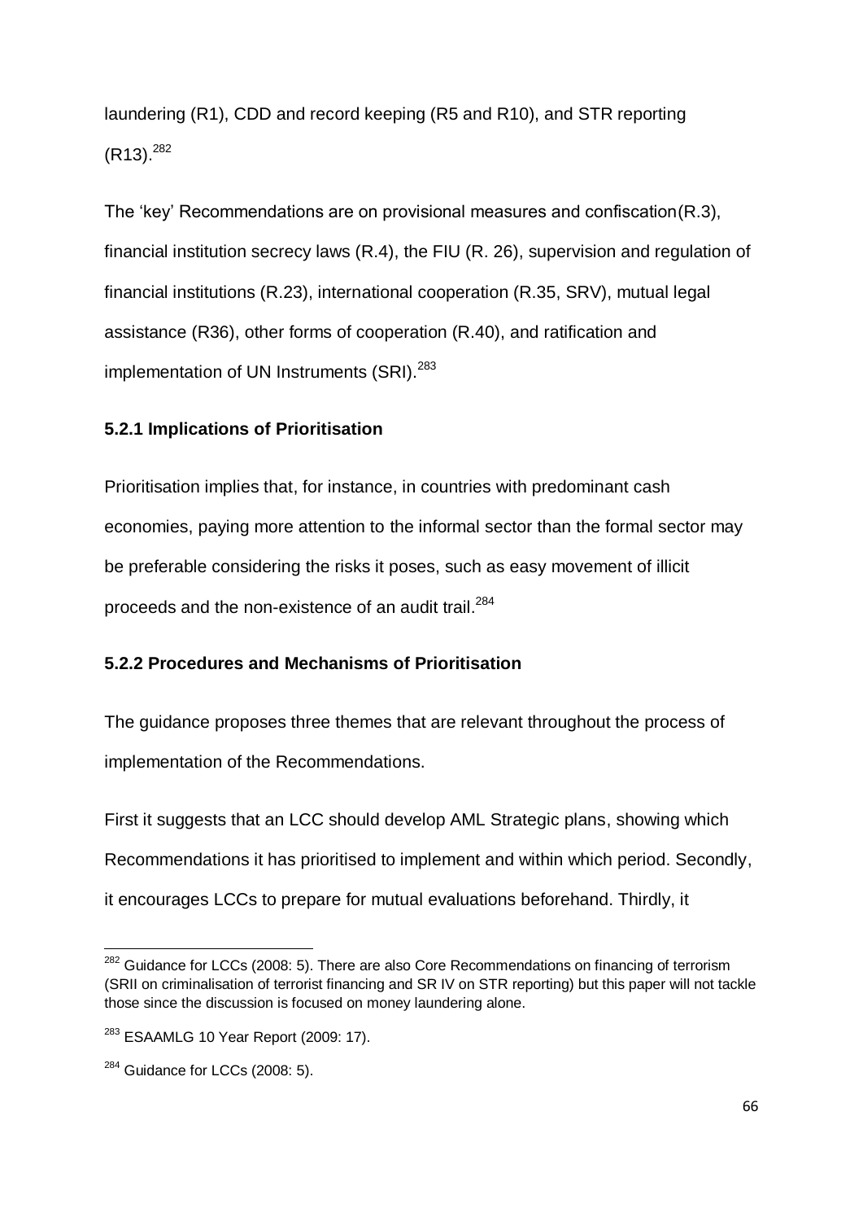laundering (R1), CDD and record keeping (R5 and R10), and STR reporting (R13).[282]

The 'key' Recommendations are on provisional measures and confiscation(R.3), financial institution secrecy laws (R.4), the FIU (R. 26), supervision and regulation of financial institutions (R.23), international cooperation (R.35, SRV), mutual legal assistance (R36), other forms of cooperation (R.40), and ratification and implementation of UN Instruments (SRI).[283]

### 5.2.1 Implications of Prioritisation

Prioritisation implies that, for instance, in countries with predominant cash economies, paying more attention to the informal sector than the formal sector may be preferable considering the risks it poses, such as easy movement of illicit proceeds and the non-existence of an audit trail.[284]

### 5.2.2 Procedures and Mechanisms of Prioritisation

The guidance proposes three themes that are relevant throughout the process of implementation of the Recommendations.

First it suggests that an LCC should develop AML Strategic plans, showing which Recommendations it has prioritised to implement and within which period. Secondly, it encourages LCCs to prepare for mutual evaluations beforehand. Thirdly, it

---

[282] Guidance for LCCs (2008: 5). There are also Core Recommendations on financing of terrorism (SRII on criminalisation of terrorist financing and SR IV on STR reporting) but this paper will not tackle those since the discussion is focused on money laundering alone.

[283] ESAAMLG 10 Year Report (2009: 17).

[284] Guidance for LCCs (2008: 5).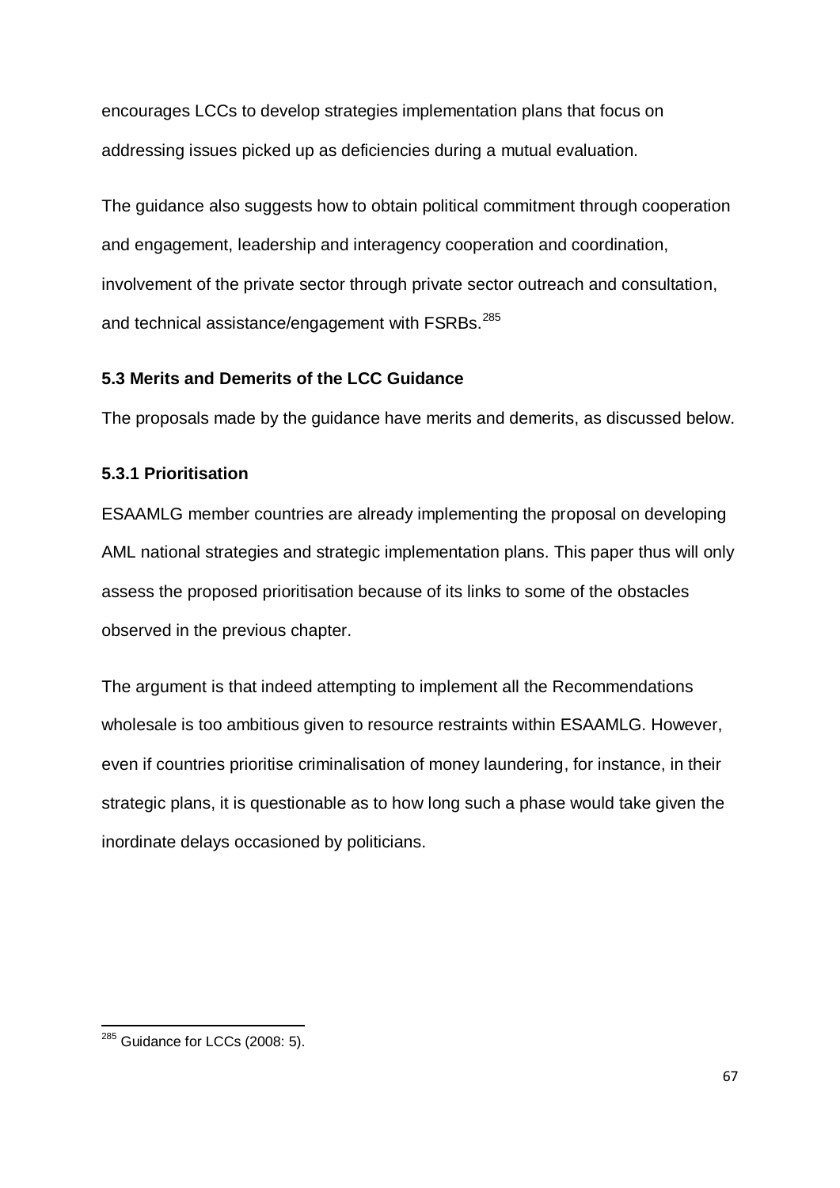encourages LCCs to develop strategies implementation plans that focus on addressing issues picked up as deficiencies during a mutual evaluation.

The guidance also suggests how to obtain political commitment through cooperation and engagement, leadership and interagency cooperation and coordination, involvement of the private sector through private sector outreach and consultation, and technical assistance/engagement with FSRBs.[285]

### 5.3 Merits and Demerits of the LCC Guidance

The proposals made by the guidance have merits and demerits, as discussed below.

#### 5.3.1 Prioritisation

ESAAMLG member countries are already implementing the proposal on developing AML national strategies and strategic implementation plans. This paper thus will only assess the proposed prioritisation because of its links to some of the obstacles observed in the previous chapter.

The argument is that indeed attempting to implement all the Recommendations wholesale is too ambitious given to resource restraints within ESAAMLG. However, even if countries prioritise criminalisation of money laundering, for instance, in their strategic plans, it is questionable as to how long such a phase would take given the inordinate delays occasioned by politicians.

---

[285] Guidance for LCCs (2008: 5).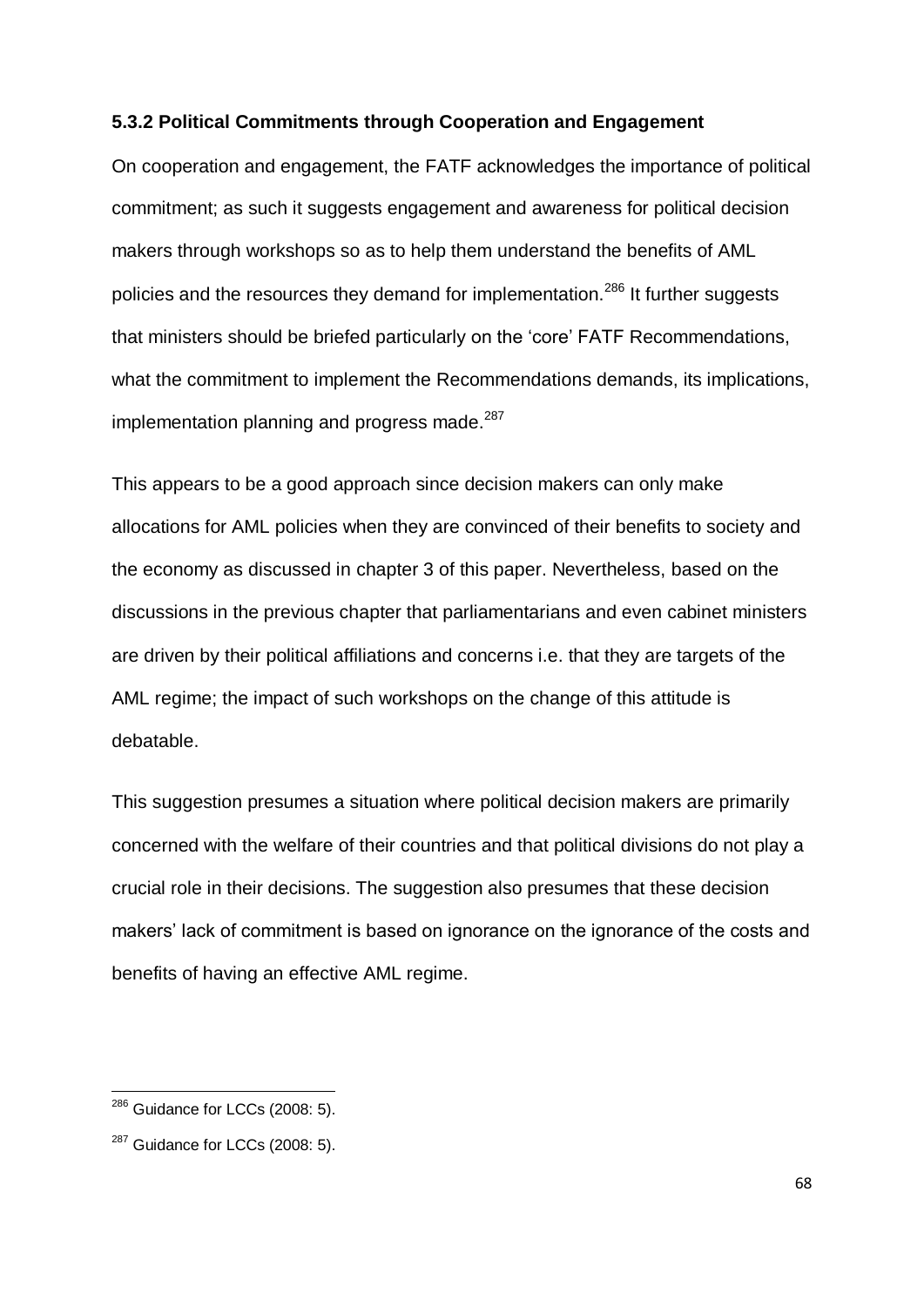### 5.3.2 Political Commitments through Cooperation and Engagement

On cooperation and engagement, the FATF acknowledges the importance of political commitment; as such it suggests engagement and awareness for political decision makers through workshops so as to help them understand the benefits of AML policies and the resources they demand for implementation.[286] It further suggests that ministers should be briefed particularly on the 'core' FATF Recommendations, what the commitment to implement the Recommendations demands, its implications, implementation planning and progress made.[287]

This appears to be a good approach since decision makers can only make allocations for AML policies when they are convinced of their benefits to society and the economy as discussed in chapter 3 of this paper. Nevertheless, based on the discussions in the previous chapter that parliamentarians and even cabinet ministers are driven by their political affiliations and concerns i.e. that they are targets of the AML regime; the impact of such workshops on the change of this attitude is debatable.

This suggestion presumes a situation where political decision makers are primarily concerned with the welfare of their countries and that political divisions do not play a crucial role in their decisions. The suggestion also presumes that these decision makers' lack of commitment is based on ignorance on the ignorance of the costs and benefits of having an effective AML regime.

---

[286] Guidance for LCCs (2008: 5).

[287] Guidance for LCCs (2008: 5).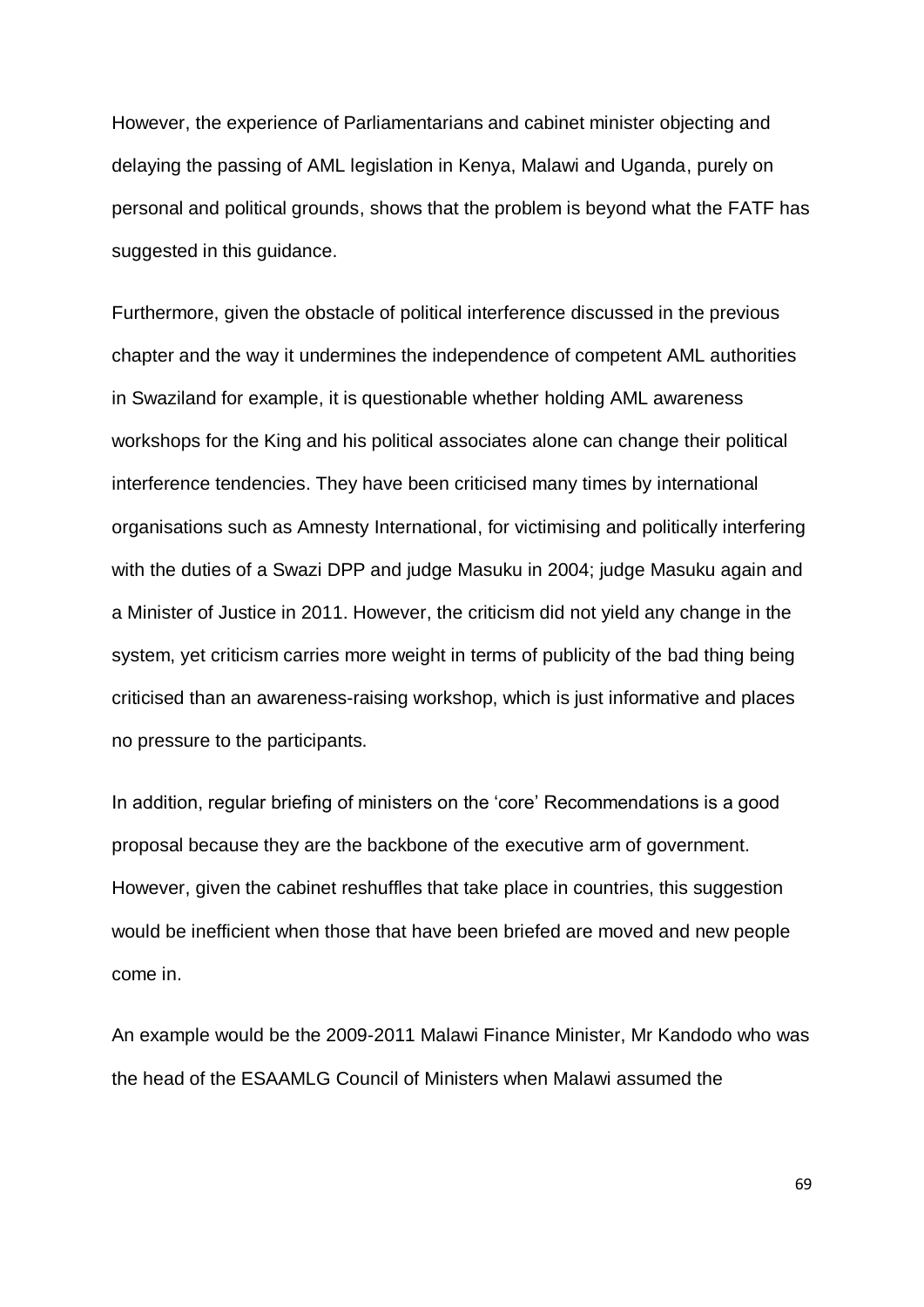However, the experience of Parliamentarians and cabinet minister objecting and delaying the passing of AML legislation in Kenya, Malawi and Uganda, purely on personal and political grounds, shows that the problem is beyond what the FATF has suggested in this guidance.

Furthermore, given the obstacle of political interference discussed in the previous chapter and the way it undermines the independence of competent AML authorities in Swaziland for example, it is questionable whether holding AML awareness workshops for the King and his political associates alone can change their political interference tendencies. They have been criticised many times by international organisations such as Amnesty International, for victimising and politically interfering with the duties of a Swazi DPP and judge Masuku in 2004; judge Masuku again and a Minister of Justice in 2011. However, the criticism did not yield any change in the system, yet criticism carries more weight in terms of publicity of the bad thing being criticised than an awareness-raising workshop, which is just informative and places no pressure to the participants.

In addition, regular briefing of ministers on the 'core' Recommendations is a good proposal because they are the backbone of the executive arm of government. However, given the cabinet reshuffles that take place in countries, this suggestion would be inefficient when those that have been briefed are moved and new people come in.

An example would be the 2009-2011 Malawi Finance Minister, Mr Kandodo who was the head of the ESAAMLG Council of Ministers when Malawi assumed the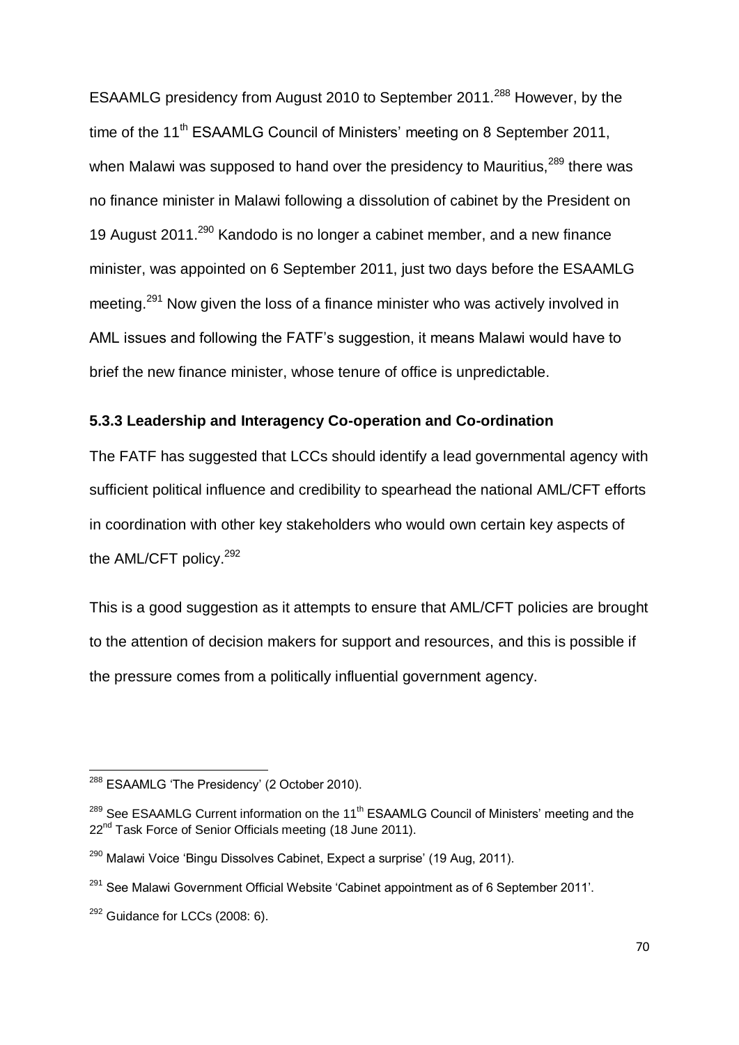ESAAMLG presidency from August 2010 to September 2011.[288] However, by the time of the 11th ESAAMLG Council of Ministers' meeting on 8 September 2011, when Malawi was supposed to hand over the presidency to Mauritius,[289] there was no finance minister in Malawi following a dissolution of cabinet by the President on 19 August 2011.[290] Kandodo is no longer a cabinet member, and a new finance minister, was appointed on 6 September 2011, just two days before the ESAAMLG meeting.[291] Now given the loss of a finance minister who was actively involved in AML issues and following the FATF's suggestion, it means Malawi would have to brief the new finance minister, whose tenure of office is unpredictable.

### 5.3.3 Leadership and Interagency Co-operation and Co-ordination

The FATF has suggested that LCCs should identify a lead governmental agency with sufficient political influence and credibility to spearhead the national AML/CFT efforts in coordination with other key stakeholders who would own certain key aspects of the AML/CFT policy.[292]

This is a good suggestion as it attempts to ensure that AML/CFT policies are brought to the attention of decision makers for support and resources, and this is possible if the pressure comes from a politically influential government agency.

---

[288] ESAAMLG 'The Presidency' (2 October 2010).

[289] See ESAAMLG Current information on the 11th ESAAMLG Council of Ministers' meeting and the 22nd Task Force of Senior Officials meeting (18 June 2011).

[290] Malawi Voice 'Bingu Dissolves Cabinet, Expect a surprise' (19 Aug, 2011).

[291] See Malawi Government Official Website 'Cabinet appointment as of 6 September 2011'.

[292] Guidance for LCCs (2008: 6).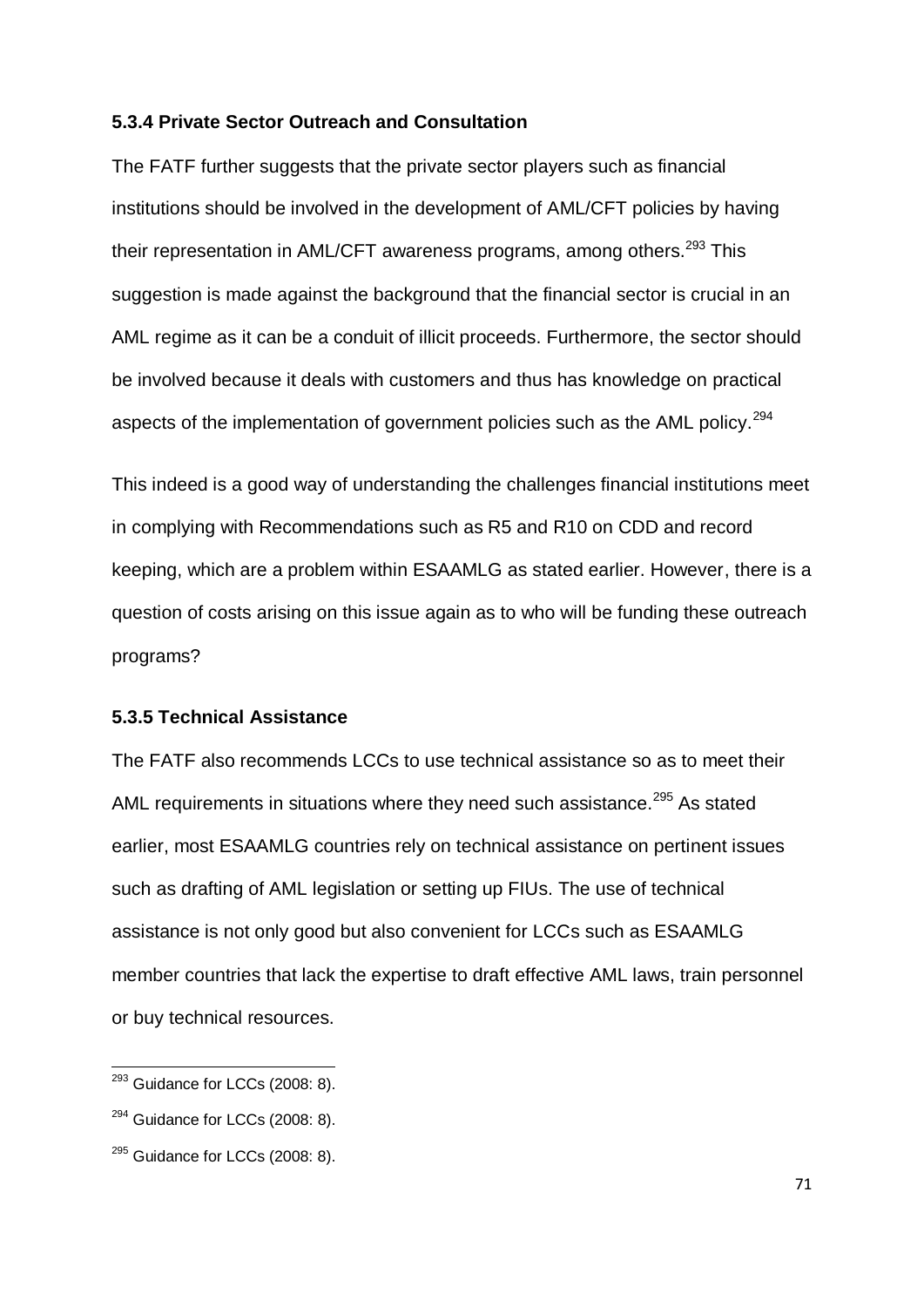### 5.3.4 Private Sector Outreach and Consultation

The FATF further suggests that the private sector players such as financial institutions should be involved in the development of AML/CFT policies by having their representation in AML/CFT awareness programs, among others.[293] This suggestion is made against the background that the financial sector is crucial in an AML regime as it can be a conduit of illicit proceeds. Furthermore, the sector should be involved because it deals with customers and thus has knowledge on practical aspects of the implementation of government policies such as the AML policy.[294]

This indeed is a good way of understanding the challenges financial institutions meet in complying with Recommendations such as R5 and R10 on CDD and record keeping, which are a problem within ESAAMLG as stated earlier. However, there is a question of costs arising on this issue again as to who will be funding these outreach programs?

### 5.3.5 Technical Assistance

The FATF also recommends LCCs to use technical assistance so as to meet their AML requirements in situations where they need such assistance.[295] As stated earlier, most ESAAMLG countries rely on technical assistance on pertinent issues such as drafting of AML legislation or setting up FIUs. The use of technical assistance is not only good but also convenient for LCCs such as ESAAMLG member countries that lack the expertise to draft effective AML laws, train personnel or buy technical resources.

---

[293] Guidance for LCCs (2008: 8).

[294] Guidance for LCCs (2008: 8).

[295] Guidance for LCCs (2008: 8).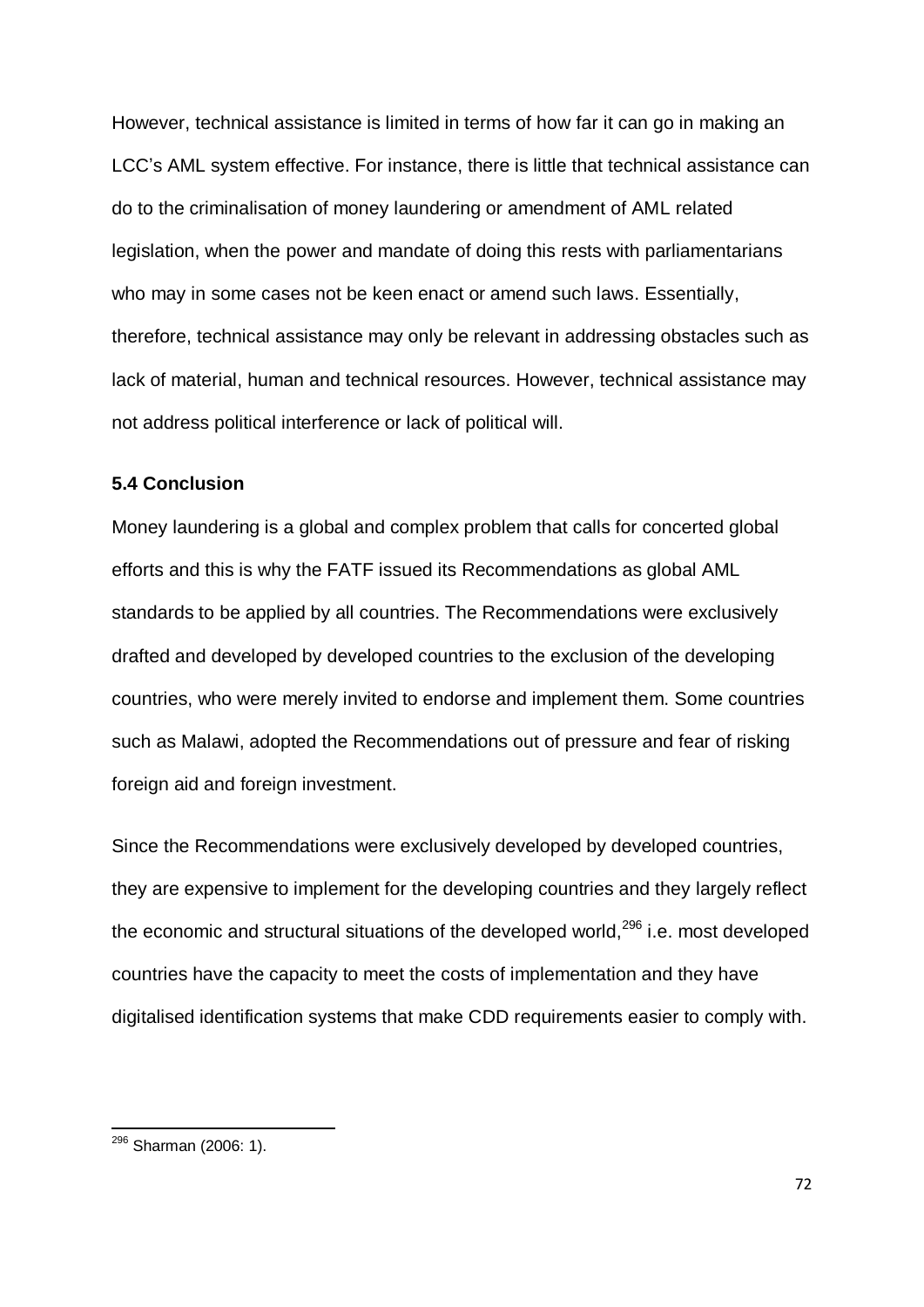However, technical assistance is limited in terms of how far it can go in making an LCC's AML system effective. For instance, there is little that technical assistance can do to the criminalisation of money laundering or amendment of AML related legislation, when the power and mandate of doing this rests with parliamentarians who may in some cases not be keen enact or amend such laws. Essentially, therefore, technical assistance may only be relevant in addressing obstacles such as lack of material, human and technical resources. However, technical assistance may not address political interference or lack of political will.

### 5.4 Conclusion

Money laundering is a global and complex problem that calls for concerted global efforts and this is why the FATF issued its Recommendations as global AML standards to be applied by all countries. The Recommendations were exclusively drafted and developed by developed countries to the exclusion of the developing countries, who were merely invited to endorse and implement them. Some countries such as Malawi, adopted the Recommendations out of pressure and fear of risking foreign aid and foreign investment.

Since the Recommendations were exclusively developed by developed countries, they are expensive to implement for the developing countries and they largely reflect the economic and structural situations of the developed world,[296] i.e. most developed countries have the capacity to meet the costs of implementation and they have digitalised identification systems that make CDD requirements easier to comply with.

---

[296] Sharman (2006: 1).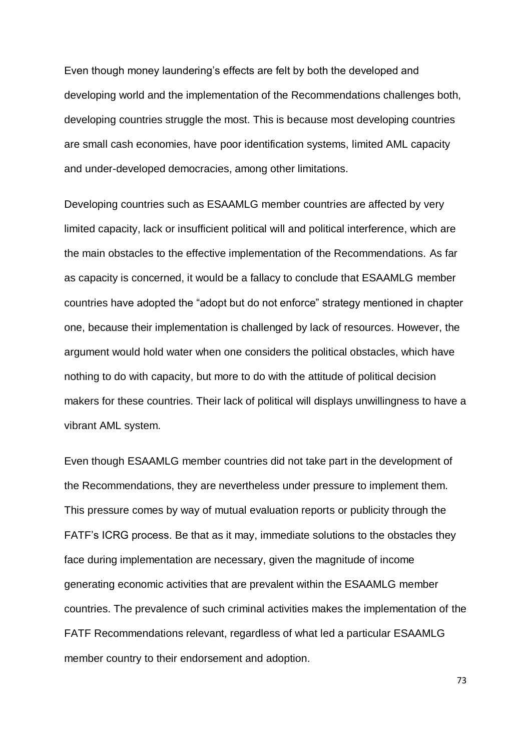Even though money laundering's effects are felt by both the developed and developing world and the implementation of the Recommendations challenges both, developing countries struggle the most. This is because most developing countries are small cash economies, have poor identification systems, limited AML capacity and under-developed democracies, among other limitations.

Developing countries such as ESAAMLG member countries are affected by very limited capacity, lack or insufficient political will and political interference, which are the main obstacles to the effective implementation of the Recommendations. As far as capacity is concerned, it would be a fallacy to conclude that ESAAMLG member countries have adopted the "adopt but do not enforce" strategy mentioned in chapter one, because their implementation is challenged by lack of resources. However, the argument would hold water when one considers the political obstacles, which have nothing to do with capacity, but more to do with the attitude of political decision makers for these countries. Their lack of political will displays unwillingness to have a vibrant AML system.

Even though ESAAMLG member countries did not take part in the development of the Recommendations, they are nevertheless under pressure to implement them. This pressure comes by way of mutual evaluation reports or publicity through the FATF's ICRG process. Be that as it may, immediate solutions to the obstacles they face during implementation are necessary, given the magnitude of income generating economic activities that are prevalent within the ESAAMLG member countries. The prevalence of such criminal activities makes the implementation of the FATF Recommendations relevant, regardless of what led a particular ESAAMLG member country to their endorsement and adoption.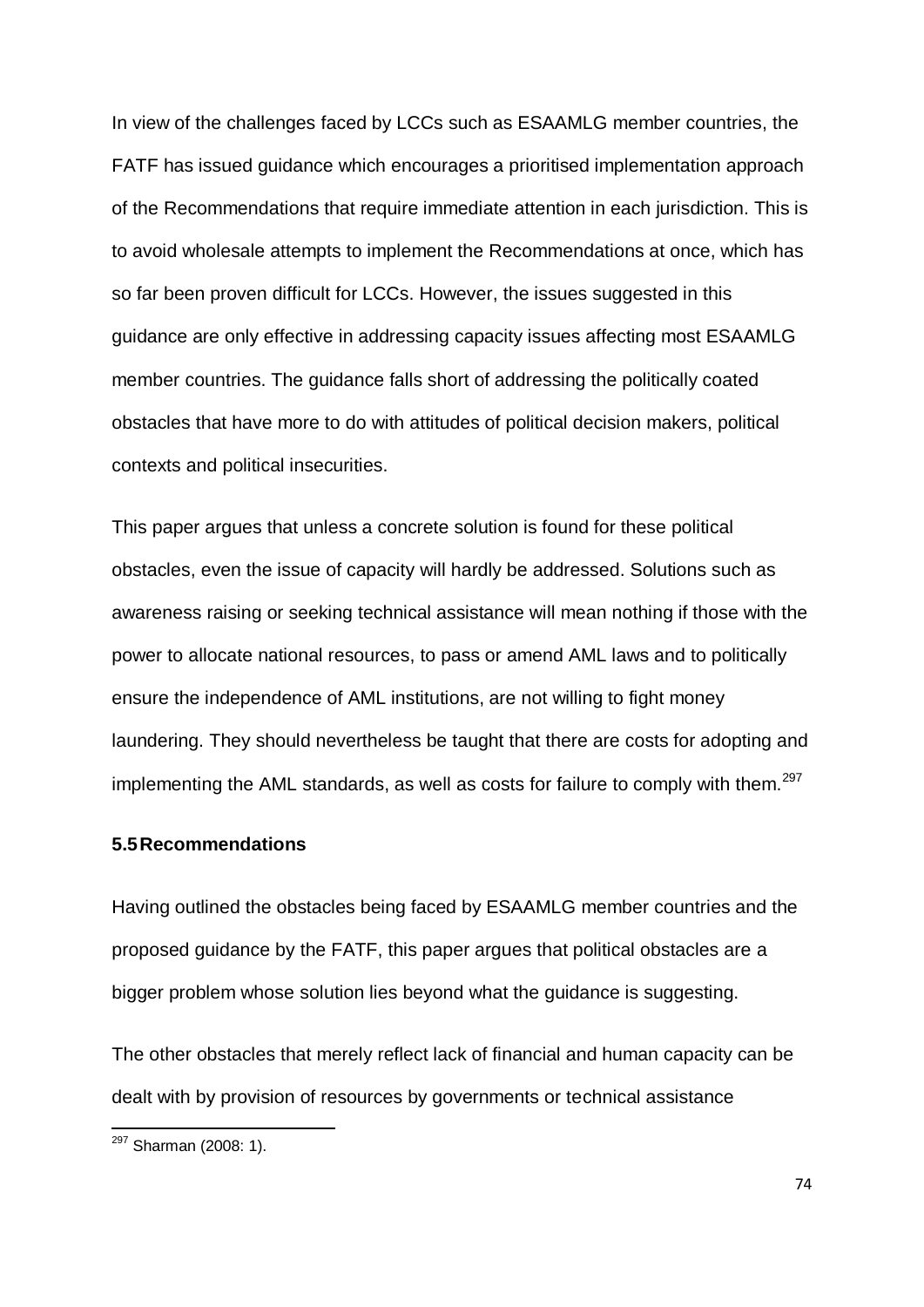In view of the challenges faced by LCCs such as ESAAMLG member countries, the FATF has issued guidance which encourages a prioritised implementation approach of the Recommendations that require immediate attention in each jurisdiction. This is to avoid wholesale attempts to implement the Recommendations at once, which has so far been proven difficult for LCCs. However, the issues suggested in this guidance are only effective in addressing capacity issues affecting most ESAAMLG member countries. The guidance falls short of addressing the politically coated obstacles that have more to do with attitudes of political decision makers, political contexts and political insecurities.

This paper argues that unless a concrete solution is found for these political obstacles, even the issue of capacity will hardly be addressed. Solutions such as awareness raising or seeking technical assistance will mean nothing if those with the power to allocate national resources, to pass or amend AML laws and to politically ensure the independence of AML institutions, are not willing to fight money laundering. They should nevertheless be taught that there are costs for adopting and implementing the AML standards, as well as costs for failure to comply with them.[297]

### 5.5 Recommendations

Having outlined the obstacles being faced by ESAAMLG member countries and the proposed guidance by the FATF, this paper argues that political obstacles are a bigger problem whose solution lies beyond what the guidance is suggesting.

The other obstacles that merely reflect lack of financial and human capacity can be dealt with by provision of resources by governments or technical assistance

[297] Sharman (2008: 1).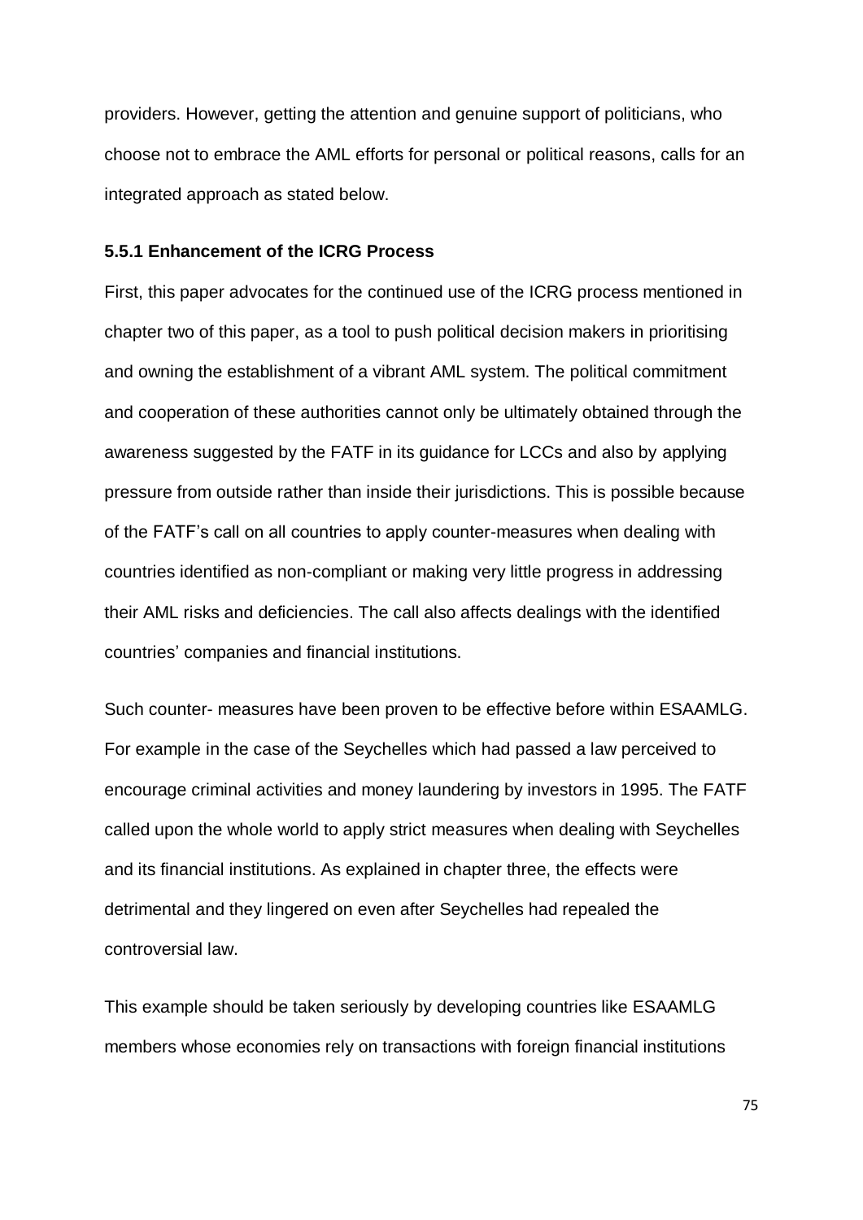providers. However, getting the attention and genuine support of politicians, who choose not to embrace the AML efforts for personal or political reasons, calls for an integrated approach as stated below.

### 5.5.1 Enhancement of the ICRG Process

First, this paper advocates for the continued use of the ICRG process mentioned in chapter two of this paper, as a tool to push political decision makers in prioritising and owning the establishment of a vibrant AML system. The political commitment and cooperation of these authorities cannot only be ultimately obtained through the awareness suggested by the FATF in its guidance for LCCs and also by applying pressure from outside rather than inside their jurisdictions. This is possible because of the FATF's call on all countries to apply counter-measures when dealing with countries identified as non-compliant or making very little progress in addressing their AML risks and deficiencies. The call also affects dealings with the identified countries' companies and financial institutions.

Such counter- measures have been proven to be effective before within ESAAMLG. For example in the case of the Seychelles which had passed a law perceived to encourage criminal activities and money laundering by investors in 1995. The FATF called upon the whole world to apply strict measures when dealing with Seychelles and its financial institutions. As explained in chapter three, the effects were detrimental and they lingered on even after Seychelles had repealed the controversial law.

This example should be taken seriously by developing countries like ESAAMLG members whose economies rely on transactions with foreign financial institutions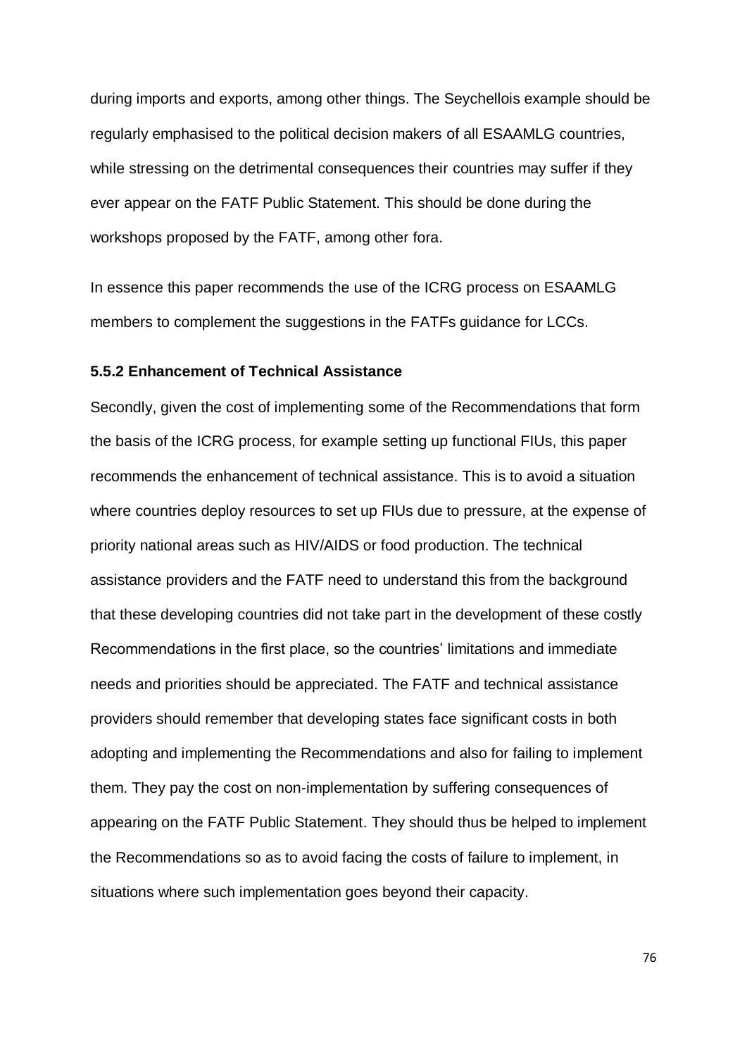during imports and exports, among other things. The Seychellois example should be regularly emphasised to the political decision makers of all ESAAMLG countries, while stressing on the detrimental consequences their countries may suffer if they ever appear on the FATF Public Statement. This should be done during the workshops proposed by the FATF, among other fora.

In essence this paper recommends the use of the ICRG process on ESAAMLG members to complement the suggestions in the FATFs guidance for LCCs.

#### 5.5.2 Enhancement of Technical Assistance

Secondly, given the cost of implementing some of the Recommendations that form the basis of the ICRG process, for example setting up functional FIUs, this paper recommends the enhancement of technical assistance. This is to avoid a situation where countries deploy resources to set up FIUs due to pressure, at the expense of priority national areas such as HIV/AIDS or food production. The technical assistance providers and the FATF need to understand this from the background that these developing countries did not take part in the development of these costly Recommendations in the first place, so the countries' limitations and immediate needs and priorities should be appreciated. The FATF and technical assistance providers should remember that developing states face significant costs in both adopting and implementing the Recommendations and also for failing to implement them. They pay the cost on non-implementation by suffering consequences of appearing on the FATF Public Statement. They should thus be helped to implement the Recommendations so as to avoid facing the costs of failure to implement, in situations where such implementation goes beyond their capacity.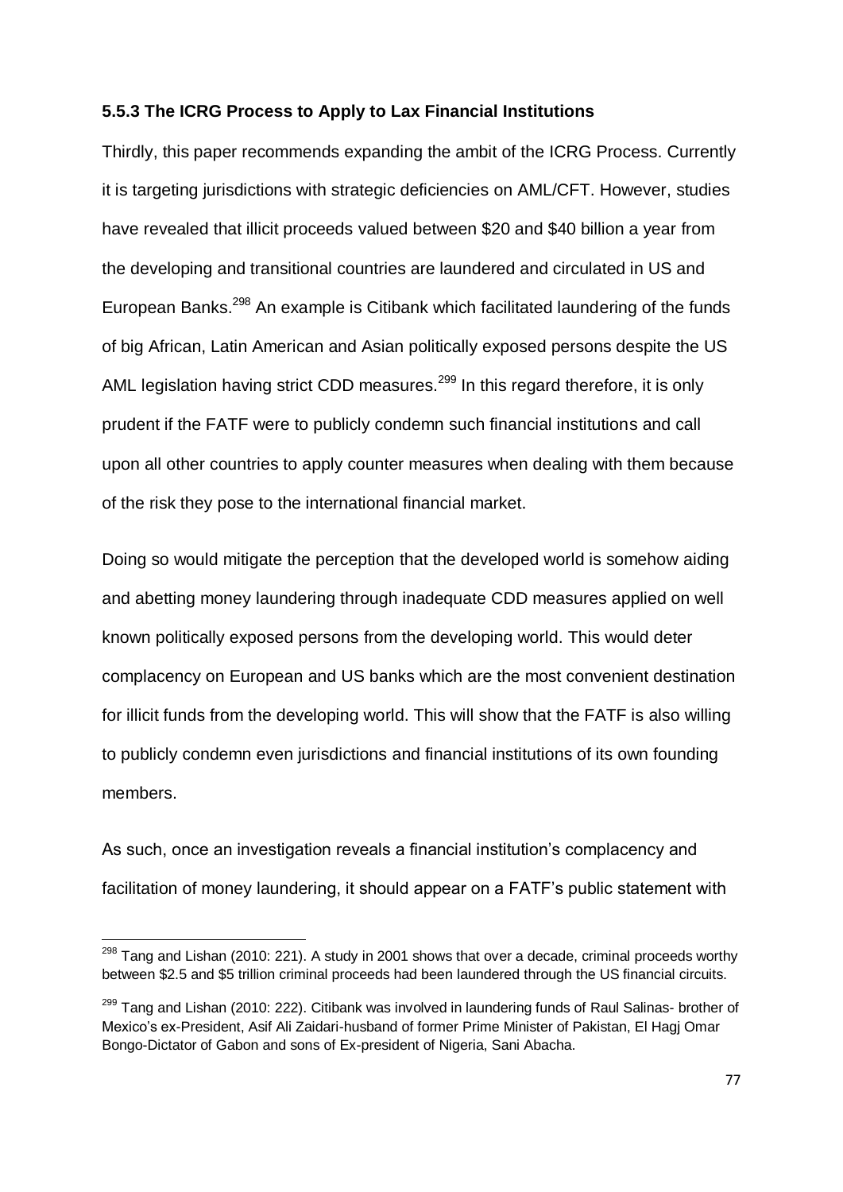### 5.5.3 The ICRG Process to Apply to Lax Financial Institutions

Thirdly, this paper recommends expanding the ambit of the ICRG Process. Currently it is targeting jurisdictions with strategic deficiencies on AML/CFT. However, studies have revealed that illicit proceeds valued between $20 and $40 billion a year from the developing and transitional countries are laundered and circulated in US and European Banks.[298] An example is Citibank which facilitated laundering of the funds of big African, Latin American and Asian politically exposed persons despite the US AML legislation having strict CDD measures.[299] In this regard therefore, it is only prudent if the FATF were to publicly condemn such financial institutions and call upon all other countries to apply counter measures when dealing with them because of the risk they pose to the international financial market.

Doing so would mitigate the perception that the developed world is somehow aiding and abetting money laundering through inadequate CDD measures applied on well known politically exposed persons from the developing world. This would deter complacency on European and US banks which are the most convenient destination for illicit funds from the developing world. This will show that the FATF is also willing to publicly condemn even jurisdictions and financial institutions of its own founding members.

As such, once an investigation reveals a financial institution's complacency and facilitation of money laundering, it should appear on a FATF's public statement with

---

[298] Tang and Lishan (2010: 221). A study in 2001 shows that over a decade, criminal proceeds worthy between $2.5 and $5 trillion criminal proceeds had been laundered through the US financial circuits.

[299] Tang and Lishan (2010: 222). Citibank was involved in laundering funds of Raul Salinas- brother of Mexico's ex-President, Asif Ali Zaidari-husband of former Prime Minister of Pakistan, El Hagj Omar Bongo-Dictator of Gabon and sons of Ex-president of Nigeria, Sani Abacha.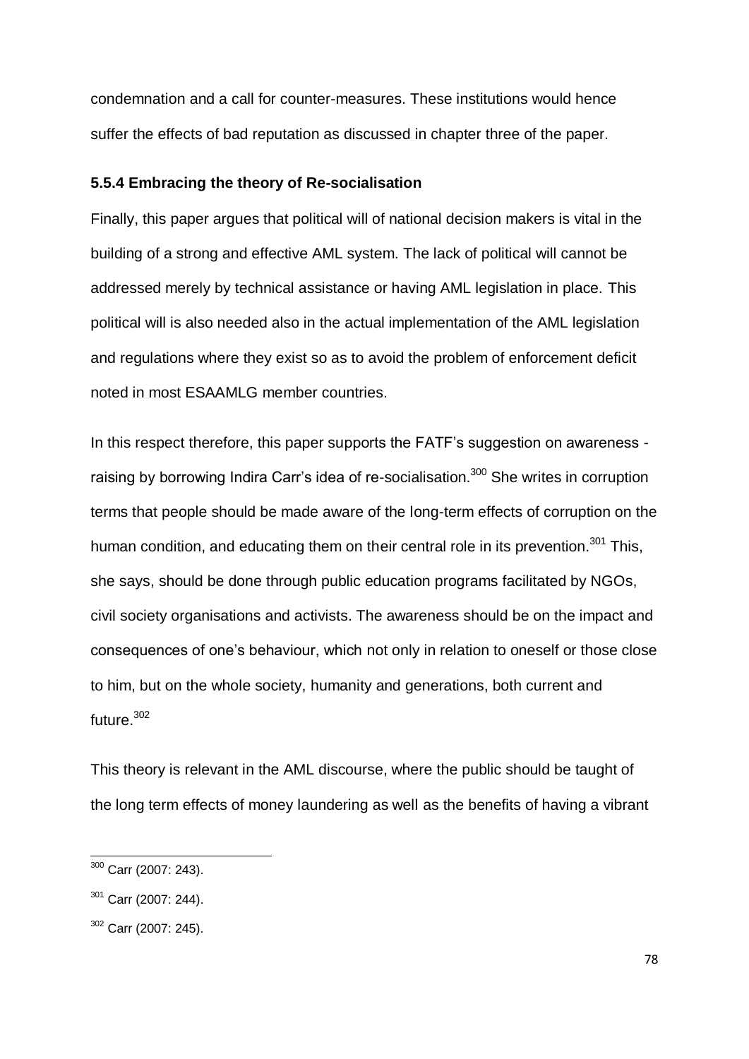condemnation and a call for counter-measures. These institutions would hence suffer the effects of bad reputation as discussed in chapter three of the paper.

### 5.5.4 Embracing the theory of Re-socialisation

Finally, this paper argues that political will of national decision makers is vital in the building of a strong and effective AML system. The lack of political will cannot be addressed merely by technical assistance or having AML legislation in place. This political will is also needed also in the actual implementation of the AML legislation and regulations where they exist so as to avoid the problem of enforcement deficit noted in most ESAAMLG member countries.

In this respect therefore, this paper supports the FATF's suggestion on awareness - raising by borrowing Indira Carr's idea of re-socialisation.[300] She writes in corruption terms that people should be made aware of the long-term effects of corruption on the human condition, and educating them on their central role in its prevention.[301] This, she says, should be done through public education programs facilitated by NGOs, civil society organisations and activists. The awareness should be on the impact and consequences of one's behaviour, which not only in relation to oneself or those close to him, but on the whole society, humanity and generations, both current and future.[302]

This theory is relevant in the AML discourse, where the public should be taught of the long term effects of money laundering as well as the benefits of having a vibrant

---

[300] Carr (2007: 243).

[301] Carr (2007: 244).

[302] Carr (2007: 245).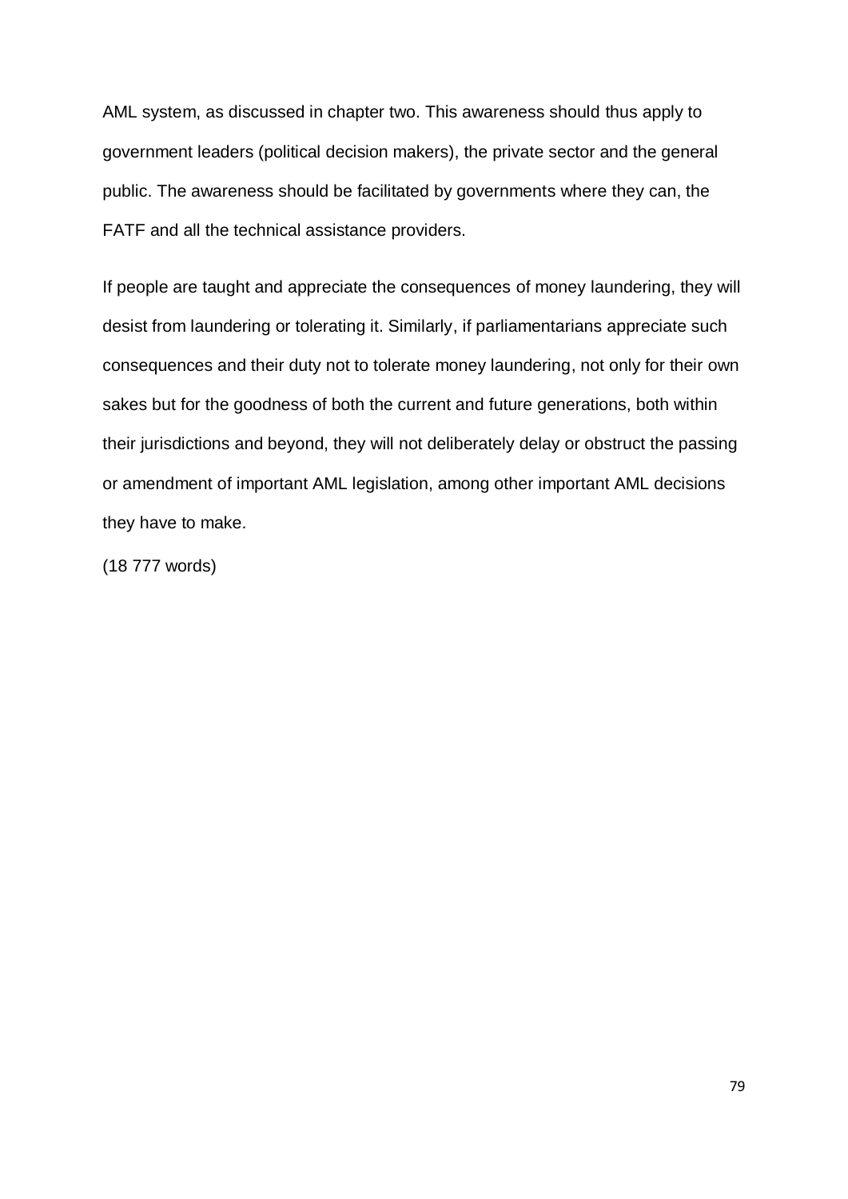AML system, as discussed in chapter two. This awareness should thus apply to government leaders (political decision makers), the private sector and the general public. The awareness should be facilitated by governments where they can, the FATF and all the technical assistance providers.

If people are taught and appreciate the consequences of money laundering, they will desist from laundering or tolerating it. Similarly, if parliamentarians appreciate such consequences and their duty not to tolerate money laundering, not only for their own sakes but for the goodness of both the current and future generations, both within their jurisdictions and beyond, they will not deliberately delay or obstruct the passing or amendment of important AML legislation, among other important AML decisions they have to make.

(18 777 words)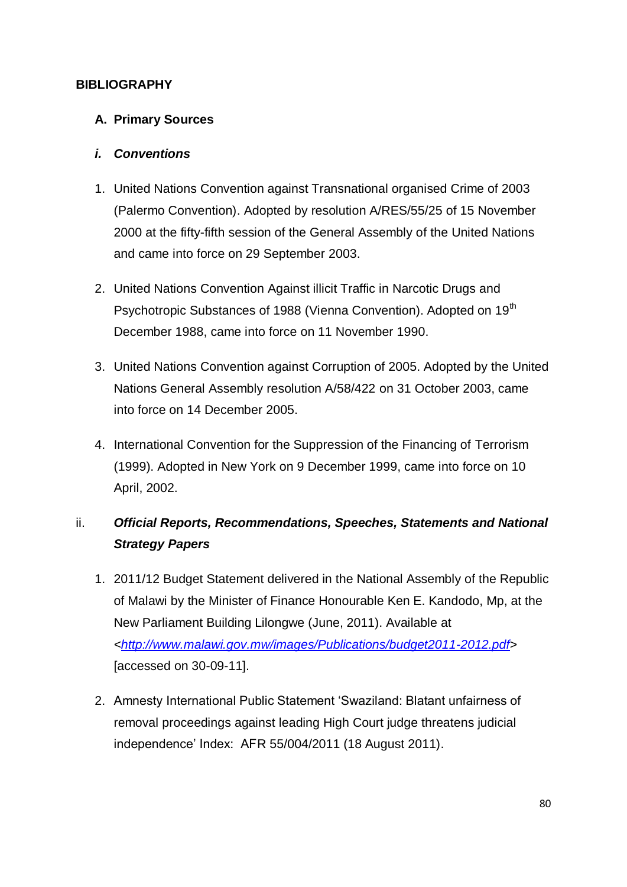## BIBLIOGRAPHY

### A. Primary Sources

#### *i. Conventions*

1. United Nations Convention against Transnational organised Crime of 2003 (Palermo Convention). Adopted by resolution A/RES/55/25 of 15 November 2000 at the fifty-fifth session of the General Assembly of the United Nations and came into force on 29 September 2003.

2. United Nations Convention Against illicit Traffic in Narcotic Drugs and Psychotropic Substances of 1988 (Vienna Convention). Adopted on 19th December 1988, came into force on 11 November 1990.

3. United Nations Convention against Corruption of 2005. Adopted by the United Nations General Assembly resolution A/58/422 on 31 October 2003, came into force on 14 December 2005.

4. International Convention for the Suppression of the Financing of Terrorism (1999). Adopted in New York on 9 December 1999, came into force on 10 April, 2002.

#### ii. *Official Reports, Recommendations, Speeches, Statements and National Strategy Papers*

1. 2011/12 Budget Statement delivered in the National Assembly of the Republic of Malawi by the Minister of Finance Honourable Ken E. Kandodo, Mp, at the New Parliament Building Lilongwe (June, 2011). Available at <*http://www.malawi.gov.mw/images/Publications/budget2011-2012.pdf*> [accessed on 30-09-11].

2. Amnesty International Public Statement 'Swaziland: Blatant unfairness of removal proceedings against leading High Court judge threatens judicial independence' Index: AFR 55/004/2011 (18 August 2011).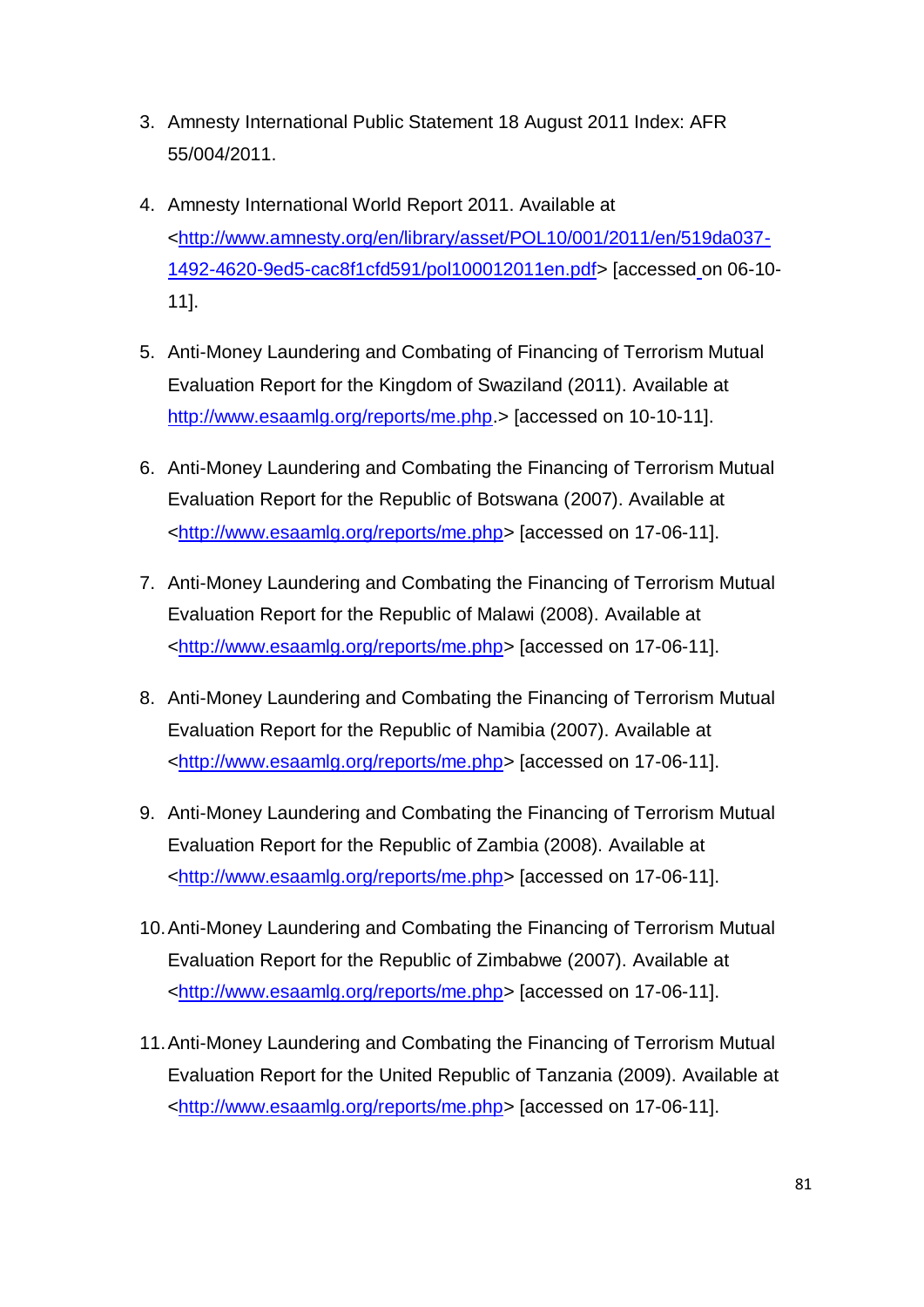3. Amnesty International Public Statement 18 August 2011 Index: AFR 55/004/2011.

4. Amnesty International World Report 2011. Available at <http://www.amnesty.org/en/library/asset/POL10/001/2011/en/519da037-1492-4620-9ed5-cac8f1cfd591/pol100012011en.pdf> [accessed on 06-10-11].

5. Anti-Money Laundering and Combating of Financing of Terrorism Mutual Evaluation Report for the Kingdom of Swaziland (2011). Available at http://www.esaamlg.org/reports/me.php.> [accessed on 10-10-11].

6. Anti-Money Laundering and Combating the Financing of Terrorism Mutual Evaluation Report for the Republic of Botswana (2007). Available at <http://www.esaamlg.org/reports/me.php> [accessed on 17-06-11].

7. Anti-Money Laundering and Combating the Financing of Terrorism Mutual Evaluation Report for the Republic of Malawi (2008). Available at <http://www.esaamlg.org/reports/me.php> [accessed on 17-06-11].

8. Anti-Money Laundering and Combating the Financing of Terrorism Mutual Evaluation Report for the Republic of Namibia (2007). Available at <http://www.esaamlg.org/reports/me.php> [accessed on 17-06-11].

9. Anti-Money Laundering and Combating the Financing of Terrorism Mutual Evaluation Report for the Republic of Zambia (2008). Available at <http://www.esaamlg.org/reports/me.php> [accessed on 17-06-11].

10. Anti-Money Laundering and Combating the Financing of Terrorism Mutual Evaluation Report for the Republic of Zimbabwe (2007). Available at <http://www.esaamlg.org/reports/me.php> [accessed on 17-06-11].

11. Anti-Money Laundering and Combating the Financing of Terrorism Mutual Evaluation Report for the United Republic of Tanzania (2009). Available at <http://www.esaamlg.org/reports/me.php> [accessed on 17-06-11].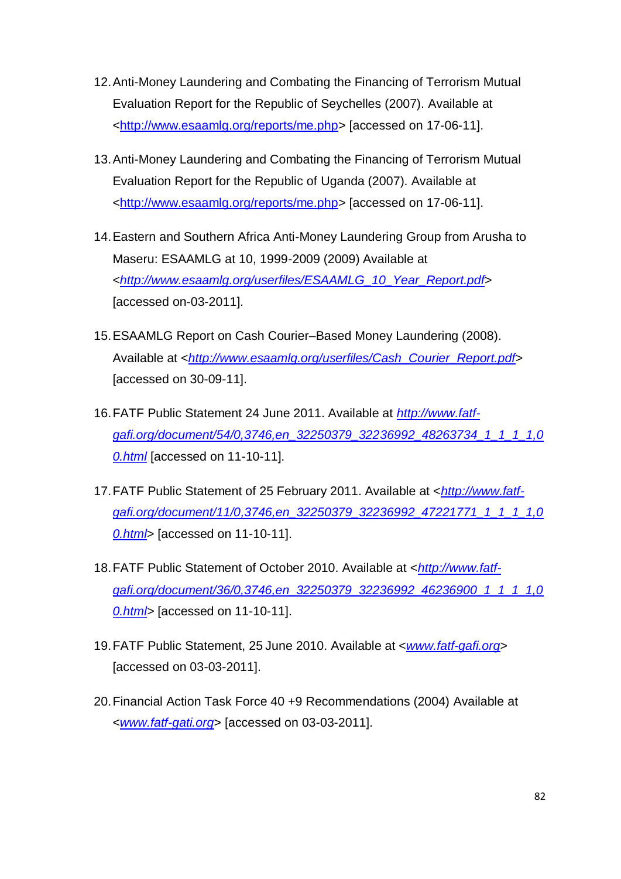12. Anti-Money Laundering and Combating the Financing of Terrorism Mutual Evaluation Report for the Republic of Seychelles (2007). Available at <http://www.esaamlg.org/reports/me.php> [accessed on 17-06-11].

13. Anti-Money Laundering and Combating the Financing of Terrorism Mutual Evaluation Report for the Republic of Uganda (2007). Available at <http://www.esaamlg.org/reports/me.php> [accessed on 17-06-11].

14. Eastern and Southern Africa Anti-Money Laundering Group from Arusha to Maseru: ESAAMLG at 10, 1999-2009 (2009) Available at <*http://www.esaamlg.org/userfiles/ESAAMLG_10_Year_Report.pdf*> [accessed on-03-2011].

15. ESAAMLG Report on Cash Courier–Based Money Laundering (2008). Available at <*http://www.esaamlg.org/userfiles/Cash_Courier_Report.pdf*> [accessed on 30-09-11].

16. FATF Public Statement 24 June 2011. Available at *http://www.fatf-gafi.org/document/54/0,3746,en_32250379_32236992_48263734_1_1_1_1,00.html* [accessed on 11-10-11].

17. FATF Public Statement of 25 February 2011. Available at <*http://www.fatf-gafi.org/document/11/0,3746,en_32250379_32236992_47221771_1_1_1_1,00.html*> [accessed on 11-10-11].

18. FATF Public Statement of October 2010. Available at <*http://www.fatf-gafi.org/document/36/0,3746,en_32250379_32236992_46236900_1_1_1_1,00.html*> [accessed on 11-10-11].

19. FATF Public Statement, 25 June 2010. Available at <*www.fatf-gafi.org*> [accessed on 03-03-2011].

20. Financial Action Task Force 40 +9 Recommendations (2004) Available at <*www.fatf-gati.org*> [accessed on 03-03-2011].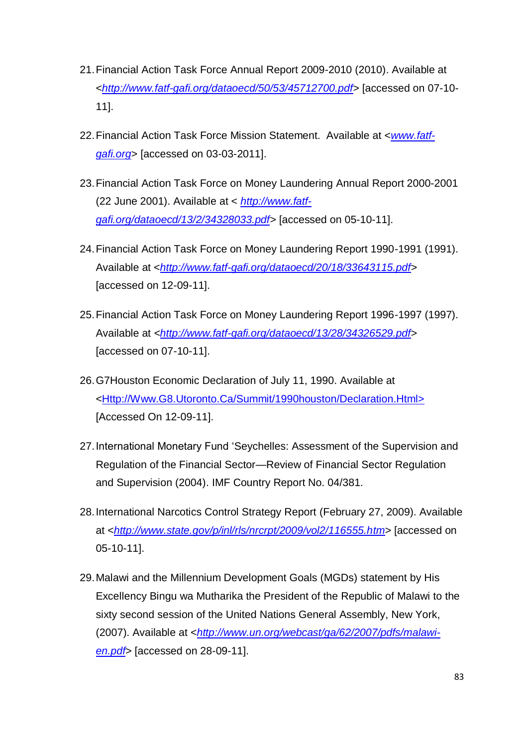21. Financial Action Task Force Annual Report 2009-2010 (2010). Available at <*http://www.fatf-gafi.org/dataoecd/50/53/45712700.pdf*> [accessed on 07-10-11].

22. Financial Action Task Force Mission Statement. Available at <*www.fatf-gafi.org*> [accessed on 03-03-2011].

23. Financial Action Task Force on Money Laundering Annual Report 2000-2001 (22 June 2001). Available at < *http://www.fatf-gafi.org/dataoecd/13/2/34328033.pdf*> [accessed on 05-10-11].

24. Financial Action Task Force on Money Laundering Report 1990-1991 (1991). Available at <*http://www.fatf-gafi.org/dataoecd/20/18/33643115.pdf*> [accessed on 12-09-11].

25. Financial Action Task Force on Money Laundering Report 1996-1997 (1997). Available at <*http://www.fatf-gafi.org/dataoecd/13/28/34326529.pdf*> [accessed on 07-10-11].

26. G7Houston Economic Declaration of July 11, 1990. Available at <Http://Www.G8.Utoronto.Ca/Summit/1990houston/Declaration.Html> [Accessed On 12-09-11].

27. International Monetary Fund 'Seychelles: Assessment of the Supervision and Regulation of the Financial Sector—Review of Financial Sector Regulation and Supervision (2004). IMF Country Report No. 04/381.

28. International Narcotics Control Strategy Report (February 27, 2009). Available at <*http://www.state.gov/p/inl/rls/nrcrpt/2009/vol2/116555.htm*> [accessed on 05-10-11].

29. Malawi and the Millennium Development Goals (MGDs) statement by His Excellency Bingu wa Mutharika the President of the Republic of Malawi to the sixty second session of the United Nations General Assembly, New York, (2007). Available at <*http://www.un.org/webcast/ga/62/2007/pdfs/malawi-en.pdf*> [accessed on 28-09-11].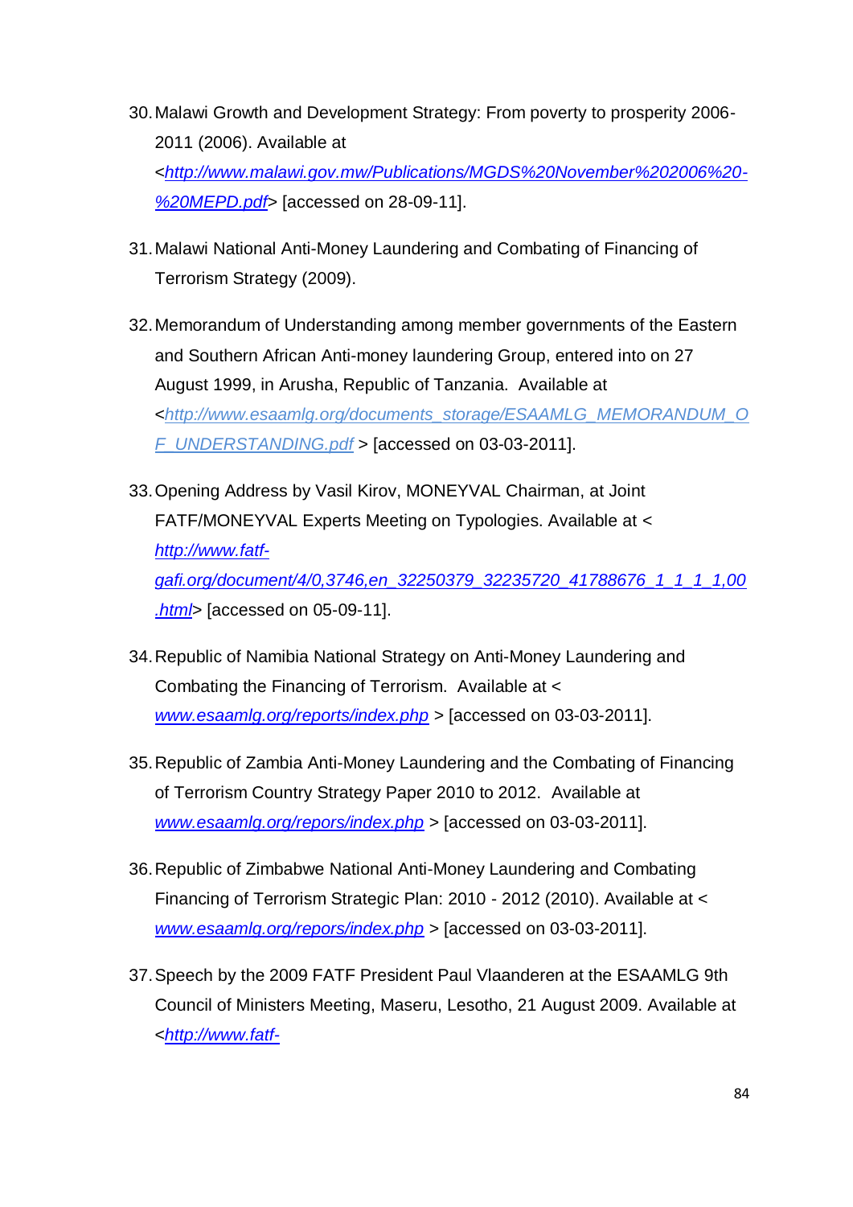30. Malawi Growth and Development Strategy: From poverty to prosperity 2006-2011 (2006). Available at <http://www.malawi.gov.mw/Publications/MGDS%20November%202006%20-%20MEPD.pdf> [accessed on 28-09-11].

31. Malawi National Anti-Money Laundering and Combating of Financing of Terrorism Strategy (2009).

32. Memorandum of Understanding among member governments of the Eastern and Southern African Anti-money laundering Group, entered into on 27 August 1999, in Arusha, Republic of Tanzania. Available at <http://www.esaamlg.org/documents_storage/ESAAMLG_MEMORANDUM_OF_UNDERSTANDING.pdf > [accessed on 03-03-2011].

33. Opening Address by Vasil Kirov, MONEYVAL Chairman, at Joint FATF/MONEYVAL Experts Meeting on Typologies. Available at < http://www.fatf-gafi.org/document/4/0,3746,en_32250379_32235720_41788676_1_1_1_1,00.html> [accessed on 05-09-11].

34. Republic of Namibia National Strategy on Anti-Money Laundering and Combating the Financing of Terrorism. Available at < www.esaamlg.org/reports/index.php > [accessed on 03-03-2011].

35. Republic of Zambia Anti-Money Laundering and the Combating of Financing of Terrorism Country Strategy Paper 2010 to 2012. Available at www.esaamlg.org/repors/index.php > [accessed on 03-03-2011].

36. Republic of Zimbabwe National Anti-Money Laundering and Combating Financing of Terrorism Strategic Plan: 2010 - 2012 (2010). Available at < www.esaamlg.org/repors/index.php > [accessed on 03-03-2011].

37. Speech by the 2009 FATF President Paul Vlaanderen at the ESAAMLG 9th Council of Ministers Meeting, Maseru, Lesotho, 21 August 2009. Available at <http://www.fatf-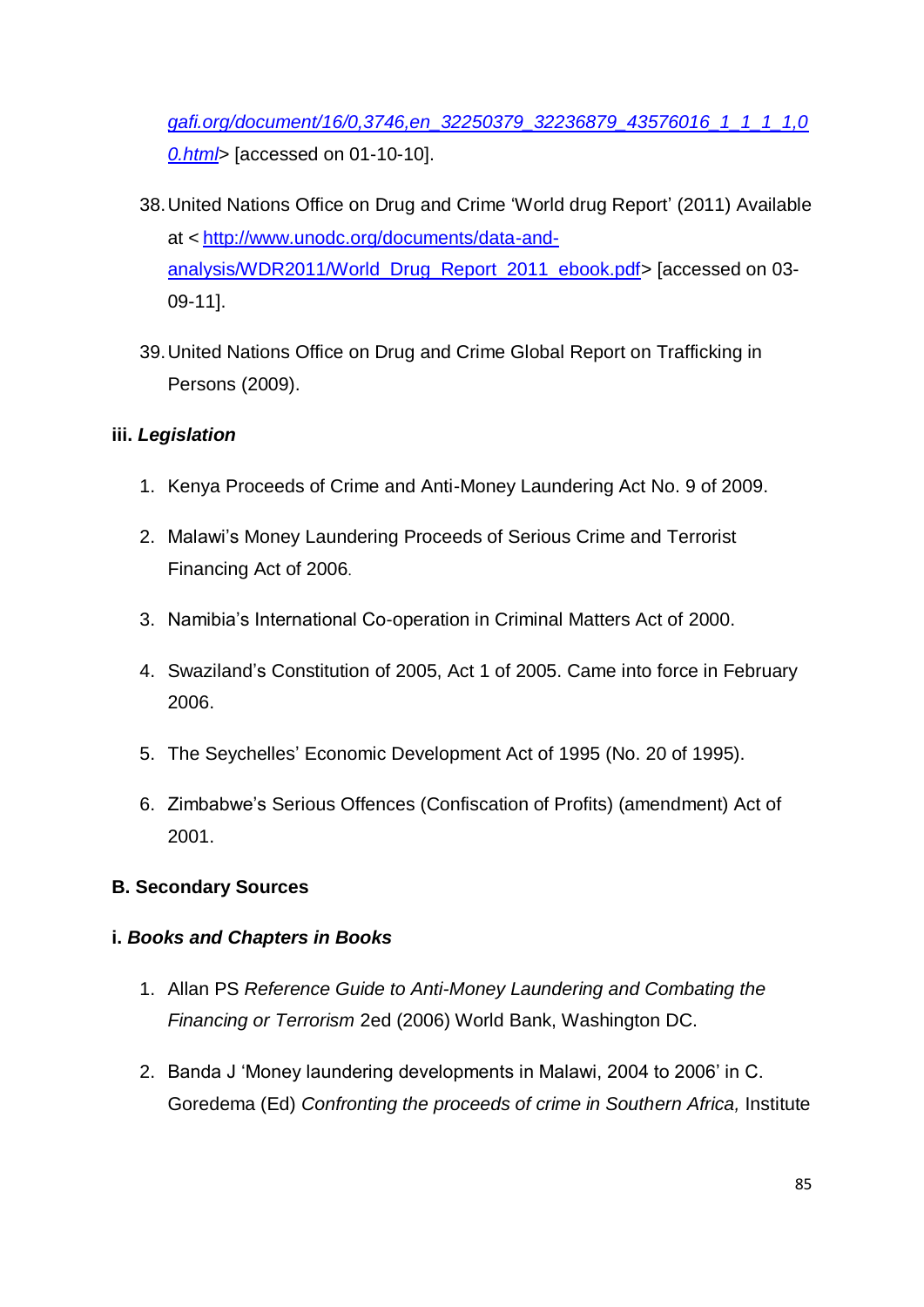gafi.org/document/16/0,3746,en_32250379_32236879_43576016_1_1_1_1,00.html> [accessed on 01-10-10].

38. United Nations Office on Drug and Crime 'World drug Report' (2011) Available at < http://www.unodc.org/documents/data-and-analysis/WDR2011/World_Drug_Report_2011_ebook.pdf> [accessed on 03-09-11].

39. United Nations Office on Drug and Crime Global Report on Trafficking in Persons (2009).

### iii. *Legislation*

1. Kenya Proceeds of Crime and Anti-Money Laundering Act No. 9 of 2009.

2. Malawi's Money Laundering Proceeds of Serious Crime and Terrorist Financing Act of 2006.

3. Namibia's International Co-operation in Criminal Matters Act of 2000.

4. Swaziland's Constitution of 2005, Act 1 of 2005. Came into force in February 2006.

5. The Seychelles' Economic Development Act of 1995 (No. 20 of 1995).

6. Zimbabwe's Serious Offences (Confiscation of Profits) (amendment) Act of 2001.

## B. Secondary Sources

### i. *Books and Chapters in Books*

1. Allan PS *Reference Guide to Anti-Money Laundering and Combating the Financing or Terrorism* 2ed (2006) World Bank, Washington DC.

2. Banda J 'Money laundering developments in Malawi, 2004 to 2006' in C. Goredema (Ed) *Confronting the proceeds of crime in Southern Africa,* Institute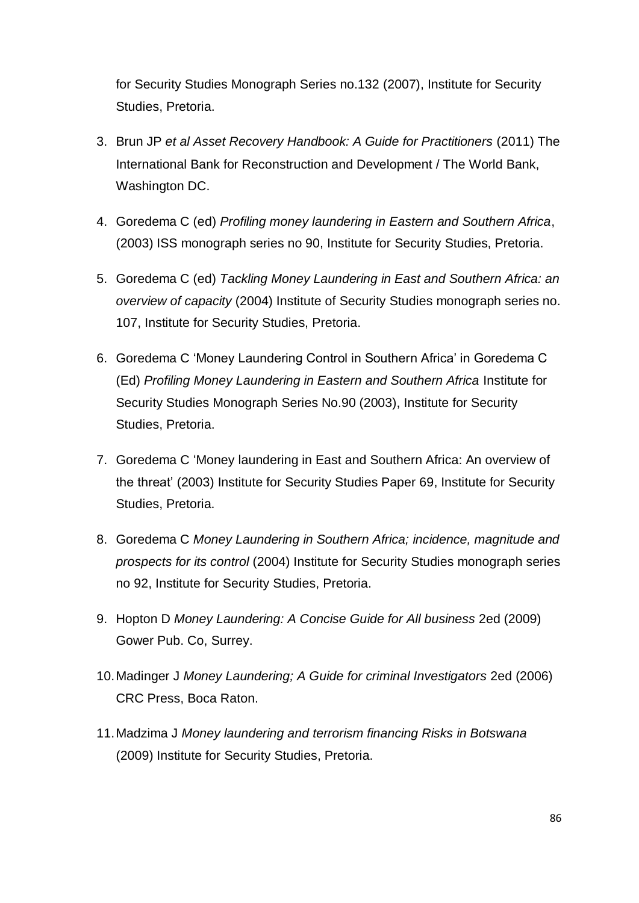for Security Studies Monograph Series no.132 (2007), Institute for Security Studies, Pretoria.

3. Brun JP *et al Asset Recovery Handbook: A Guide for Practitioners* (2011) The International Bank for Reconstruction and Development / The World Bank, Washington DC.

4. Goredema C (ed) *Profiling money laundering in Eastern and Southern Africa*, (2003) ISS monograph series no 90, Institute for Security Studies, Pretoria.

5. Goredema C (ed) *Tackling Money Laundering in East and Southern Africa: an overview of capacity* (2004) Institute of Security Studies monograph series no. 107, Institute for Security Studies, Pretoria.

6. Goredema C 'Money Laundering Control in Southern Africa' in Goredema C (Ed) *Profiling Money Laundering in Eastern and Southern Africa* Institute for Security Studies Monograph Series No.90 (2003), Institute for Security Studies, Pretoria.

7. Goredema C 'Money laundering in East and Southern Africa: An overview of the threat' (2003) Institute for Security Studies Paper 69, Institute for Security Studies, Pretoria.

8. Goredema C *Money Laundering in Southern Africa; incidence, magnitude and prospects for its control* (2004) Institute for Security Studies monograph series no 92, Institute for Security Studies, Pretoria.

9. Hopton D *Money Laundering: A Concise Guide for All business* 2ed (2009) Gower Pub. Co, Surrey.

10. Madinger J *Money Laundering; A Guide for criminal Investigators* 2ed (2006) CRC Press, Boca Raton.

11. Madzima J *Money laundering and terrorism financing Risks in Botswana* (2009) Institute for Security Studies, Pretoria.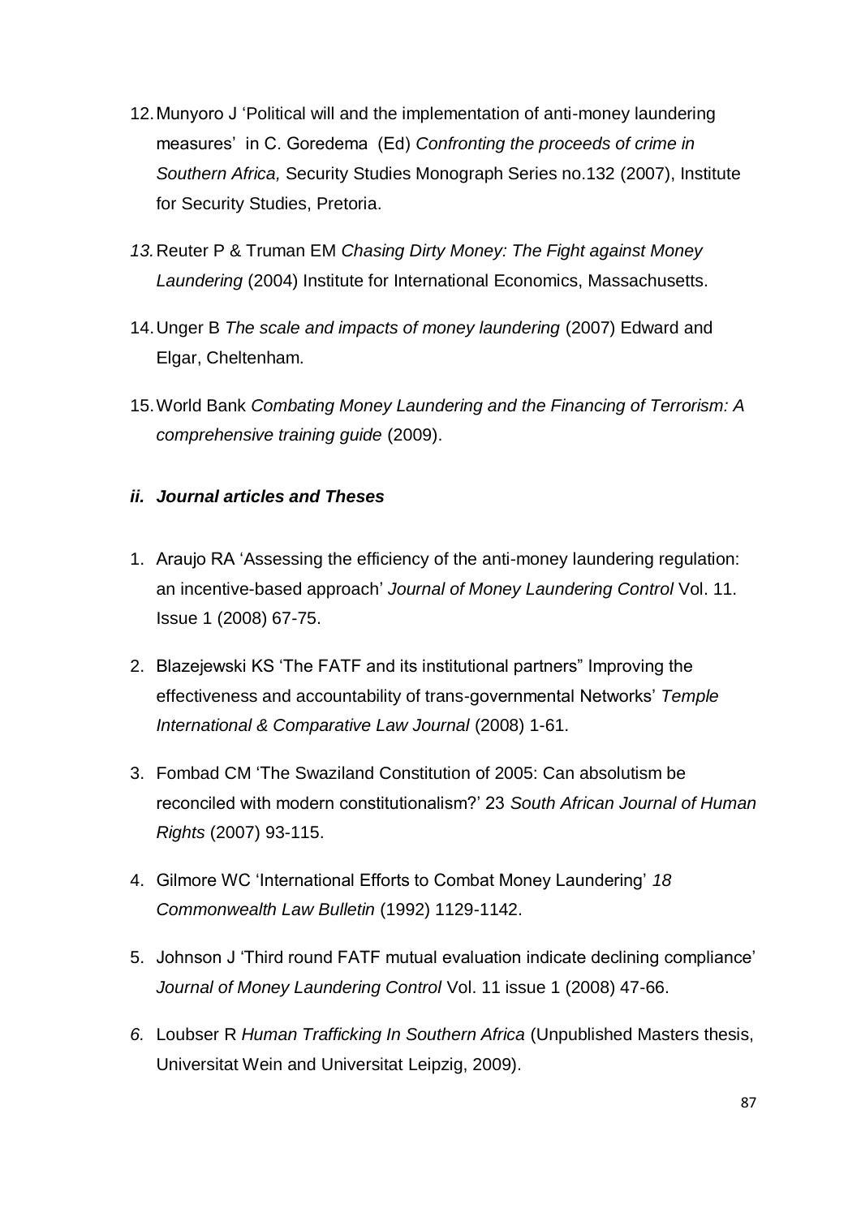12. Munyoro J 'Political will and the implementation of anti-money laundering measures' in C. Goredema (Ed) *Confronting the proceeds of crime in Southern Africa,* Security Studies Monograph Series no.132 (2007), Institute for Security Studies, Pretoria.
13. Reuter P & Truman EM *Chasing Dirty Money: The Fight against Money Laundering* (2004) Institute for International Economics, Massachusetts.
14. Unger B *The scale and impacts of money laundering* (2007) Edward and Elgar, Cheltenham.
15. World Bank *Combating Money Laundering and the Financing of Terrorism: A comprehensive training guide* (2009).

### *ii. Journal articles and Theses*

1. Araujo RA 'Assessing the efficiency of the anti-money laundering regulation: an incentive-based approach' *Journal of Money Laundering Control* Vol. 11. Issue 1 (2008) 67-75.
2. Blazejewski KS 'The FATF and its institutional partners" Improving the effectiveness and accountability of trans-governmental Networks' *Temple International & Comparative Law Journal* (2008) 1-61.
3. Fombad CM 'The Swaziland Constitution of 2005: Can absolutism be reconciled with modern constitutionalism?' 23 *South African Journal of Human Rights* (2007) 93-115.
4. Gilmore WC 'International Efforts to Combat Money Laundering' *18 Commonwealth Law Bulletin* (1992) 1129-1142.
5. Johnson J 'Third round FATF mutual evaluation indicate declining compliance' *Journal of Money Laundering Control* Vol. 11 issue 1 (2008) 47-66.
6. Loubser R *Human Trafficking In Southern Africa* (Unpublished Masters thesis, Universitat Wein and Universitat Leipzig, 2009).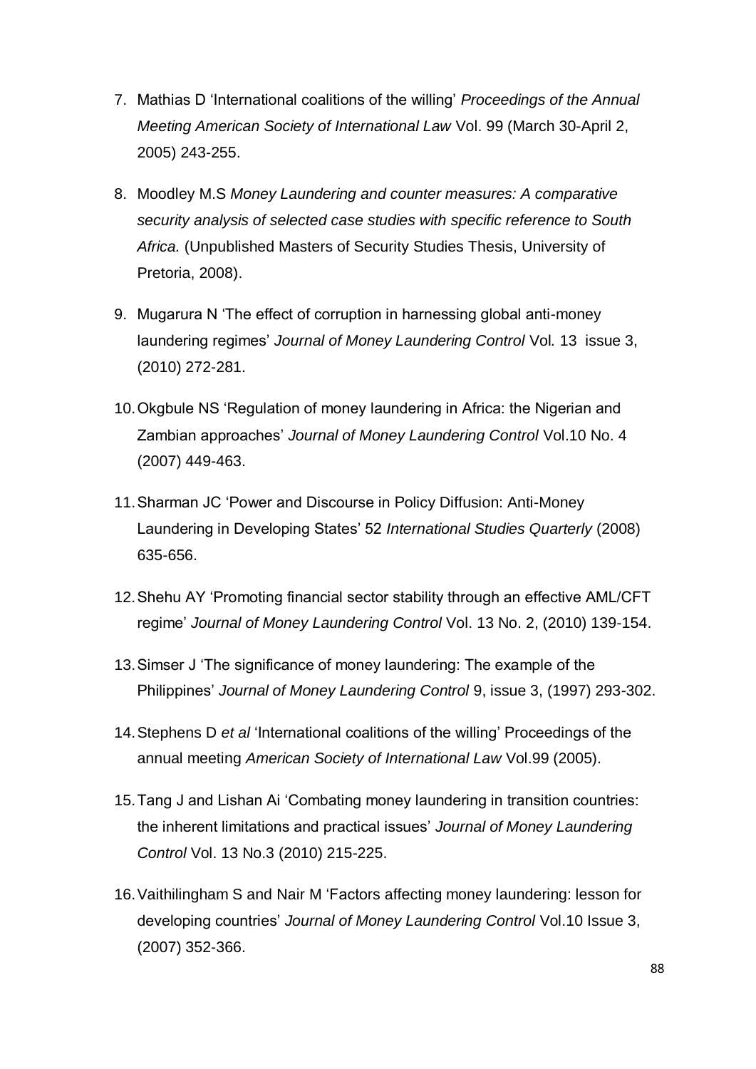7. Mathias D 'International coalitions of the willing' *Proceedings of the Annual Meeting American Society of International Law* Vol. 99 (March 30-April 2, 2005) 243-255.

8. Moodley M.S *Money Laundering and counter measures: A comparative security analysis of selected case studies with specific reference to South Africa.* (Unpublished Masters of Security Studies Thesis, University of Pretoria, 2008).

9. Mugarura N 'The effect of corruption in harnessing global anti-money laundering regimes' *Journal of Money Laundering Control* Vol. 13 issue 3, (2010) 272-281.

10. Okgbule NS 'Regulation of money laundering in Africa: the Nigerian and Zambian approaches' *Journal of Money Laundering Control* Vol.10 No. 4 (2007) 449-463.

11. Sharman JC 'Power and Discourse in Policy Diffusion: Anti-Money Laundering in Developing States' 52 *International Studies Quarterly* (2008) 635-656.

12. Shehu AY 'Promoting financial sector stability through an effective AML/CFT regime' *Journal of Money Laundering Control* Vol. 13 No. 2, (2010) 139-154.

13. Simser J 'The significance of money laundering: The example of the Philippines' *Journal of Money Laundering Control* 9, issue 3, (1997) 293-302.

14. Stephens D *et al* 'International coalitions of the willing' Proceedings of the annual meeting *American Society of International Law* Vol.99 (2005).

15. Tang J and Lishan Ai 'Combating money laundering in transition countries: the inherent limitations and practical issues' *Journal of Money Laundering Control* Vol. 13 No.3 (2010) 215-225.

16. Vaithilingham S and Nair M 'Factors affecting money laundering: lesson for developing countries' *Journal of Money Laundering Control* Vol.10 Issue 3, (2007) 352-366.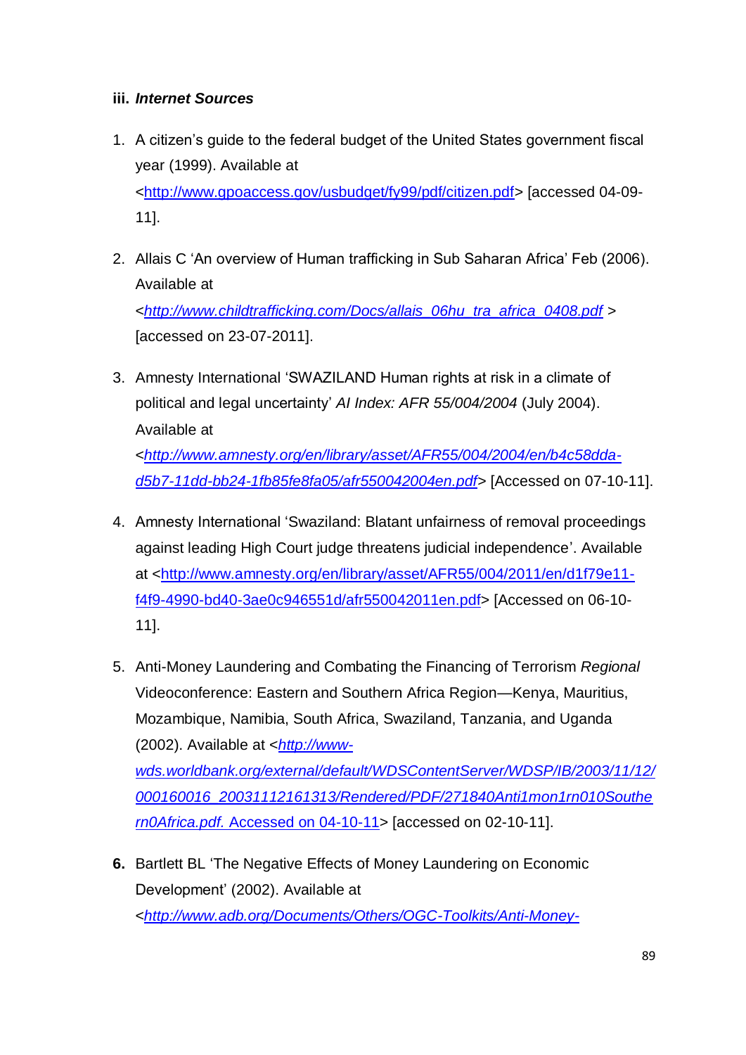**iii. *Internet Sources***

1. A citizen's guide to the federal budget of the United States government fiscal year (1999). Available at <http://www.gpoaccess.gov/usbudget/fy99/pdf/citizen.pdf> [accessed 04-09-11].

2. Allais C 'An overview of Human trafficking in Sub Saharan Africa' Feb (2006). Available at <*http://www.childtrafficking.com/Docs/allais_06hu_tra_africa_0408.pdf* > [accessed on 23-07-2011].

3. Amnesty International 'SWAZILAND Human rights at risk in a climate of political and legal uncertainty' *AI Index: AFR 55/004/2004* (July 2004). Available at <*http://www.amnesty.org/en/library/asset/AFR55/004/2004/en/b4c58dda-d5b7-11dd-bb24-1fb85fe8fa05/afr550042004en.pdf*> [Accessed on 07-10-11].

4. Amnesty International 'Swaziland: Blatant unfairness of removal proceedings against leading High Court judge threatens judicial independence'. Available at <http://www.amnesty.org/en/library/asset/AFR55/004/2011/en/d1f79e11-f4f9-4990-bd40-3ae0c946551d/afr550042011en.pdf> [Accessed on 06-10-11].

5. Anti-Money Laundering and Combating the Financing of Terrorism *Regional* Videoconference: Eastern and Southern Africa Region—Kenya, Mauritius, Mozambique, Namibia, South Africa, Swaziland, Tanzania, and Uganda (2002). Available at <*http://www-wds.worldbank.org/external/default/WDSContentServer/WDSP/IB/2003/11/12/000160016_20031112161313/Rendered/PDF/271840Anti1mon1rn010Southern0Africa.pdf.* Accessed on 04-10-11> [accessed on 02-10-11].

6. Bartlett BL 'The Negative Effects of Money Laundering on Economic Development' (2002). Available at <*http://www.adb.org/Documents/Others/OGC-Toolkits/Anti-Money-*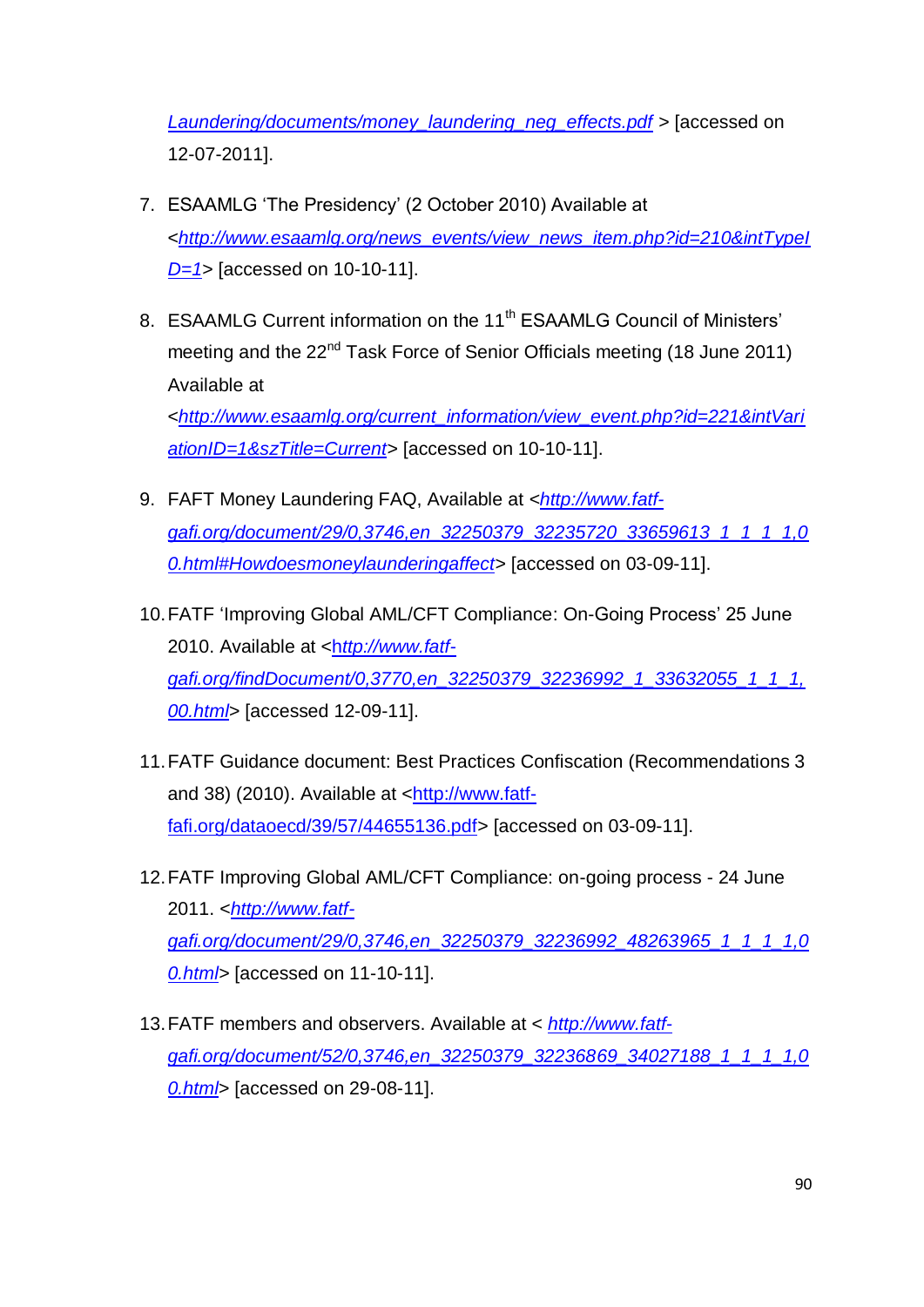Laundering/documents/money_laundering_neg_effects.pdf > [accessed on 12-07-2011].

7. ESAAMLG 'The Presidency' (2 October 2010) Available at <http://www.esaamlg.org/news_events/view_news_item.php?id=210&intTypeID=1> [accessed on 10-10-11].

8. ESAAMLG Current information on the 11th ESAAMLG Council of Ministers' meeting and the 22nd Task Force of Senior Officials meeting (18 June 2011) Available at <http://www.esaamlg.org/current_information/view_event.php?id=221&intVariationID=1&szTitle=Current> [accessed on 10-10-11].

9. FAFT Money Laundering FAQ, Available at <http://www.fatf-gafi.org/document/29/0,3746,en_32250379_32235720_33659613_1_1_1_1,00.html#Howdoesmoneylaunderingaffect> [accessed on 03-09-11].

10. FATF 'Improving Global AML/CFT Compliance: On-Going Process' 25 June 2010. Available at <http://www.fatf-gafi.org/findDocument/0,3770,en_32250379_32236992_1_33632055_1_1_1,00.html> [accessed 12-09-11].

11. FATF Guidance document: Best Practices Confiscation (Recommendations 3 and 38) (2010). Available at <http://www.fatf-fafi.org/dataoecd/39/57/44655136.pdf> [accessed on 03-09-11].

12. FATF Improving Global AML/CFT Compliance: on-going process - 24 June 2011. <http://www.fatf-gafi.org/document/29/0,3746,en_32250379_32236992_48263965_1_1_1_1,00.html> [accessed on 11-10-11].

13. FATF members and observers. Available at < http://www.fatf-gafi.org/document/52/0,3746,en_32250379_32236869_34027188_1_1_1_1,00.html> [accessed on 29-08-11].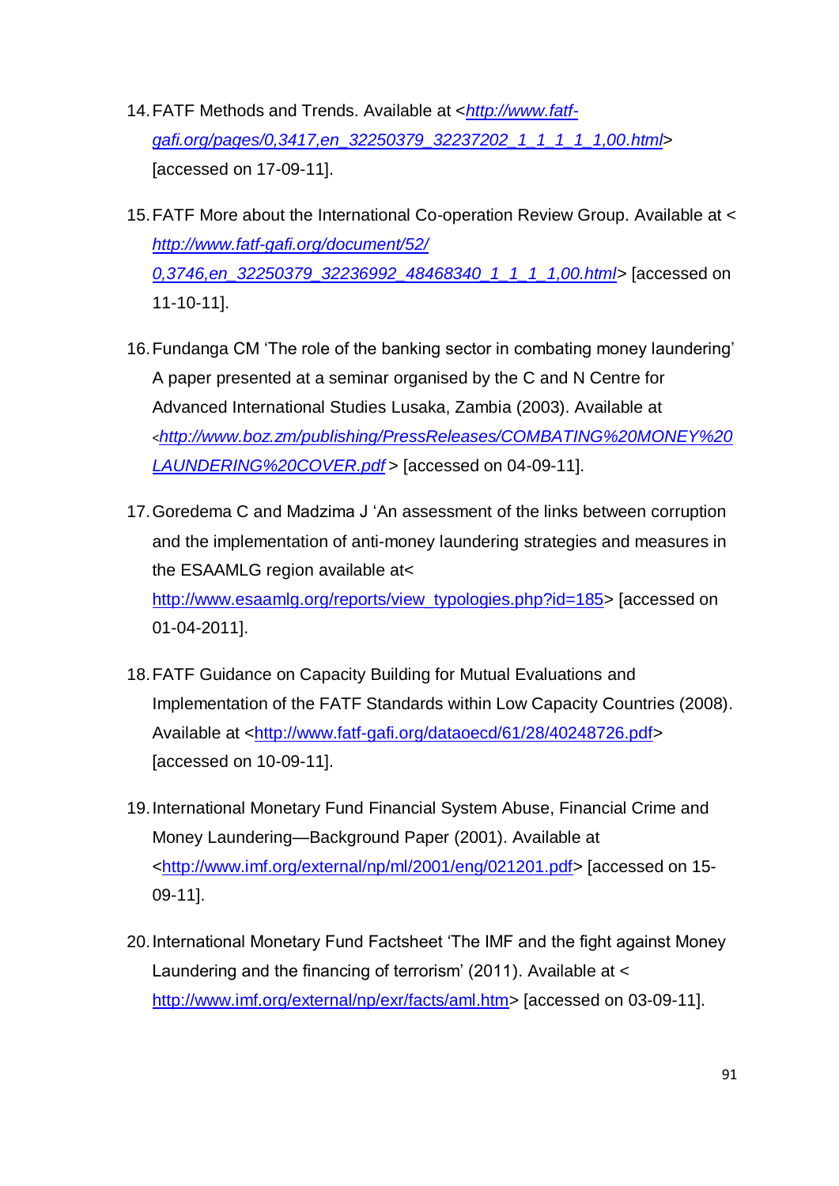14. FATF Methods and Trends. Available at <*http://www.fatf-gafi.org/pages/0,3417,en_32250379_32237202_1_1_1_1_1,00.html*> [accessed on 17-09-11].

15. FATF More about the International Co-operation Review Group. Available at < *http://www.fatf-gafi.org/document/52/0,3746,en_32250379_32236992_48468340_1_1_1_1,00.html*> [accessed on 11-10-11].

16. Fundanga CM 'The role of the banking sector in combating money laundering' A paper presented at a seminar organised by the C and N Centre for Advanced International Studies Lusaka, Zambia (2003). Available at <*http://www.boz.zm/publishing/PressReleases/COMBATING%20MONEY%20LAUNDERING%20COVER.pdf*> [accessed on 04-09-11].

17. Goredema C and Madzima J 'An assessment of the links between corruption and the implementation of anti-money laundering strategies and measures in the ESAAMLG region available at< http://www.esaamlg.org/reports/view_typologies.php?id=185> [accessed on 01-04-2011].

18. FATF Guidance on Capacity Building for Mutual Evaluations and Implementation of the FATF Standards within Low Capacity Countries (2008). Available at <http://www.fatf-gafi.org/dataoecd/61/28/40248726.pdf> [accessed on 10-09-11].

19. International Monetary Fund Financial System Abuse, Financial Crime and Money Laundering—Background Paper (2001). Available at <http://www.imf.org/external/np/ml/2001/eng/021201.pdf> [accessed on 15-09-11].

20. International Monetary Fund Factsheet 'The IMF and the fight against Money Laundering and the financing of terrorism' (2011). Available at < http://www.imf.org/external/np/exr/facts/aml.htm> [accessed on 03-09-11].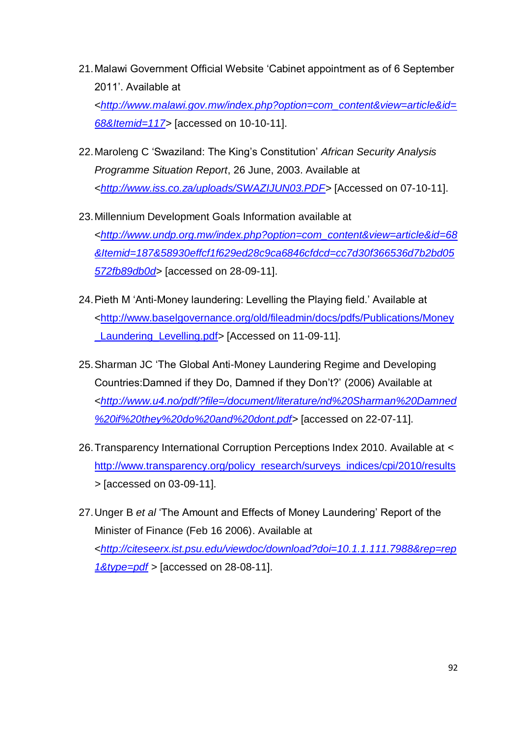21. Malawi Government Official Website 'Cabinet appointment as of 6 September 2011'. Available at <*http://www.malawi.gov.mw/index.php?option=com_content&view=article&id=68&Itemid=117*> [accessed on 10-10-11].

22. Maroleng C 'Swaziland: The King's Constitution' *African Security Analysis Programme Situation Report*, 26 June, 2003. Available at <*http://www.iss.co.za/uploads/SWAZIJUN03.PDF*> [Accessed on 07-10-11].

23. Millennium Development Goals Information available at <*http://www.undp.org.mw/index.php?option=com_content&view=article&id=68&Itemid=187&58930effcf1f629ed28c9ca6846cfdcd=cc7d30f366536d7b2bd05572fb89db0d*> [accessed on 28-09-11].

24. Pieth M 'Anti-Money laundering: Levelling the Playing field.' Available at <http://www.baselgovernance.org/old/fileadmin/docs/pdfs/Publications/Money_Laundering_Levelling.pdf> [Accessed on 11-09-11].

25. Sharman JC 'The Global Anti-Money Laundering Regime and Developing Countries:Damned if they Do, Damned if they Don't?' (2006) Available at <*http://www.u4.no/pdf/?file=/document/literature/nd%20Sharman%20Damned%20if%20they%20do%20and%20dont.pdf*> [accessed on 22-07-11].

26. Transparency International Corruption Perceptions Index 2010. Available at < http://www.transparency.org/policy_research/surveys_indices/cpi/2010/results > [accessed on 03-09-11].

27. Unger B *et al* 'The Amount and Effects of Money Laundering' Report of the Minister of Finance (Feb 16 2006). Available at <*http://citeseerx.ist.psu.edu/viewdoc/download?doi=10.1.1.111.7988&rep=rep1&type=pdf* > [accessed on 28-08-11].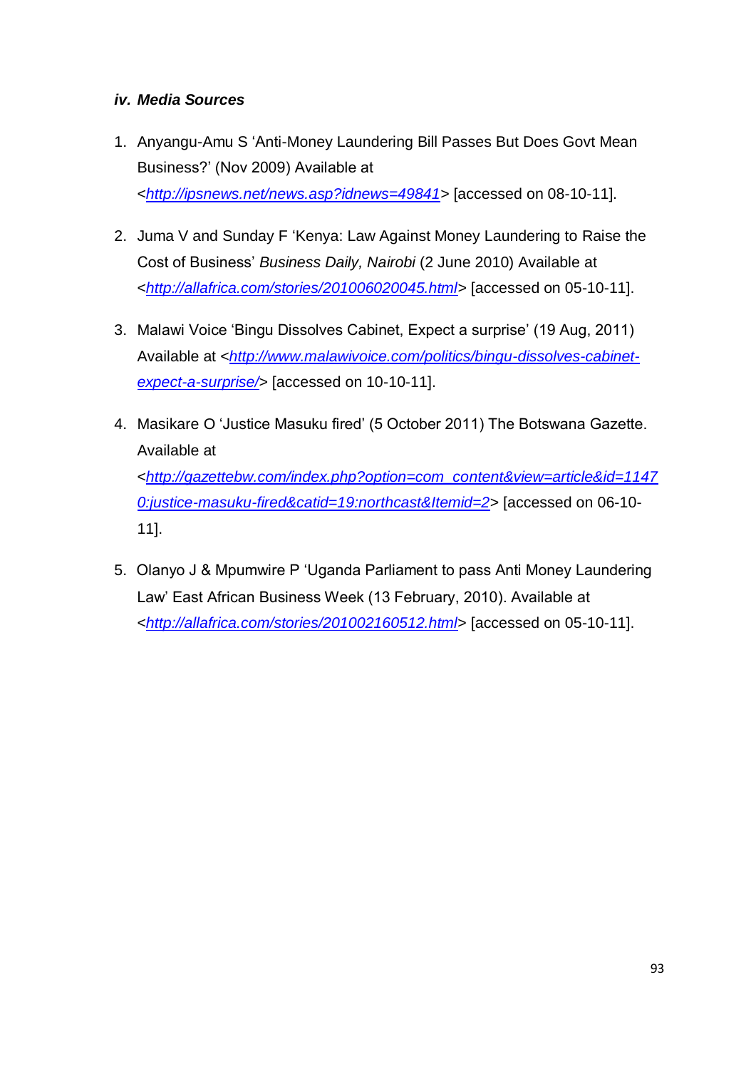### *iv. Media Sources*

1. Anyangu-Amu S 'Anti-Money Laundering Bill Passes But Does Govt Mean Business?' (Nov 2009) Available at <http://ipsnews.net/news.asp?idnews=49841> [accessed on 08-10-11].

2. Juma V and Sunday F 'Kenya: Law Against Money Laundering to Raise the Cost of Business' *Business Daily, Nairobi* (2 June 2010) Available at <http://allafrica.com/stories/201006020045.html> [accessed on 05-10-11].

3. Malawi Voice 'Bingu Dissolves Cabinet, Expect a surprise' (19 Aug, 2011) Available at <http://www.malawivoice.com/politics/bingu-dissolves-cabinet-expect-a-surprise/> [accessed on 10-10-11].

4. Masikare O 'Justice Masuku fired' (5 October 2011) The Botswana Gazette. Available at <http://gazettebw.com/index.php?option=com_content&view=article&id=11470:justice-masuku-fired&catid=19:northcast&Itemid=2> [accessed on 06-10-11].

5. Olanyo J & Mpumwire P 'Uganda Parliament to pass Anti Money Laundering Law' East African Business Week (13 February, 2010). Available at <http://allafrica.com/stories/201002160512.html> [accessed on 05-10-11].